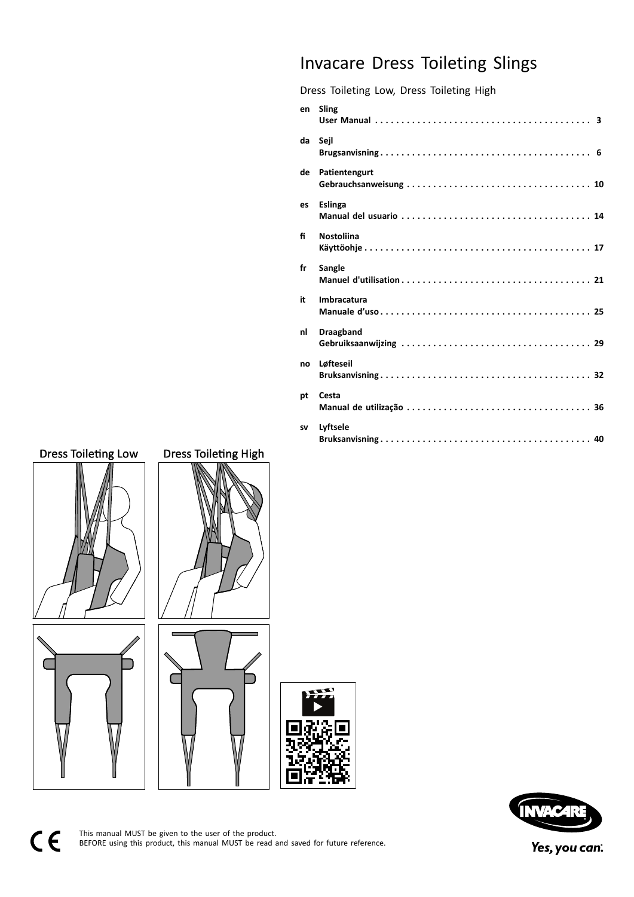# Invacare Dress Toileting Slings

Dress Toileting Low, Dress Toileting High

| | | |
|---|---|---|
| en | **Sling**<br>**User Manual** | 3 |
| da | **Sejl**<br>**Brugsanvisning** | 6 |
| de | **Patientengurt**<br>**Gebrauchsanweisung** | 10 |
| es | **Eslinga**<br>**Manual del usuario** | 14 |
| fi | **Nostoliina**<br>**Käyttöohje** | 17 |
| fr | **Sangle**<br>**Manuel d'utilisation** | 21 |
| it | **Imbracatura**<br>**Manuale d'uso** | 25 |
| nl | **Draagband**<br>**Gebruiksaanwijzing** | 29 |
| no | **Løfteseil**<br>**Bruksanvisning** | 32 |
| pt | **Cesta**<br>**Manual de utilização** | 36 |
| sv | **Lyftsele**<br>**Bruksanvisning** | 40 |

Dress Toileting Low

Dress Toileting High

This manual MUST be given to the user of the product.
BEFORE using this product, this manual MUST be read and saved for future reference.

Yes, you can.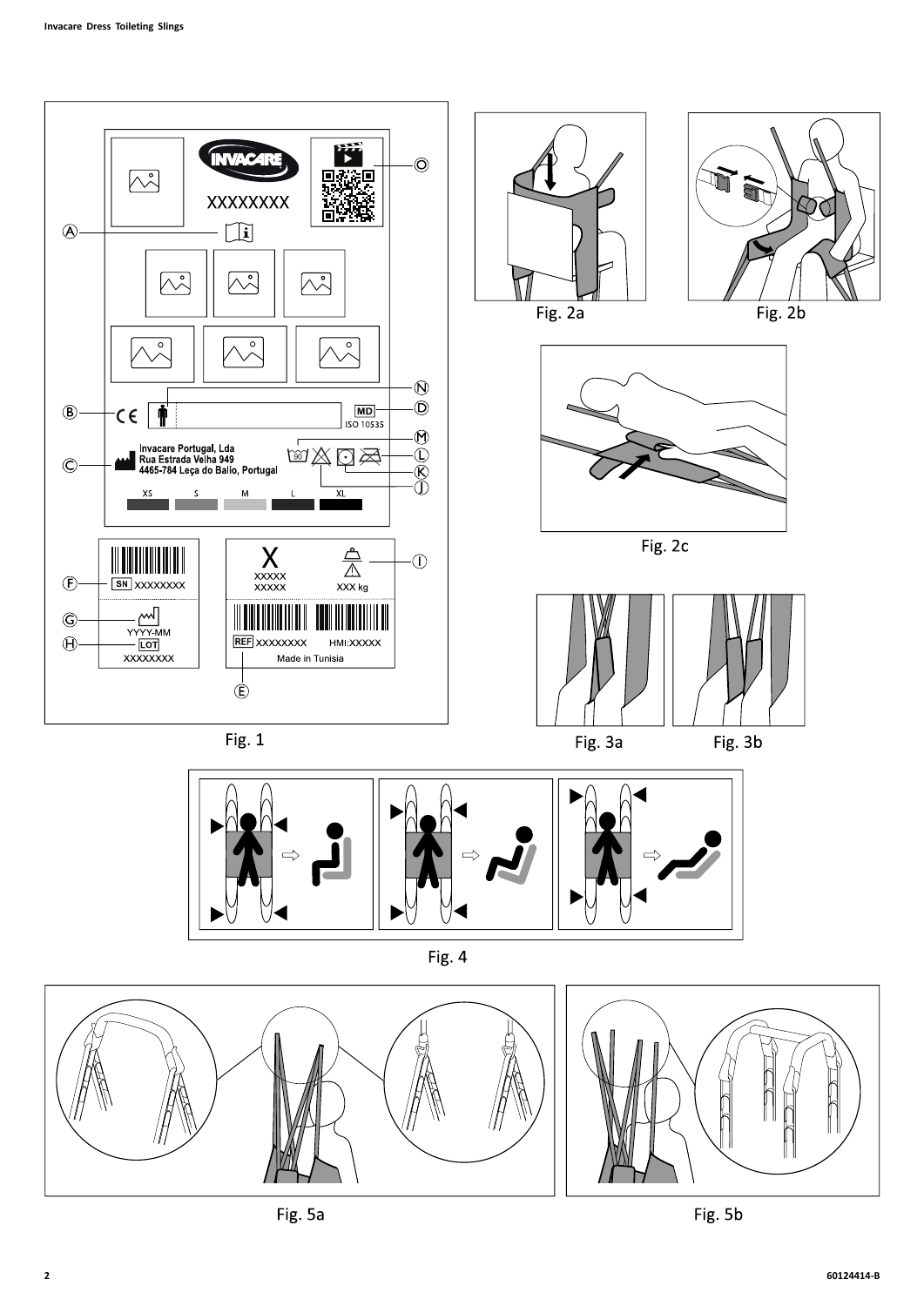Fig. 1

Fig. 2a

Fig. 2b

Fig. 2c

Fig. 3a

Fig. 3b

Fig. 4

Fig. 5a

Fig. 5b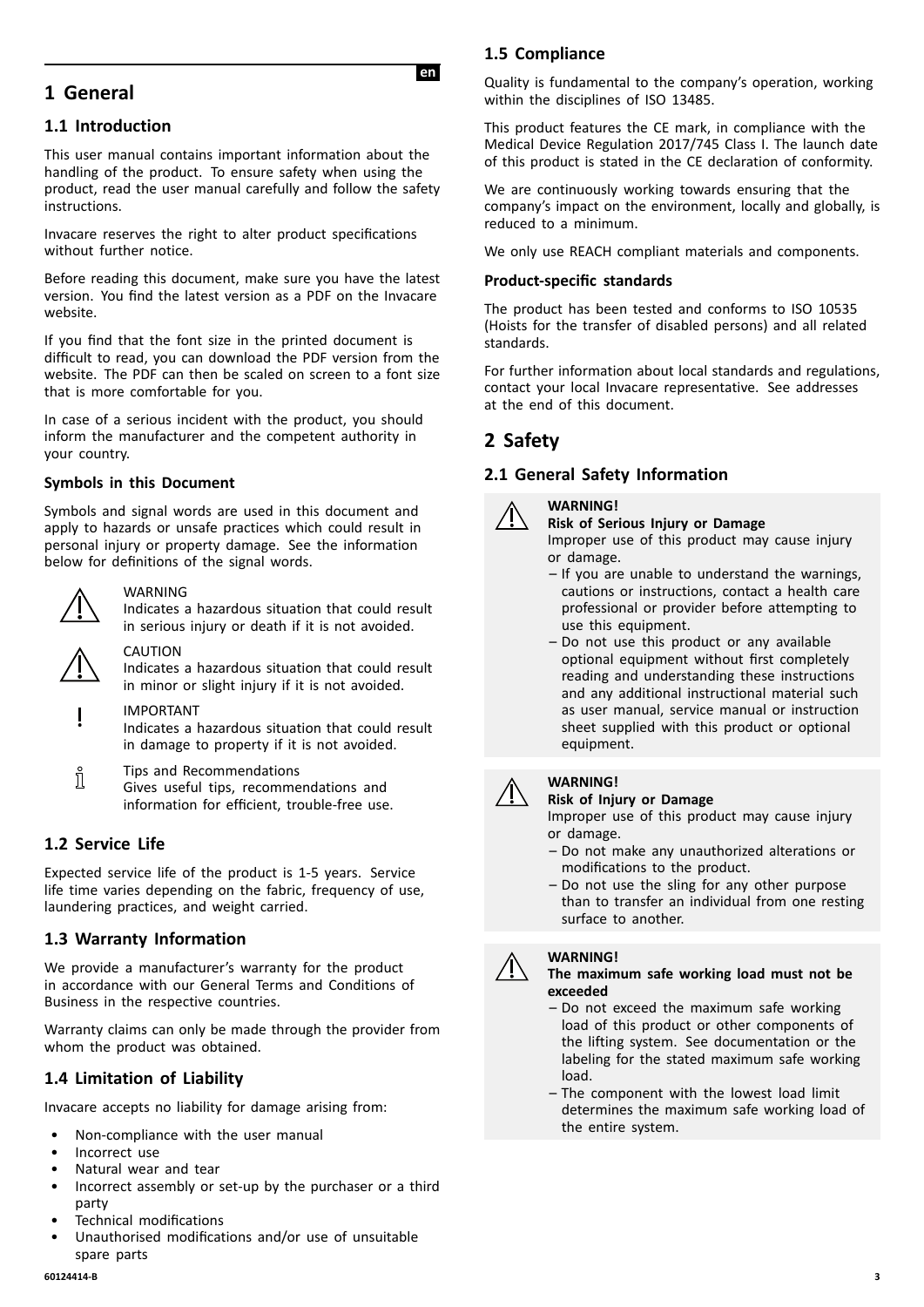# 1 General

## 1.1 Introduction

This user manual contains important information about the handling of the product. To ensure safety when using the product, read the user manual carefully and follow the safety instructions.

Invacare reserves the right to alter product specifications without further notice.

Before reading this document, make sure you have the latest version. You find the latest version as a PDF on the Invacare website.

If you find that the font size in the printed document is difficult to read, you can download the PDF version from the website. The PDF can then be scaled on screen to a font size that is more comfortable for you.

In case of a serious incident with the product, you should inform the manufacturer and the competent authority in your country.

### Symbols in this Document

Symbols and signal words are used in this document and apply to hazards or unsafe practices which could result in personal injury or property damage. See the information below for definitions of the signal words.

WARNING
Indicates a hazardous situation that could result in serious injury or death if it is not avoided.

CAUTION
Indicates a hazardous situation that could result in minor or slight injury if it is not avoided.

IMPORTANT
Indicates a hazardous situation that could result in damage to property if it is not avoided.

Tips and Recommendations
Gives useful tips, recommendations and information for efficient, trouble-free use.

## 1.2 Service Life

Expected service life of the product is 1-5 years. Service life time varies depending on the fabric, frequency of use, laundering practices, and weight carried.

## 1.3 Warranty Information

We provide a manufacturer's warranty for the product in accordance with our General Terms and Conditions of Business in the respective countries.

Warranty claims can only be made through the provider from whom the product was obtained.

## 1.4 Limitation of Liability

Invacare accepts no liability for damage arising from:

- Non-compliance with the user manual
- Incorrect use
- Natural wear and tear
- Incorrect assembly or set-up by the purchaser or a third party
- Technical modifications
- Unauthorised modifications and/or use of unsuitable spare parts

## 1.5 Compliance

Quality is fundamental to the company's operation, working within the disciplines of ISO 13485.

This product features the CE mark, in compliance with the Medical Device Regulation 2017/745 Class I. The launch date of this product is stated in the CE declaration of conformity.

We are continuously working towards ensuring that the company's impact on the environment, locally and globally, is reduced to a minimum.

We only use REACH compliant materials and components.

### Product-specific standards

The product has been tested and conforms to ISO 10535 (Hoists for the transfer of disabled persons) and all related standards.

For further information about local standards and regulations, contact your local Invacare representative. See addresses at the end of this document.

# 2 Safety

## 2.1 General Safety Information

**WARNING!**
**Risk of Serious Injury or Damage**
Improper use of this product may cause injury or damage.
- If you are unable to understand the warnings, cautions or instructions, contact a health care professional or provider before attempting to use this equipment.
- Do not use this product or any available optional equipment without first completely reading and understanding these instructions and any additional instructional material such as user manual, service manual or instruction sheet supplied with this product or optional equipment.

**WARNING!**
**Risk of Injury or Damage**
Improper use of this product may cause injury or damage.
- Do not make any unauthorized alterations or modifications to the product.
- Do not use the sling for any other purpose than to transfer an individual from one resting surface to another.

**WARNING!**
**The maximum safe working load must not be exceeded**
- Do not exceed the maximum safe working load of this product or other components of the lifting system. See documentation or the labeling for the stated maximum safe working load.
- The component with the lowest load limit determines the maximum safe working load of the entire system.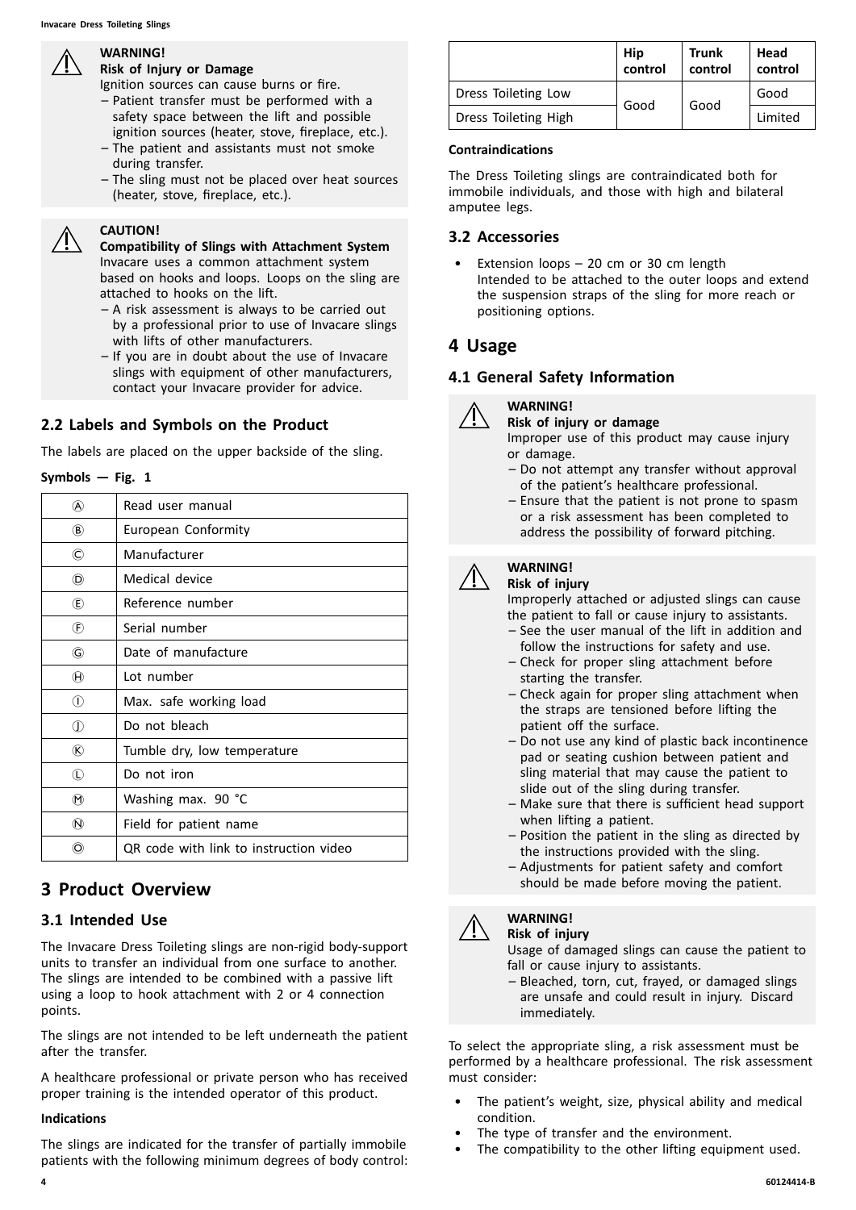**WARNING!**
**Risk of Injury or Damage**
Ignition sources can cause burns or fire.
– Patient transfer must be performed with a safety space between the lift and possible ignition sources (heater, stove, fireplace, etc.).
– The patient and assistants must not smoke during transfer.
– The sling must not be placed over heat sources (heater, stove, fireplace, etc.).

**CAUTION!**
**Compatibility of Slings with Attachment System**
Invacare uses a common attachment system based on hooks and loops. Loops on the sling are attached to hooks on the lift.
– A risk assessment is always to be carried out by a professional prior to use of Invacare slings with lifts of other manufacturers.
– If you are in doubt about the use of Invacare slings with equipment of other manufacturers, contact your Invacare provider for advice.

## 2.2 Labels and Symbols on the Product

The labels are placed on the upper backside of the sling.

**Symbols — Fig. 1**

| | |
|---|---|
| Ⓐ | Read user manual |
| Ⓑ | European Conformity |
| Ⓒ | Manufacturer |
| Ⓓ | Medical device |
| Ⓔ | Reference number |
| Ⓕ | Serial number |
| Ⓖ | Date of manufacture |
| Ⓗ | Lot number |
| Ⓘ | Max. safe working load |
| Ⓙ | Do not bleach |
| Ⓚ | Tumble dry, low temperature |
| Ⓛ | Do not iron |
| Ⓜ | Washing max. 90 °C |
| Ⓝ | Field for patient name |
| Ⓞ | QR code with link to instruction video |

# 3 Product Overview

## 3.1 Intended Use

The Invacare Dress Toileting slings are non-rigid body-support units to transfer an individual from one surface to another. The slings are intended to be combined with a passive lift using a loop to hook attachment with 2 or 4 connection points.

The slings are not intended to be left underneath the patient after the transfer.

A healthcare professional or private person who has received proper training is the intended operator of this product.

**Indications**

The slings are indicated for the transfer of partially immobile patients with the following minimum degrees of body control:

| | Hip control | Trunk control | Head control |
|---|---|---|---|
| Dress Toileting Low | Good | Good | Good |
| Dress Toileting High | | | Limited |

**Contraindications**

The Dress Toileting slings are contraindicated both for immobile individuals, and those with high and bilateral amputee legs.

## 3.2 Accessories

- Extension loops – 20 cm or 30 cm length
  Intended to be attached to the outer loops and extend the suspension straps of the sling for more reach or positioning options.

# 4 Usage

## 4.1 General Safety Information

**WARNING!**
**Risk of injury or damage**
Improper use of this product may cause injury or damage.
– Do not attempt any transfer without approval of the patient's healthcare professional.
– Ensure that the patient is not prone to spasm or a risk assessment has been completed to address the possibility of forward pitching.

**WARNING!**
**Risk of injury**
Improperly attached or adjusted slings can cause the patient to fall or cause injury to assistants.
– See the user manual of the lift in addition and follow the instructions for safety and use.
– Check for proper sling attachment before starting the transfer.
– Check again for proper sling attachment when the straps are tensioned before lifting the patient off the surface.
– Do not use any kind of plastic back incontinence pad or seating cushion between patient and sling material that may cause the patient to slide out of the sling during transfer.
– Make sure that there is sufficient head support when lifting a patient.
– Position the patient in the sling as directed by the instructions provided with the sling.
– Adjustments for patient safety and comfort should be made before moving the patient.

**WARNING!**
**Risk of injury**
Usage of damaged slings can cause the patient to fall or cause injury to assistants.
– Bleached, torn, cut, frayed, or damaged slings are unsafe and could result in injury. Discard immediately.

To select the appropriate sling, a risk assessment must be performed by a healthcare professional. The risk assessment must consider:

- The patient's weight, size, physical ability and medical condition.
- The type of transfer and the environment.
- The compatibility to the other lifting equipment used.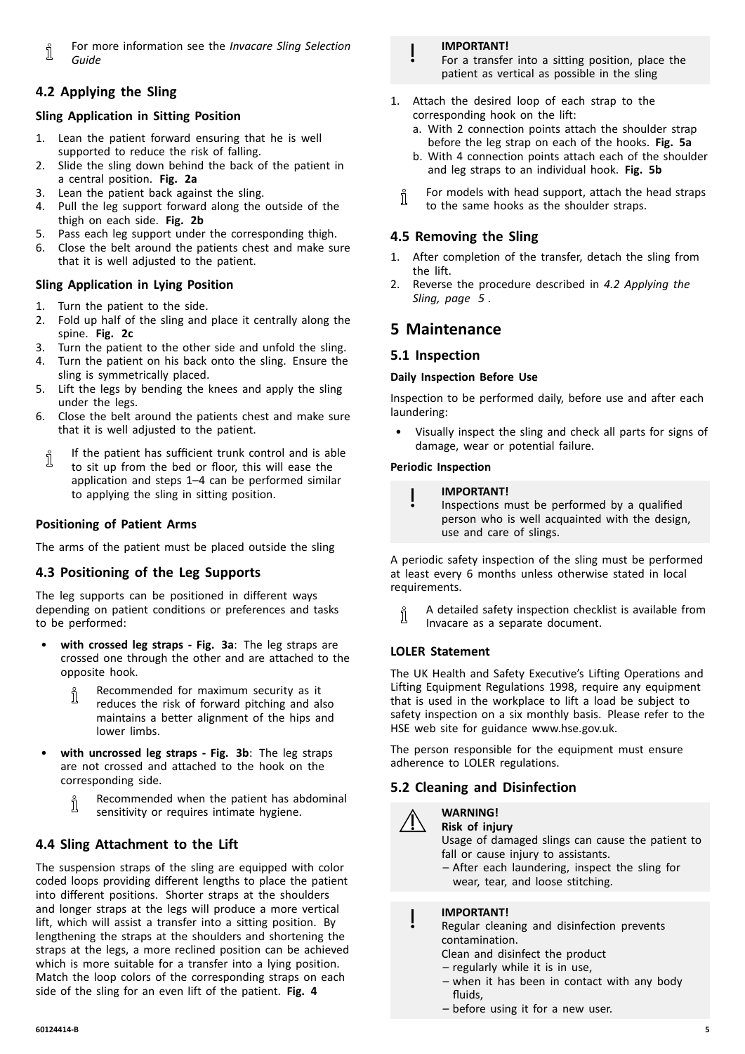For more information see the *Invacare Sling Selection Guide*

## 4.2 Applying the Sling

### Sling Application in Sitting Position

1. Lean the patient forward ensuring that he is well supported to reduce the risk of falling.
2. Slide the sling down behind the back of the patient in a central position. **Fig. 2a**
3. Lean the patient back against the sling.
4. Pull the leg support forward along the outside of the thigh on each side. **Fig. 2b**
5. Pass each leg support under the corresponding thigh.
6. Close the belt around the patients chest and make sure that it is well adjusted to the patient.

### Sling Application in Lying Position

1. Turn the patient to the side.
2. Fold up half of the sling and place it centrally along the spine. **Fig. 2c**
3. Turn the patient to the other side and unfold the sling.
4. Turn the patient on his back onto the sling. Ensure the sling is symmetrically placed.
5. Lift the legs by bending the knees and apply the sling under the legs.
6. Close the belt around the patients chest and make sure that it is well adjusted to the patient.

If the patient has sufficient trunk control and is able to sit up from the bed or floor, this will ease the application and steps 1–4 can be performed similar to applying the sling in sitting position.

### Positioning of Patient Arms

The arms of the patient must be placed outside the sling

## 4.3 Positioning of the Leg Supports

The leg supports can be positioned in different ways depending on patient conditions or preferences and tasks to be performed:

- **with crossed leg straps - Fig. 3a**: The leg straps are crossed one through the other and are attached to the opposite hook.

  Recommended for maximum security as it reduces the risk of forward pitching and also maintains a better alignment of the hips and lower limbs.

- **with uncrossed leg straps - Fig. 3b**: The leg straps are not crossed and attached to the hook on the corresponding side.

  Recommended when the patient has abdominal sensitivity or requires intimate hygiene.

## 4.4 Sling Attachment to the Lift

The suspension straps of the sling are equipped with color coded loops providing different lengths to place the patient into different positions. Shorter straps at the shoulders and longer straps at the legs will produce a more vertical lift, which will assist a transfer into a sitting position. By lengthening the straps at the shoulders and shortening the straps at the legs, a more reclined position can be achieved which is more suitable for a transfer into a lying position. Match the loop colors of the corresponding straps on each side of the sling for an even lift of the patient. **Fig. 4**

**IMPORTANT!**
For a transfer into a sitting position, place the patient as vertical as possible in the sling

1. Attach the desired loop of each strap to the corresponding hook on the lift:
   a. With 2 connection points attach the shoulder strap before the leg strap on each of the hooks. **Fig. 5a**
   b. With 4 connection points attach each of the shoulder and leg straps to an individual hook. **Fig. 5b**

For models with head support, attach the head straps to the same hooks as the shoulder straps.

## 4.5 Removing the Sling

1. After completion of the transfer, detach the sling from the lift.
2. Reverse the procedure described in *4.2 Applying the Sling, page 5* .

# 5 Maintenance

## 5.1 Inspection

#### Daily Inspection Before Use

Inspection to be performed daily, before use and after each laundering:

- Visually inspect the sling and check all parts for signs of damage, wear or potential failure.

#### Periodic Inspection

**IMPORTANT!**
Inspections must be performed by a qualified person who is well acquainted with the design, use and care of slings.

A periodic safety inspection of the sling must be performed at least every 6 months unless otherwise stated in local requirements.

A detailed safety inspection checklist is available from Invacare as a separate document.

### LOLER Statement

The UK Health and Safety Executive's Lifting Operations and Lifting Equipment Regulations 1998, require any equipment that is used in the workplace to lift a load be subject to safety inspection on a six monthly basis. Please refer to the HSE web site for guidance www.hse.gov.uk.

The person responsible for the equipment must ensure adherence to LOLER regulations.

## 5.2 Cleaning and Disinfection

**WARNING!**
**Risk of injury**
Usage of damaged slings can cause the patient to fall or cause injury to assistants.
– After each laundering, inspect the sling for wear, tear, and loose stitching.

**IMPORTANT!**
Regular cleaning and disinfection prevents contamination.
Clean and disinfect the product
– regularly while it is in use,
– when it has been in contact with any body fluids,
– before using it for a new user.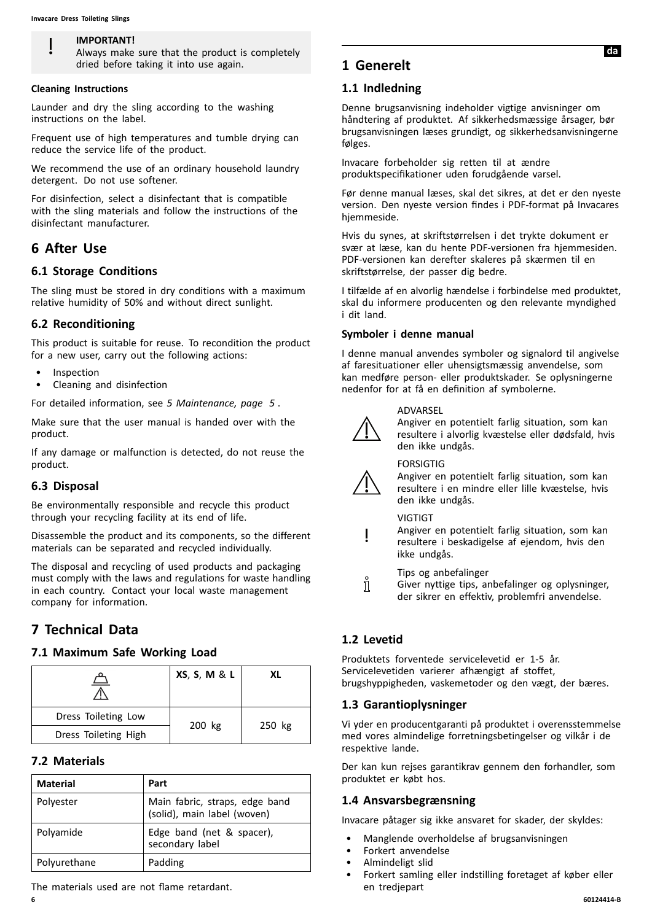> **IMPORTANT!**
> Always make sure that the product is completely dried before taking it into use again.

**Cleaning Instructions**

Launder and dry the sling according to the washing instructions on the label.

Frequent use of high temperatures and tumble drying can reduce the service life of the product.

We recommend the use of an ordinary household laundry detergent. Do not use softener.

For disinfection, select a disinfectant that is compatible with the sling materials and follow the instructions of the disinfectant manufacturer.

# 6 After Use

## 6.1 Storage Conditions

The sling must be stored in dry conditions with a maximum relative humidity of 50% and without direct sunlight.

## 6.2 Reconditioning

This product is suitable for reuse. To recondition the product for a new user, carry out the following actions:

- Inspection
- Cleaning and disinfection

For detailed information, see *5 Maintenance, page 5* .

Make sure that the user manual is handed over with the product.

If any damage or malfunction is detected, do not reuse the product.

## 6.3 Disposal

Be environmentally responsible and recycle this product through your recycling facility at its end of life.

Disassemble the product and its components, so the different materials can be separated and recycled individually.

The disposal and recycling of used products and packaging must comply with the laws and regulations for waste handling in each country. Contact your local waste management company for information.

# 7 Technical Data

## 7.1 Maximum Safe Working Load

| | **XS**, **S**, **M** & **L** | **XL** |
|---|---|---|
| Dress Toileting Low | 200 kg | 250 kg |
| Dress Toileting High | | |

## 7.2 Materials

| **Material** | **Part** |
|---|---|
| Polyester | Main fabric, straps, edge band (solid), main label (woven) |
| Polyamide | Edge band (net & spacer), secondary label |
| Polyurethane | Padding |

The materials used are not flame retardant.

# 1 Generelt

## 1.1 Indledning

Denne brugsanvisning indeholder vigtige anvisninger om håndtering af produktet. Af sikkerhedsmæssige årsager, bør brugsanvisningen læses grundigt, og sikkerhedsanvisningerne følges.

Invacare forbeholder sig retten til at ændre produktspecifikationer uden forudgående varsel.

Før denne manual læses, skal det sikres, at det er den nyeste version. Den nyeste version findes i PDF-format på Invacares hjemmeside.

Hvis du synes, at skriftstørrelsen i det trykte dokument er svær at læse, kan du hente PDF-versionen fra hjemmesiden. PDF-versionen kan derefter skaleres på skærmen til en skriftstørrelse, der passer dig bedre.

I tilfælde af en alvorlig hændelse i forbindelse med produktet, skal du informere producenten og den relevante myndighed i dit land.

**Symboler i denne manual**

I denne manual anvendes symboler og signalord til angivelse af faresituationer eller uhensigtsmæssig anvendelse, som kan medføre person- eller produktskader. Se oplysningerne nedenfor for at få en definition af symbolerne.

ADVARSEL
Angiver en potentielt farlig situation, som kan resultere i alvorlig kvæstelse eller dødsfald, hvis den ikke undgås.

FORSIGTIG
Angiver en potentielt farlig situation, som kan resultere i en mindre eller lille kvæstelse, hvis den ikke undgås.

VIGTIGT
Angiver en potentielt farlig situation, som kan resultere i beskadigelse af ejendom, hvis den ikke undgås.

Tips og anbefalinger
Giver nyttige tips, anbefalinger og oplysninger, der sikrer en effektiv, problemfri anvendelse.

## 1.2 Levetid

Produktets forventede servicelevetid er 1-5 år. Servicelevetiden varierer afhængigt af stoffet, brugshyppigheden, vaskemetoder og den vægt, der bæres.

## 1.3 Garantioplysninger

Vi yder en producentgaranti på produktet i overensstemmelse med vores almindelige forretningsbetingelser og vilkår i de respektive lande.

Der kan kun rejses garantikrav gennem den forhandler, som produktet er købt hos.

## 1.4 Ansvarsbegrænsning

Invacare påtager sig ikke ansvaret for skader, der skyldes:

- Manglende overholdelse af brugsanvisningen
- Forkert anvendelse
- Almindeligt slid
- Forkert samling eller indstilling foretaget af køber eller en tredjepart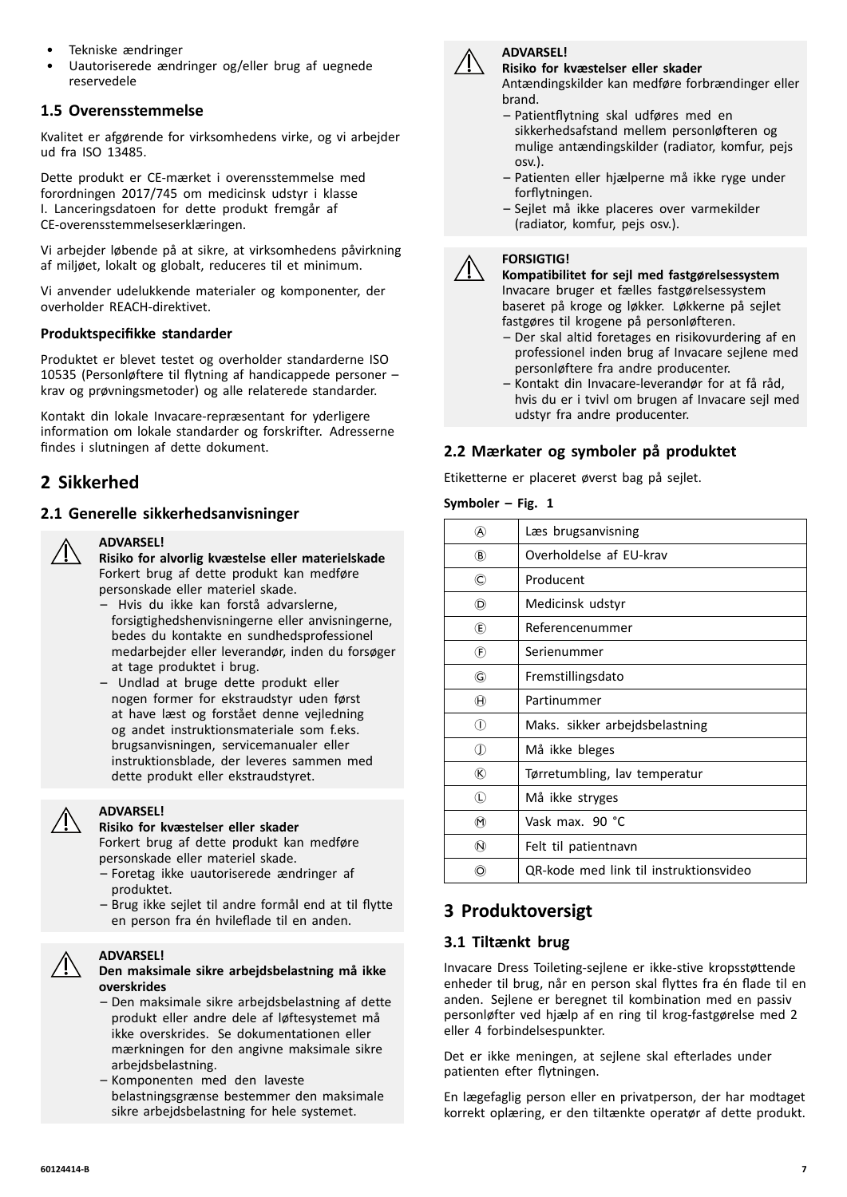- Tekniske ændringer
- Uautoriserede ændringer og/eller brug af uegnede reservedele

### 1.5 Overensstemmelse

Kvalitet er afgørende for virksomhedens virke, og vi arbejder ud fra ISO 13485.

Dette produkt er CE-mærket i overensstemmelse med forordningen 2017/745 om medicinsk udstyr i klasse I. Lanceringsdatoen for dette produkt fremgår af CE-overensstemmelseserklæringen.

Vi arbejder løbende på at sikre, at virksomhedens påvirkning af miljøet, lokalt og globalt, reduceres til et minimum.

Vi anvender udelukkende materialer og komponenter, der overholder REACH-direktivet.

**Produktspecifikke standarder**

Produktet er blevet testet og overholder standarderne ISO 10535 (Personløftere til flytning af handicappede personer – krav og prøvningsmetoder) og alle relaterede standarder.

Kontakt din lokale Invacare-repræsentant for yderligere information om lokale standarder og forskrifter. Adresserne findes i slutningen af dette dokument.

## 2 Sikkerhed

### 2.1 Generelle sikkerhedsanvisninger

**ADVARSEL!**
**Risiko for alvorlig kvæstelse eller materielskade**
Forkert brug af dette produkt kan medføre personskade eller materiel skade.

– Hvis du ikke kan forstå advarslerne, forsigtighedshenvisningerne eller anvisningerne, bedes du kontakte en sundhedsprofessionel medarbejder eller leverandør, inden du forsøger at tage produktet i brug.
– Undlad at bruge dette produkt eller nogen former for ekstraudstyr uden først at have læst og forstået denne vejledning og andet instruktionsmateriale som f.eks. brugsanvisningen, servicemanualer eller instruktionsblade, der leveres sammen med dette produkt eller ekstraudstyret.

**ADVARSEL!**
**Risiko for kvæstelser eller skader**
Forkert brug af dette produkt kan medføre personskade eller materiel skade.

– Foretag ikke uautoriserede ændringer af produktet.
– Brug ikke sejlet til andre formål end at til flytte en person fra én hvileflade til en anden.

**ADVARSEL!**
**Den maksimale sikre arbejdsbelastning må ikke overskrides**

– Den maksimale sikre arbejdsbelastning af dette produkt eller andre dele af løftesystemet må ikke overskrides. Se dokumentationen eller mærkningen for den angivne maksimale sikre arbejdsbelastning.
– Komponenten med den laveste belastningsgrænse bestemmer den maksimale sikre arbejdsbelastning for hele systemet.

**ADVARSEL!**
**Risiko for kvæstelser eller skader**
Antændingskilder kan medføre forbrændinger eller brand.

– Patientflytning skal udføres med en sikkerhedsafstand mellem personløfteren og mulige antændingskilder (radiator, komfur, pejs osv.).
– Patienten eller hjælperne må ikke ryge under forflytningen.
– Sejlet må ikke placeres over varmekilder (radiator, komfur, pejs osv.).

**FORSIGTIG!**
**Kompatibilitet for sejl med fastgørelsessystem**
Invacare bruger et fælles fastgørelsessystem baseret på kroge og løkker. Løkkerne på sejlet fastgøres til krogene på personløfteren.

– Der skal altid foretages en risikovurdering af en professionel inden brug af Invacare sejlene med personløftere fra andre producenter.
– Kontakt din Invacare-leverandør for at få råd, hvis du er i tvivl om brugen af Invacare sejl med udstyr fra andre producenter.

### 2.2 Mærkater og symboler på produktet

Etiketterne er placeret øverst bag på sejlet.

**Symboler – Fig. 1**

| | |
|---|---|
| Ⓐ | Læs brugsanvisning |
| Ⓑ | Overholdelse af EU-krav |
| Ⓒ | Producent |
| Ⓓ | Medicinsk udstyr |
| Ⓔ | Referencenummer |
| Ⓕ | Serienummer |
| Ⓖ | Fremstillingsdato |
| Ⓗ | Partinummer |
| Ⓘ | Maks. sikker arbejdsbelastning |
| Ⓙ | Må ikke bleges |
| Ⓚ | Tørretumbling, lav temperatur |
| Ⓛ | Må ikke stryges |
| Ⓜ | Vask max. 90 °C |
| Ⓝ | Felt til patientnavn |
| Ⓞ | QR-kode med link til instruktionsvideo |

## 3 Produktoversigt

### 3.1 Tiltænkt brug

Invacare Dress Toileting-sejlene er ikke-stive kropsstøttende enheder til brug, når en person skal flyttes fra én flade til en anden. Sejlene er beregnet til kombination med en passiv personløfter ved hjælp af en ring til krog-fastgørelse med 2 eller 4 forbindelsespunkter.

Det er ikke meningen, at sejlene skal efterlades under patienten efter flytningen.

En lægefaglig person eller en privatperson, der har modtaget korrekt oplæring, er den tiltænkte operatør af dette produkt.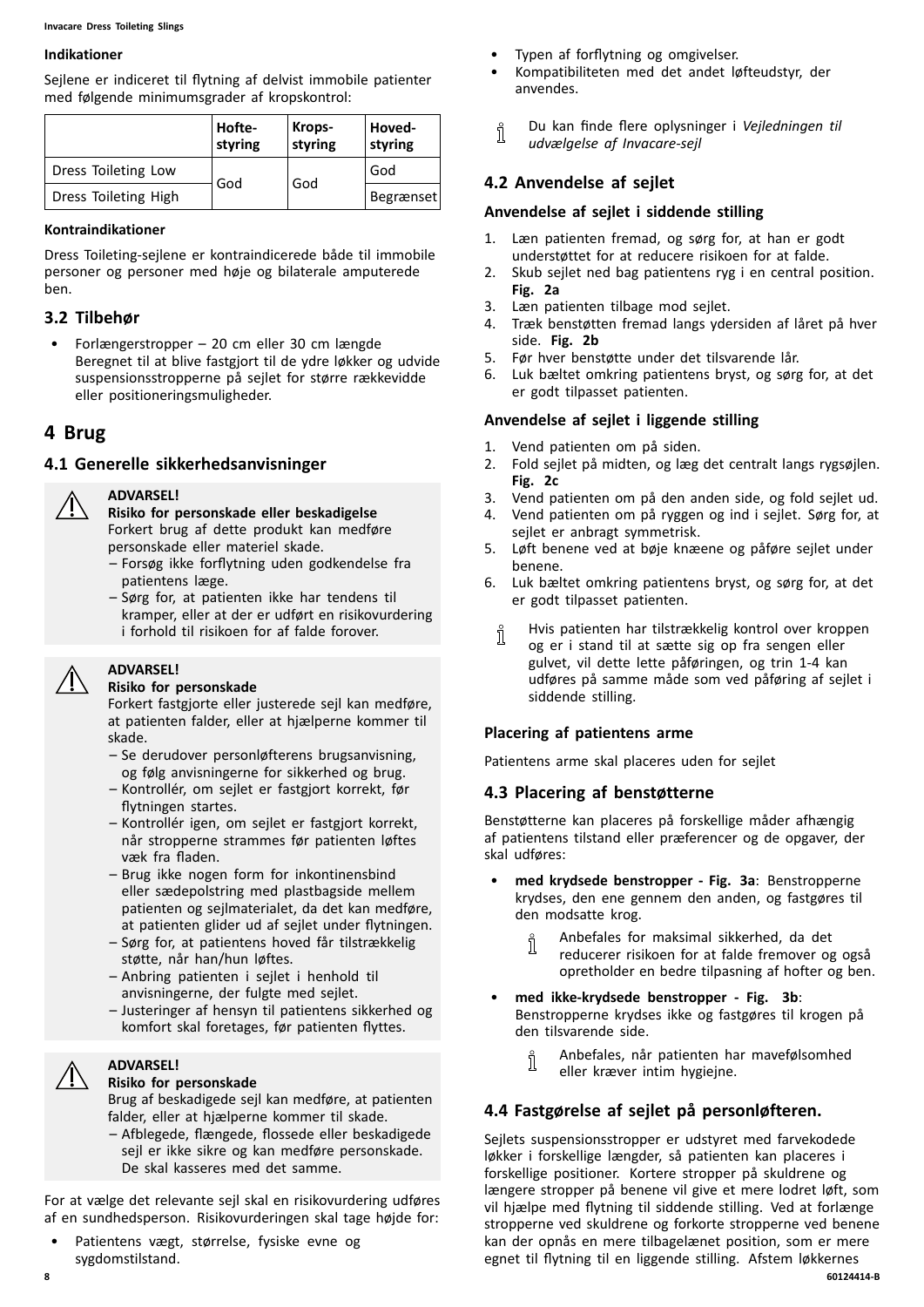**Indikationer**

Sejlene er indiceret til flytning af delvist immobile patienter med følgende minimumsgrader af kropskontrol:

| | Hofte-styring | Krops-styring | Hoved-styring |
|---|---|---|---|
| Dress Toileting Low | God | God | God |
| Dress Toileting High | | | Begrænset |

**Kontraindikationer**

Dress Toileting-sejlene er kontraindicerede både til immobile personer og personer med høje og bilaterale amputerede ben.

## 3.2 Tilbehør

- Forlængerstropper – 20 cm eller 30 cm længde Beregnet til at blive fastgjort til de ydre løkker og udvide suspensionsstropperne på sejlet for større rækkevidde eller positioneringsmuligheder.

# 4 Brug

## 4.1 Generelle sikkerhedsanvisninger

**ADVARSEL!**
**Risiko for personskade eller beskadigelse**
Forkert brug af dette produkt kan medføre personskade eller materiel skade.
– Forsøg ikke forflytning uden godkendelse fra patientens læge.
– Sørg for, at patienten ikke har tendens til kramper, eller at der er udført en risikovurdering i forhold til risikoen for af falde forover.

**ADVARSEL!**
**Risiko for personskade**
Forkert fastgjorte eller justerede sejl kan medføre, at patienten falder, eller at hjælperne kommer til skade.
– Se derudover personløfterens brugsanvisning, og følg anvisningerne for sikkerhed og brug.
– Kontrollér, om sejlet er fastgjort korrekt, før flytningen startes.
– Kontrollér igen, om sejlet er fastgjort korrekt, når stropperne strammes før patienten løftes væk fra fladen.
– Brug ikke nogen form for inkontinensbind eller sædepolstring med plastbagside mellem patienten og sejlmaterialet, da det kan medføre, at patienten glider ud af sejlet under flytningen.
– Sørg for, at patientens hoved får tilstrækkelig støtte, når han/hun løftes.
– Anbring patienten i sejlet i henhold til anvisningerne, der fulgte med sejlet.
– Justeringer af hensyn til patientens sikkerhed og komfort skal foretages, før patienten flyttes.

**ADVARSEL!**
**Risiko for personskade**
Brug af beskadigede sejl kan medføre, at patienten falder, eller at hjælperne kommer til skade.
– Afblegede, flængede, flossede eller beskadigede sejl er ikke sikre og kan medføre personskade. De skal kasseres med det samme.

For at vælge det relevante sejl skal en risikovurdering udføres af en sundhedsperson. Risikovurderingen skal tage højde for:

- Patientens vægt, størrelse, fysiske evne og sygdomstilstand.
- Typen af forflytning og omgivelser.
- Kompatibiliteten med det andet løfteudstyr, der anvendes.

Du kan finde flere oplysninger i *Vejledningen til udvælgelse af Invacare-sejl*

## 4.2 Anvendelse af sejlet

### Anvendelse af sejlet i siddende stilling

1. Læn patienten fremad, og sørg for, at han er godt understøttet for at reducere risikoen for at falde.
2. Skub sejlet ned bag patientens ryg i en central position. **Fig. 2a**
3. Læn patienten tilbage mod sejlet.
4. Træk benstøtten fremad langs ydersiden af låret på hver side. **Fig. 2b**
5. Før hver benstøtte under det tilsvarende lår.
6. Luk bæltet omkring patientens bryst, og sørg for, at det er godt tilpasset patienten.

### Anvendelse af sejlet i liggende stilling

1. Vend patienten om på siden.
2. Fold sejlet på midten, og læg det centralt langs rygsøjlen. **Fig. 2c**
3. Vend patienten om på den anden side, og fold sejlet ud.
4. Vend patienten om på ryggen og ind i sejlet. Sørg for, at sejlet er anbragt symmetrisk.
5. Løft benene ved at bøje knæene og påføre sejlet under benene.
6. Luk bæltet omkring patientens bryst, og sørg for, at det er godt tilpasset patienten.

Hvis patienten har tilstrækkelig kontrol over kroppen og er i stand til at sætte sig op fra sengen eller gulvet, vil dette lette påføringen, og trin 1-4 kan udføres på samme måde som ved påføring af sejlet i siddende stilling.

### Placering af patientens arme

Patientens arme skal placeres uden for sejlet

## 4.3 Placering af benstøtterne

Benstøtterne kan placeres på forskellige måder afhængig af patientens tilstand eller præferencer og de opgaver, der skal udføres:

- **med krydsede benstropper - Fig. 3a**: Benstropperne krydses, den ene gennem den anden, og fastgøres til den modsatte krog.

  Anbefales for maksimal sikkerhed, da det reducerer risikoen for at falde fremover og også opretholder en bedre tilpasning af hofter og ben.

- **med ikke-krydsede benstropper - Fig. 3b**: Benstropperne krydses ikke og fastgøres til krogen på den tilsvarende side.

  Anbefales, når patienten har mavefølsomhed eller kræver intim hygiejne.

## 4.4 Fastgørelse af sejlet på personløfteren.

Sejlets suspensionsstropper er udstyret med farvekodede løkker i forskellige længder, så patienten kan placeres i forskellige positioner. Kortere stropper på skuldrene og længere stropper på benene vil give et mere lodret løft, som vil hjælpe med flytning til siddende stilling. Ved at forlænge stropperne ved skuldrene og forkorte stropperne ved benene kan der opnås en mere tilbagelænet position, som er mere egnet til flytning til en liggende stilling. Afstem løkkernes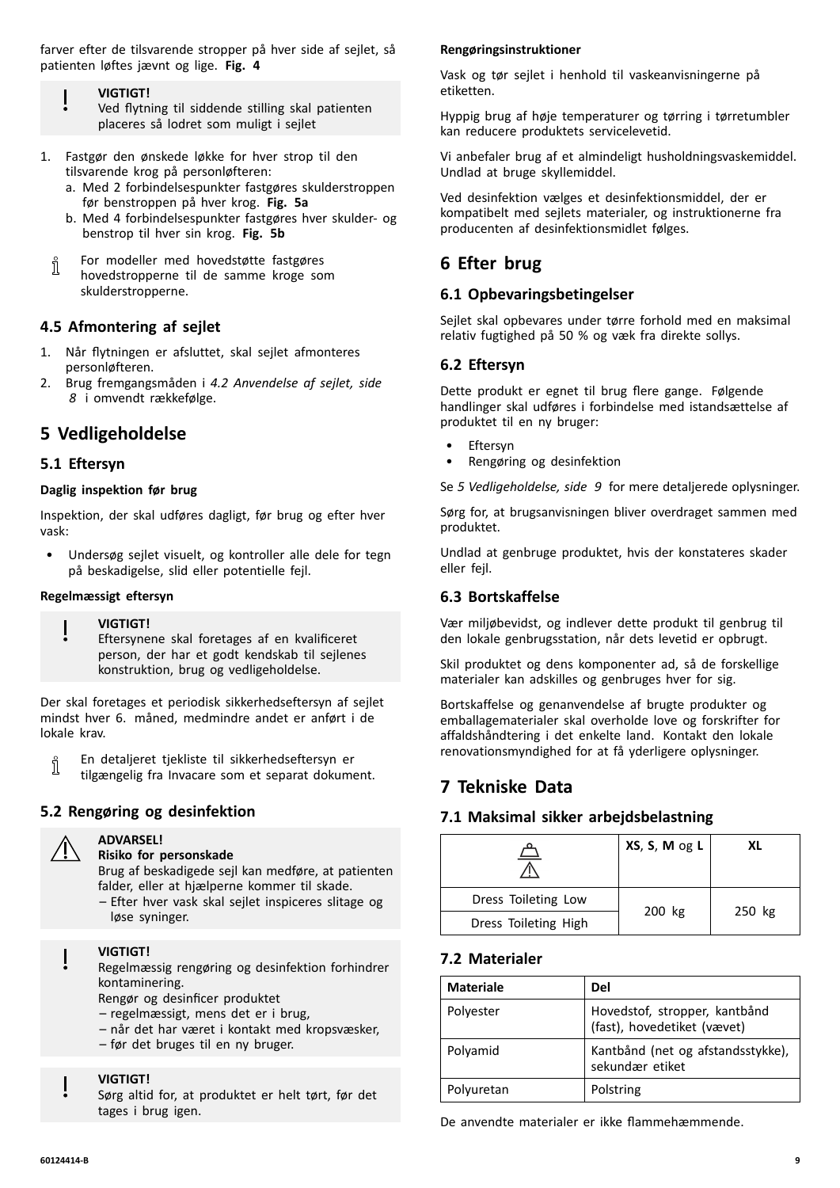farver efter de tilsvarende stropper på hver side af sejlet, så patienten løftes jævnt og lige. **Fig. 4**

> **VIGTIGT!**
> Ved flytning til siddende stilling skal patienten placeres så lodret som muligt i sejlet

1. Fastgør den ønskede løkke for hver strop til den tilsvarende krog på personløfteren:
   a. Med 2 forbindelsespunkter fastgøres skulderstroppen før benstroppen på hver krog. **Fig. 5a**
   b. Med 4 forbindelsespunkter fastgøres hver skulder- og benstrop til hver sin krog. **Fig. 5b**

For modeller med hovedstøtte fastgøres hovedstropperne til de samme kroge som skulderstropperne.

### 4.5 Afmontering af sejlet

1. Når flytningen er afsluttet, skal sejlet afmonteres personløfteren.
2. Brug fremgangsmåden i *4.2 Anvendelse af sejlet, side 8* i omvendt rækkefølge.

## 5 Vedligeholdelse

### 5.1 Eftersyn

**Daglig inspektion før brug**

Inspektion, der skal udføres dagligt, før brug og efter hver vask:

- Undersøg sejlet visuelt, og kontroller alle dele for tegn på beskadigelse, slid eller potentielle fejl.

**Regelmæssigt eftersyn**

> **VIGTIGT!**
> Eftersynene skal foretages af en kvalificeret person, der har et godt kendskab til sejlenes konstruktion, brug og vedligeholdelse.

Der skal foretages et periodisk sikkerhedseftersyn af sejlet mindst hver 6. måned, medmindre andet er anført i de lokale krav.

En detaljeret tjekliste til sikkerhedseftersyn er tilgængelig fra Invacare som et separat dokument.

### 5.2 Rengøring og desinfektion

> **ADVARSEL!**
> **Risiko for personskade**
> Brug af beskadigede sejl kan medføre, at patienten falder, eller at hjælperne kommer til skade.
> – Efter hver vask skal sejlet inspiceres slitage og løse syninger.

> **VIGTIGT!**
> Regelmæssig rengøring og desinfektion forhindrer kontaminering.
> Rengør og desinficer produktet
> – regelmæssigt, mens det er i brug,
> – når det har været i kontakt med kropsvæsker,
> – før det bruges til en ny bruger.

> **VIGTIGT!**
> Sørg altid for, at produktet er helt tørt, før det tages i brug igen.

**Rengøringsinstruktioner**

Vask og tør sejlet i henhold til vaskeanvisningerne på etiketten.

Hyppig brug af høje temperaturer og tørring i tørretumbler kan reducere produktets servicelevetid.

Vi anbefaler brug af et almindeligt husholdningsvaskemiddel. Undlad at bruge skyllemiddel.

Ved desinfektion vælges et desinfektionsmiddel, der er kompatibelt med sejlets materialer, og instruktionerne fra producenten af desinfektionsmidlet følges.

## 6 Efter brug

### 6.1 Opbevaringsbetingelser

Sejlet skal opbevares under tørre forhold med en maksimal relativ fugtighed på 50 % og væk fra direkte sollys.

### 6.2 Eftersyn

Dette produkt er egnet til brug flere gange. Følgende handlinger skal udføres i forbindelse med istandsættelse af produktet til en ny bruger:

- Eftersyn
- Rengøring og desinfektion

Se *5 Vedligeholdelse, side 9* for mere detaljerede oplysninger.

Sørg for, at brugsanvisningen bliver overdraget sammen med produktet.

Undlad at genbruge produktet, hvis der konstateres skader eller fejl.

### 6.3 Bortskaffelse

Vær miljøbevidst, og indlever dette produkt til genbrug til den lokale genbrugsstation, når dets levetid er opbrugt.

Skil produktet og dens komponenter ad, så de forskellige materialer kan adskilles og genbruges hver for sig.

Bortskaffelse og genanvendelse af brugte produkter og emballagematerialer skal overholde love og forskrifter for affaldshåndtering i det enkelte land. Kontakt den lokale renovationsmyndighed for at få yderligere oplysninger.

## 7 Tekniske Data

### 7.1 Maksimal sikker arbejdsbelastning

| | **XS**, **S**, **M** og **L** | **XL** |
|---|---|---|
| Dress Toileting Low | 200 kg | 250 kg |
| Dress Toileting High | 200 kg | 250 kg |

### 7.2 Materialer

| **Materiale** | **Del** |
|---|---|
| Polyester | Hovedstof, stropper, kantbånd (fast), hovedetiket (vævet) |
| Polyamid | Kantbånd (net og afstandsstykke), sekundær etiket |
| Polyuretan | Polstring |

De anvendte materialer er ikke flammehæmmende.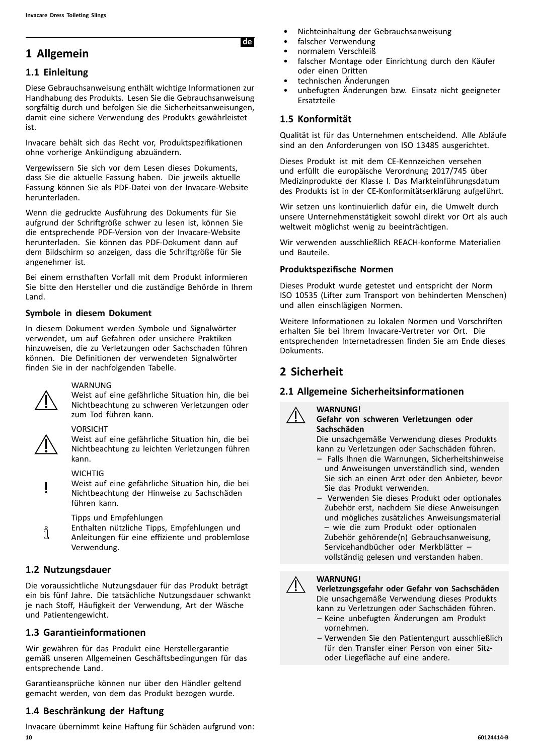# 1 Allgemein

## 1.1 Einleitung

Diese Gebrauchsanweisung enthält wichtige Informationen zur Handhabung des Produkts. Lesen Sie die Gebrauchsanweisung sorgfältig durch und befolgen Sie die Sicherheitsanweisungen, damit eine sichere Verwendung des Produkts gewährleistet ist.

Invacare behält sich das Recht vor, Produktspezifikationen ohne vorherige Ankündigung abzuändern.

Vergewissern Sie sich vor dem Lesen dieses Dokuments, dass Sie die aktuelle Fassung haben. Die jeweils aktuelle Fassung können Sie als PDF-Datei von der Invacare-Website herunterladen.

Wenn die gedruckte Ausführung des Dokuments für Sie aufgrund der Schriftgröße schwer zu lesen ist, können Sie die entsprechende PDF-Version von der Invacare-Website herunterladen. Sie können das PDF-Dokument dann auf dem Bildschirm so anzeigen, dass die Schriftgröße für Sie angenehmer ist.

Bei einem ernsthaften Vorfall mit dem Produkt informieren Sie bitte den Hersteller und die zuständige Behörde in Ihrem Land.

### Symbole in diesem Dokument

In diesem Dokument werden Symbole und Signalwörter verwendet, um auf Gefahren oder unsichere Praktiken hinzuweisen, die zu Verletzungen oder Sachschaden führen können. Die Definitionen der verwendeten Signalwörter finden Sie in der nachfolgenden Tabelle.

WARNUNG
Weist auf eine gefährliche Situation hin, die bei Nichtbeachtung zu schweren Verletzungen oder zum Tod führen kann.

VORSICHT
Weist auf eine gefährliche Situation hin, die bei Nichtbeachtung zu leichten Verletzungen führen kann.

WICHTIG
Weist auf eine gefährliche Situation hin, die bei Nichtbeachtung der Hinweise zu Sachschäden führen kann.

Tipps und Empfehlungen
Enthalten nützliche Tipps, Empfehlungen und Anleitungen für eine effiziente und problemlose Verwendung.

## 1.2 Nutzungsdauer

Die voraussichtliche Nutzungsdauer für das Produkt beträgt ein bis fünf Jahre. Die tatsächliche Nutzungsdauer schwankt je nach Stoff, Häufigkeit der Verwendung, Art der Wäsche und Patientengewicht.

## 1.3 Garantieinformationen

Wir gewähren für das Produkt eine Herstellergarantie gemäß unseren Allgemeinen Geschäftsbedingungen für das entsprechende Land.

Garantieansprüche können nur über den Händler geltend gemacht werden, von dem das Produkt bezogen wurde.

## 1.4 Beschränkung der Haftung

Invacare übernimmt keine Haftung für Schäden aufgrund von:

- Nichteinhaltung der Gebrauchsanweisung
- falscher Verwendung
- normalem Verschleiß
- falscher Montage oder Einrichtung durch den Käufer oder einen Dritten
- technischen Änderungen
- unbefugten Änderungen bzw. Einsatz nicht geeigneter Ersatzteile

## 1.5 Konformität

Qualität ist für das Unternehmen entscheidend. Alle Abläufe sind an den Anforderungen von ISO 13485 ausgerichtet.

Dieses Produkt ist mit dem CE-Kennzeichen versehen und erfüllt die europäische Verordnung 2017/745 über Medizinprodukte der Klasse I. Das Markteinführungsdatum des Produkts ist in der CE-Konformitätserklärung aufgeführt.

Wir setzen uns kontinuierlich dafür ein, die Umwelt durch unsere Unternehmenstätigkeit sowohl direkt vor Ort als auch weltweit möglichst wenig zu beeinträchtigen.

Wir verwenden ausschließlich REACH-konforme Materialien und Bauteile.

### Produktspezifische Normen

Dieses Produkt wurde getestet und entspricht der Norm ISO 10535 (Lifter zum Transport von behinderten Menschen) und allen einschlägigen Normen.

Weitere Informationen zu lokalen Normen und Vorschriften erhalten Sie bei Ihrem Invacare-Vertreter vor Ort. Die entsprechenden Internetadressen finden Sie am Ende dieses Dokuments.

# 2 Sicherheit

## 2.1 Allgemeine Sicherheitsinformationen

**WARNUNG!**
**Gefahr von schweren Verletzungen oder Sachschäden**
Die unsachgemäße Verwendung dieses Produkts kann zu Verletzungen oder Sachschäden führen.
- Falls Ihnen die Warnungen, Sicherheitshinweise und Anweisungen unverständlich sind, wenden Sie sich an einen Arzt oder den Anbieter, bevor Sie das Produkt verwenden.
- Verwenden Sie dieses Produkt oder optionales Zubehör erst, nachdem Sie diese Anweisungen und mögliches zusätzliches Anweisungsmaterial – wie die zum Produkt oder optionalen Zubehör gehörende(n) Gebrauchsanweisung, Servicehandbücher oder Merkblätter – vollständig gelesen und verstanden haben.

**WARNUNG!**
**Verletzungsgefahr oder Gefahr von Sachschäden**
Die unsachgemäße Verwendung dieses Produkts kann zu Verletzungen oder Sachschäden führen.
- Keine unbefugten Änderungen am Produkt vornehmen.
- Verwenden Sie den Patientengurt ausschließlich für den Transfer einer Person von einer Sitz- oder Liegefläche auf eine andere.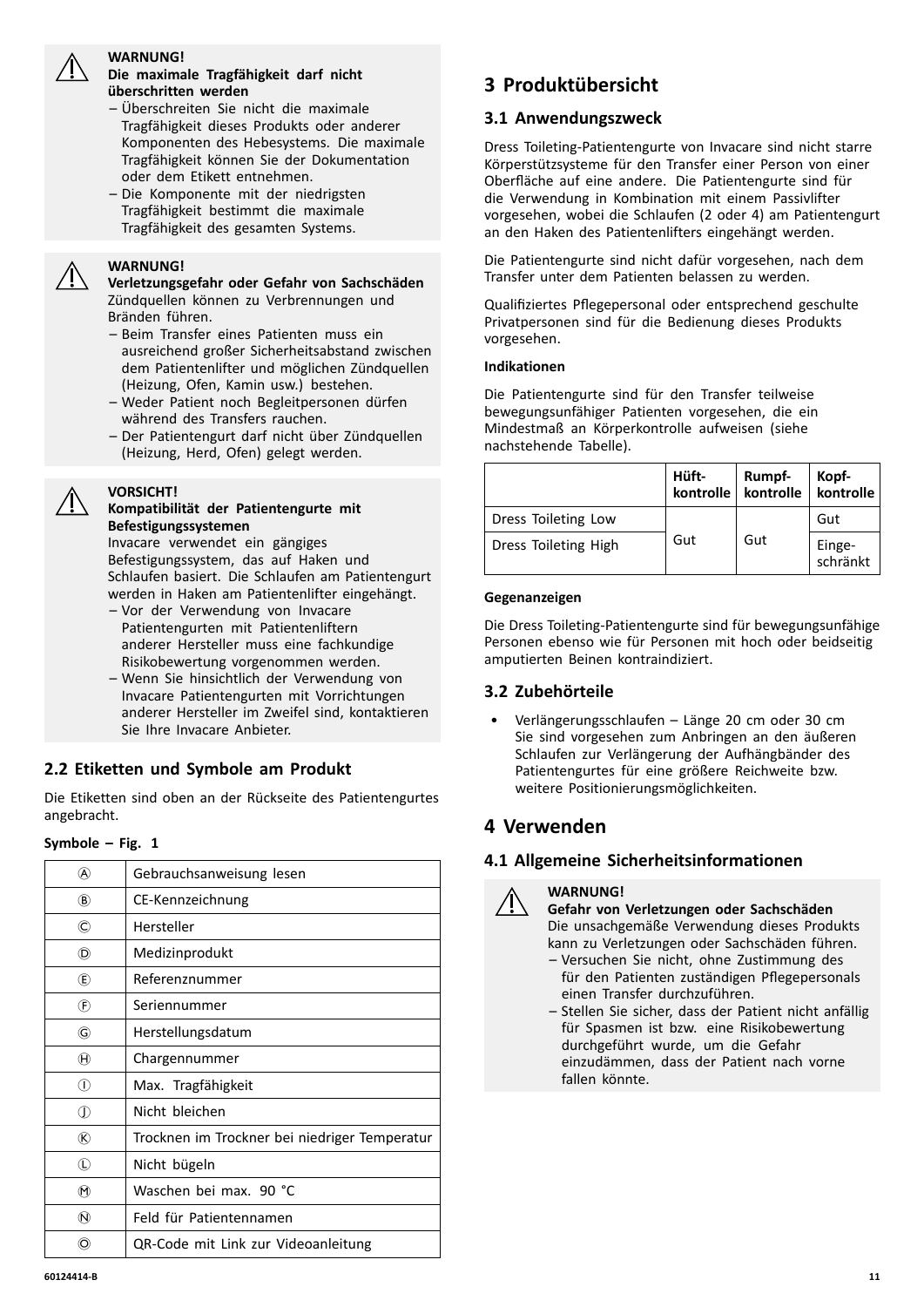> ⚠ **WARNUNG!**
> **Die maximale Tragfähigkeit darf nicht überschritten werden**
> – Überschreiten Sie nicht die maximale Tragfähigkeit dieses Produkts oder anderer Komponenten des Hebesystems. Die maximale Tragfähigkeit können Sie der Dokumentation oder dem Etikett entnehmen.
> – Die Komponente mit der niedrigsten Tragfähigkeit bestimmt die maximale Tragfähigkeit des gesamten Systems.

> ⚠ **WARNUNG!**
> **Verletzungsgefahr oder Gefahr von Sachschäden**
> Zündquellen können zu Verbrennungen und Bränden führen.
> – Beim Transfer eines Patienten muss ein ausreichend großer Sicherheitsabstand zwischen dem Patientenlifter und möglichen Zündquellen (Heizung, Ofen, Kamin usw.) bestehen.
> – Weder Patient noch Begleitpersonen dürfen während des Transfers rauchen.
> – Der Patientengurt darf nicht über Zündquellen (Heizung, Herd, Ofen) gelegt werden.

> ⚠ **VORSICHT!**
> **Kompatibilität der Patientengurte mit Befestigungssystemen**
> Invacare verwendet ein gängiges Befestigungssystem, das auf Haken und Schlaufen basiert. Die Schlaufen am Patientengurt werden in Haken am Patientenlifter eingehängt.
> – Vor der Verwendung von Invacare Patientengurten mit Patientenliftern anderer Hersteller muss eine fachkundige Risikobewertung vorgenommen werden.
> – Wenn Sie hinsichtlich der Verwendung von Invacare Patientengurten mit Vorrichtungen anderer Hersteller im Zweifel sind, kontaktieren Sie Ihre Invacare Anbieter.

## 2.2 Etiketten und Symbole am Produkt

Die Etiketten sind oben an der Rückseite des Patientengurtes angebracht.

**Symbole – Fig. 1**

| | |
|---|---|
| Ⓐ | Gebrauchsanweisung lesen |
| Ⓑ | CE-Kennzeichnung |
| Ⓒ | Hersteller |
| Ⓓ | Medizinprodukt |
| Ⓔ | Referenznummer |
| Ⓕ | Seriennummer |
| Ⓖ | Herstellungsdatum |
| Ⓗ | Chargennummer |
| Ⓘ | Max. Tragfähigkeit |
| Ⓙ | Nicht bleichen |
| Ⓚ | Trocknen im Trockner bei niedriger Temperatur |
| Ⓛ | Nicht bügeln |
| Ⓜ | Waschen bei max. 90 °C |
| Ⓝ | Feld für Patientennamen |
| Ⓞ | QR-Code mit Link zur Videoanleitung |

# 3 Produktübersicht

## 3.1 Anwendungszweck

Dress Toileting-Patientengurte von Invacare sind nicht starre Körperstützsysteme für den Transfer einer Person von einer Oberfläche auf eine andere. Die Patientengurte sind für die Verwendung in Kombination mit einem Passivlifter vorgesehen, wobei die Schlaufen (2 oder 4) am Patientengurt an den Haken des Patientenlifters eingehängt werden.

Die Patientengurte sind nicht dafür vorgesehen, nach dem Transfer unter dem Patienten belassen zu werden.

Qualifiziertes Pflegepersonal oder entsprechend geschulte Privatpersonen sind für die Bedienung dieses Produkts vorgesehen.

**Indikationen**

Die Patientengurte sind für den Transfer teilweise bewegungsunfähiger Patienten vorgesehen, die ein Mindestmaß an Körperkontrolle aufweisen (siehe nachstehende Tabelle).

| | Hüftkontrolle | Rumpfkontrolle | Kopfkontrolle |
|---|---|---|---|
| Dress Toileting Low | Gut | Gut | Gut |
| Dress Toileting High | | | Eingeschränkt |

**Gegenanzeigen**

Die Dress Toileting-Patientengurte sind für bewegungsunfähige Personen ebenso wie für Personen mit hoch oder beidseitig amputierten Beinen kontraindiziert.

## 3.2 Zubehörteile

- Verlängerungsschlaufen – Länge 20 cm oder 30 cm Sie sind vorgesehen zum Anbringen an den äußeren Schlaufen zur Verlängerung der Aufhängbänder des Patientengurtes für eine größere Reichweite bzw. weitere Positionierungsmöglichkeiten.

# 4 Verwenden

## 4.1 Allgemeine Sicherheitsinformationen

> ⚠ **WARNUNG!**
> **Gefahr von Verletzungen oder Sachschäden**
> Die unsachgemäße Verwendung dieses Produkts kann zu Verletzungen oder Sachschäden führen.
> – Versuchen Sie nicht, ohne Zustimmung des für den Patienten zuständigen Pflegepersonals einen Transfer durchzuführen.
> – Stellen Sie sicher, dass der Patient nicht anfällig für Spasmen ist bzw. eine Risikobewertung durchgeführt wurde, um die Gefahr einzudämmen, dass der Patient nach vorne fallen könnte.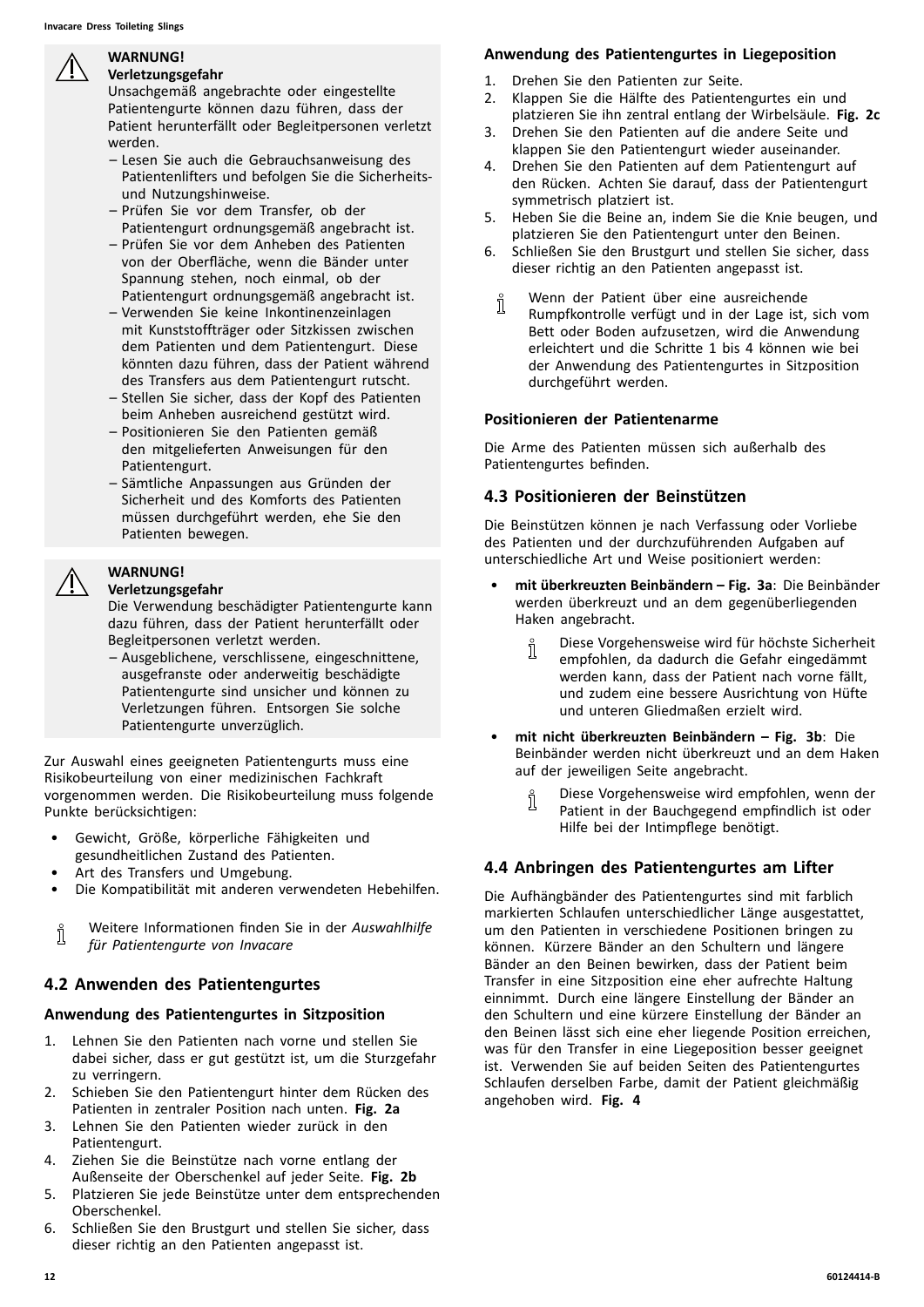**WARNUNG!**
**Verletzungsgefahr**
Unsachgemäß angebrachte oder eingestellte Patientengurte können dazu führen, dass der Patient herunterfällt oder Begleitpersonen verletzt werden.
– Lesen Sie auch die Gebrauchsanweisung des Patientenlifters und befolgen Sie die Sicherheits- und Nutzungshinweise.
– Prüfen Sie vor dem Transfer, ob der Patientengurt ordnungsgemäß angebracht ist.
– Prüfen Sie vor dem Anheben des Patienten von der Oberfläche, wenn die Bänder unter Spannung stehen, noch einmal, ob der Patientengurt ordnungsgemäß angebracht ist.
– Verwenden Sie keine Inkontinenzeinlagen mit Kunststoffträger oder Sitzkissen zwischen dem Patienten und dem Patientengurt. Diese könnten dazu führen, dass der Patient während des Transfers aus dem Patientengurt rutscht.
– Stellen Sie sicher, dass der Kopf des Patienten beim Anheben ausreichend gestützt wird.
– Positionieren Sie den Patienten gemäß den mitgelieferten Anweisungen für den Patientengurt.
– Sämtliche Anpassungen aus Gründen der Sicherheit und des Komforts des Patienten müssen durchgeführt werden, ehe Sie den Patienten bewegen.

**WARNUNG!**
**Verletzungsgefahr**
Die Verwendung beschädigter Patientengurte kann dazu führen, dass der Patient herunterfällt oder Begleitpersonen verletzt werden.
– Ausgeblichene, verschlissene, eingeschnittene, ausgefranste oder anderweitig beschädigte Patientengurte sind unsicher und können zu Verletzungen führen. Entsorgen Sie solche Patientengurte unverzüglich.

Zur Auswahl eines geeigneten Patientengurts muss eine Risikobeurteilung von einer medizinischen Fachkraft vorgenommen werden. Die Risikobeurteilung muss folgende Punkte berücksichtigen:

- Gewicht, Größe, körperliche Fähigkeiten und gesundheitlichen Zustand des Patienten.
- Art des Transfers und Umgebung.
- Die Kompatibilität mit anderen verwendeten Hebehilfen.

Weitere Informationen finden Sie in der *Auswahlhilfe für Patientengurte von Invacare*

## 4.2 Anwenden des Patientengurtes

### Anwendung des Patientengurtes in Sitzposition

1. Lehnen Sie den Patienten nach vorne und stellen Sie dabei sicher, dass er gut gestützt ist, um die Sturzgefahr zu verringern.
2. Schieben Sie den Patientengurt hinter dem Rücken des Patienten in zentraler Position nach unten. **Fig. 2a**
3. Lehnen Sie den Patienten wieder zurück in den Patientengurt.
4. Ziehen Sie die Beinstütze nach vorne entlang der Außenseite der Oberschenkel auf jeder Seite. **Fig. 2b**
5. Platzieren Sie jede Beinstütze unter dem entsprechenden Oberschenkel.
6. Schließen Sie den Brustgurt und stellen Sie sicher, dass dieser richtig an den Patienten angepasst ist.

### Anwendung des Patientengurtes in Liegeposition

1. Drehen Sie den Patienten zur Seite.
2. Klappen Sie die Hälfte des Patientengurtes ein und platzieren Sie ihn zentral entlang der Wirbelsäule. **Fig. 2c**
3. Drehen Sie den Patienten auf die andere Seite und klappen Sie den Patientengurt wieder auseinander.
4. Drehen Sie den Patienten auf dem Patientengurt auf den Rücken. Achten Sie darauf, dass der Patientengurt symmetrisch platziert ist.
5. Heben Sie die Beine an, indem Sie die Knie beugen, und platzieren Sie den Patientengurt unter den Beinen.
6. Schließen Sie den Brustgurt und stellen Sie sicher, dass dieser richtig an den Patienten angepasst ist.

Wenn der Patient über eine ausreichende Rumpfkontrolle verfügt und in der Lage ist, sich vom Bett oder Boden aufzusetzen, wird die Anwendung erleichtert und die Schritte 1 bis 4 können wie bei der Anwendung des Patientengurtes in Sitzposition durchgeführt werden.

### Positionieren der Patientenarme

Die Arme des Patienten müssen sich außerhalb des Patientengurtes befinden.

## 4.3 Positionieren der Beinstützen

Die Beinstützen können je nach Verfassung oder Vorliebe des Patienten und der durchzuführenden Aufgaben auf unterschiedliche Art und Weise positioniert werden:

- **mit überkreuzten Beinbändern – Fig. 3a**: Die Beinbänder werden überkreuzt und an dem gegenüberliegenden Haken angebracht.

  Diese Vorgehensweise wird für höchste Sicherheit empfohlen, da dadurch die Gefahr eingedämmt werden kann, dass der Patient nach vorne fällt, und zudem eine bessere Ausrichtung von Hüfte und unteren Gliedmaßen erzielt wird.

- **mit nicht überkreuzten Beinbändern – Fig. 3b**: Die Beinbänder werden nicht überkreuzt und an dem Haken auf der jeweiligen Seite angebracht.

  Diese Vorgehensweise wird empfohlen, wenn der Patient in der Bauchgegend empfindlich ist oder Hilfe bei der Intimpflege benötigt.

## 4.4 Anbringen des Patientengurtes am Lifter

Die Aufhängbänder des Patientengurtes sind mit farblich markierten Schlaufen unterschiedlicher Länge ausgestattet, um den Patienten in verschiedene Positionen bringen zu können. Kürzere Bänder an den Schultern und längere Bänder an den Beinen bewirken, dass der Patient beim Transfer in eine Sitzposition eine eher aufrechte Haltung einnimmt. Durch eine längere Einstellung der Bänder an den Schultern und eine kürzere Einstellung der Bänder an den Beinen lässt sich eine eher liegende Position erreichen, was für den Transfer in eine Liegeposition besser geeignet ist. Verwenden Sie auf beiden Seiten des Patientengurtes Schlaufen derselben Farbe, damit der Patient gleichmäßig angehoben wird. **Fig. 4**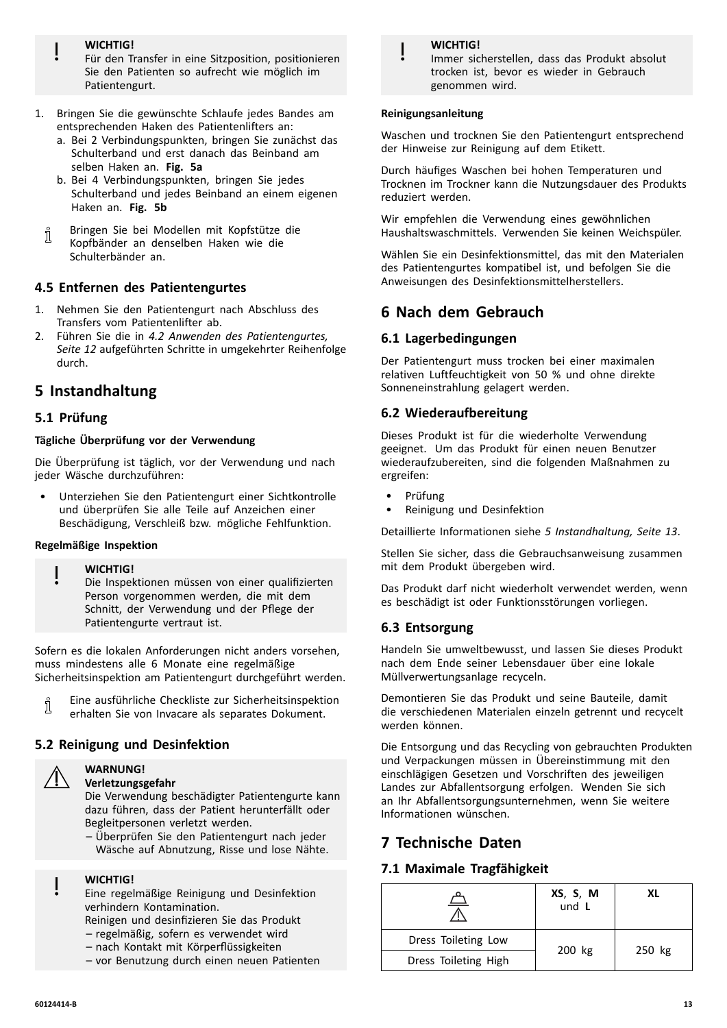**WICHTIG!**
Für den Transfer in eine Sitzposition, positionieren Sie den Patienten so aufrecht wie möglich im Patientengurt.

1. Bringen Sie die gewünschte Schlaufe jedes Bandes am entsprechenden Haken des Patientenlifters an:
   a. Bei 2 Verbindungspunkten, bringen Sie zunächst das Schulterband und erst danach das Beinband am selben Haken an. **Fig. 5a**
   b. Bei 4 Verbindungspunkten, bringen Sie jedes Schulterband und jedes Beinband an einem eigenen Haken an. **Fig. 5b**

Bringen Sie bei Modellen mit Kopfstütze die Kopfbänder an denselben Haken wie die Schulterbänder an.

### 4.5 Entfernen des Patientengurtes

1. Nehmen Sie den Patientengurt nach Abschluss des Transfers vom Patientenlifter ab.
2. Führen Sie die in *4.2 Anwenden des Patientengurtes, Seite 12* aufgeführten Schritte in umgekehrter Reihenfolge durch.

## 5 Instandhaltung

### 5.1 Prüfung

**Tägliche Überprüfung vor der Verwendung**

Die Überprüfung ist täglich, vor der Verwendung und nach jeder Wäsche durchzuführen:

- Unterziehen Sie den Patientengurt einer Sichtkontrolle und überprüfen Sie alle Teile auf Anzeichen einer Beschädigung, Verschleiß bzw. mögliche Fehlfunktion.

**Regelmäßige Inspektion**

**WICHTIG!**
Die Inspektionen müssen von einer qualifizierten Person vorgenommen werden, die mit dem Schnitt, der Verwendung und der Pflege der Patientengurte vertraut ist.

Sofern es die lokalen Anforderungen nicht anders vorsehen, muss mindestens alle 6 Monate eine regelmäßige Sicherheitsinspektion am Patientengurt durchgeführt werden.

Eine ausführliche Checkliste zur Sicherheitsinspektion erhalten Sie von Invacare als separates Dokument.

### 5.2 Reinigung und Desinfektion

**WARNUNG!**
**Verletzungsgefahr**
Die Verwendung beschädigter Patientengurte kann dazu führen, dass der Patient herunterfällt oder Begleitpersonen verletzt werden.
– Überprüfen Sie den Patientengurt nach jeder Wäsche auf Abnutzung, Risse und lose Nähte.

**WICHTIG!**
Eine regelmäßige Reinigung und Desinfektion verhindern Kontamination.
Reinigen und desinfizieren Sie das Produkt
– regelmäßig, sofern es verwendet wird
– nach Kontakt mit Körperflüssigkeiten
– vor Benutzung durch einen neuen Patienten

**WICHTIG!**
Immer sicherstellen, dass das Produkt absolut trocken ist, bevor es wieder in Gebrauch genommen wird.

**Reinigungsanleitung**

Waschen und trocknen Sie den Patientengurt entsprechend der Hinweise zur Reinigung auf dem Etikett.

Durch häufiges Waschen bei hohen Temperaturen und Trocknen im Trockner kann die Nutzungsdauer des Produkts reduziert werden.

Wir empfehlen die Verwendung eines gewöhnlichen Haushaltswaschmittels. Verwenden Sie keinen Weichspüler.

Wählen Sie ein Desinfektionsmittel, das mit den Materialen des Patientengurtes kompatibel ist, und befolgen Sie die Anweisungen des Desinfektionsmittelherstellers.

## 6 Nach dem Gebrauch

### 6.1 Lagerbedingungen

Der Patientengurt muss trocken bei einer maximalen relativen Luftfeuchtigkeit von 50 % und ohne direkte Sonneneinstrahlung gelagert werden.

### 6.2 Wiederaufbereitung

Dieses Produkt ist für die wiederholte Verwendung geeignet. Um das Produkt für einen neuen Benutzer wiederaufzubereiten, sind die folgenden Maßnahmen zu ergreifen:

- Prüfung
- Reinigung und Desinfektion

Detaillierte Informationen siehe *5 Instandhaltung, Seite 13*.

Stellen Sie sicher, dass die Gebrauchsanweisung zusammen mit dem Produkt übergeben wird.

Das Produkt darf nicht wiederholt verwendet werden, wenn es beschädigt ist oder Funktionsstörungen vorliegen.

### 6.3 Entsorgung

Handeln Sie umweltbewusst, und lassen Sie dieses Produkt nach dem Ende seiner Lebensdauer über eine lokale Müllverwertungsanlage recyceln.

Demontieren Sie das Produkt und seine Bauteile, damit die verschiedenen Materialen einzeln getrennt und recycelt werden können.

Die Entsorgung und das Recycling von gebrauchten Produkten und Verpackungen müssen in Übereinstimmung mit den einschlägigen Gesetzen und Vorschriften des jeweiligen Landes zur Abfallentsorgung erfolgen. Wenden Sie sich an Ihr Abfallentsorgungsunternehmen, wenn Sie weitere Informationen wünschen.

## 7 Technische Daten

### 7.1 Maximale Tragfähigkeit

| | **XS**, **S**, **M** und **L** | **XL** |
|---|---|---|
| Dress Toileting Low | 200 kg | 250 kg |
| Dress Toileting High | 200 kg | 250 kg |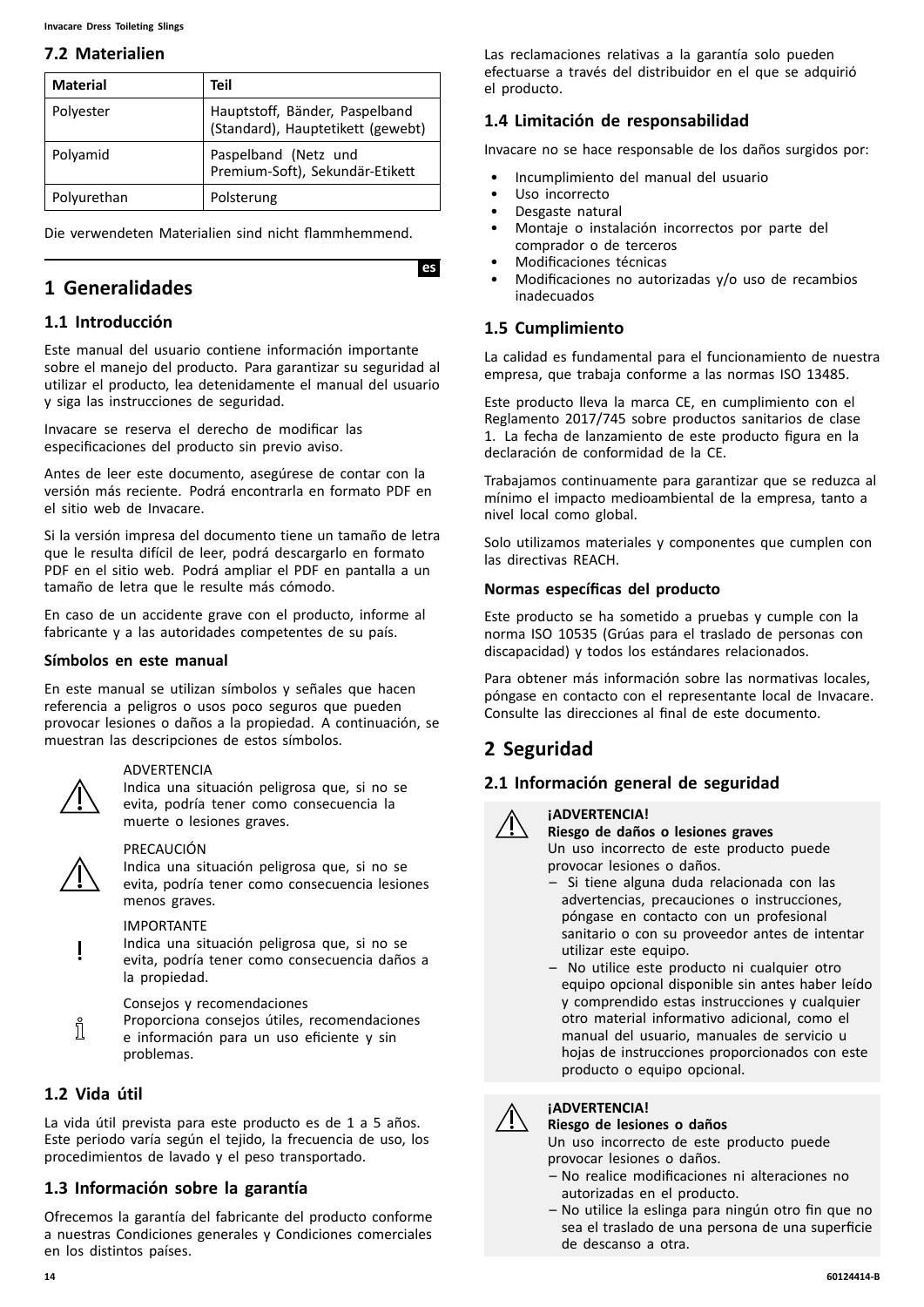## 7.2 Materialien

| Material | Teil |
|---|---|
| Polyester | Hauptstoff, Bänder, Paspelband (Standard), Hauptetikett (gewebt) |
| Polyamid | Paspelband (Netz und Premium-Soft), Sekundär-Etikett |
| Polyurethan | Polsterung |

Die verwendeten Materialien sind nicht flammhemmend.

es

# 1 Generalidades

## 1.1 Introducción

Este manual del usuario contiene información importante sobre el manejo del producto. Para garantizar su seguridad al utilizar el producto, lea detenidamente el manual del usuario y siga las instrucciones de seguridad.

Invacare se reserva el derecho de modificar las especificaciones del producto sin previo aviso.

Antes de leer este documento, asegúrese de contar con la versión más reciente. Podrá encontrarla en formato PDF en el sitio web de Invacare.

Si la versión impresa del documento tiene un tamaño de letra que le resulta difícil de leer, podrá descargarlo en formato PDF en el sitio web. Podrá ampliar el PDF en pantalla a un tamaño de letra que le resulte más cómodo.

En caso de un accidente grave con el producto, informe al fabricante y a las autoridades competentes de su país.

### Símbolos en este manual

En este manual se utilizan símbolos y señales que hacen referencia a peligros o usos poco seguros que pueden provocar lesiones o daños a la propiedad. A continuación, se muestran las descripciones de estos símbolos.

ADVERTENCIA
Indica una situación peligrosa que, si no se evita, podría tener como consecuencia la muerte o lesiones graves.

PRECAUCIÓN
Indica una situación peligrosa que, si no se evita, podría tener como consecuencia lesiones menos graves.

IMPORTANTE
Indica una situación peligrosa que, si no se evita, podría tener como consecuencia daños a la propiedad.

Consejos y recomendaciones
Proporciona consejos útiles, recomendaciones e información para un uso eficiente y sin problemas.

## 1.2 Vida útil

La vida útil prevista para este producto es de 1 a 5 años. Este periodo varía según el tejido, la frecuencia de uso, los procedimientos de lavado y el peso transportado.

## 1.3 Información sobre la garantía

Ofrecemos la garantía del fabricante del producto conforme a nuestras Condiciones generales y Condiciones comerciales en los distintos países.

Las reclamaciones relativas a la garantía solo pueden efectuarse a través del distribuidor en el que se adquirió el producto.

## 1.4 Limitación de responsabilidad

Invacare no se hace responsable de los daños surgidos por:

- Incumplimiento del manual del usuario
- Uso incorrecto
- Desgaste natural
- Montaje o instalación incorrectos por parte del comprador o de terceros
- Modificaciones técnicas
- Modificaciones no autorizadas y/o uso de recambios inadecuados

## 1.5 Cumplimiento

La calidad es fundamental para el funcionamiento de nuestra empresa, que trabaja conforme a las normas ISO 13485.

Este producto lleva la marca CE, en cumplimiento con el Reglamento 2017/745 sobre productos sanitarios de clase 1. La fecha de lanzamiento de este producto figura en la declaración de conformidad de la CE.

Trabajamos continuamente para garantizar que se reduzca al mínimo el impacto medioambiental de la empresa, tanto a nivel local como global.

Solo utilizamos materiales y componentes que cumplen con las directivas REACH.

### Normas específicas del producto

Este producto se ha sometido a pruebas y cumple con la norma ISO 10535 (Grúas para el traslado de personas con discapacidad) y todos los estándares relacionados.

Para obtener más información sobre las normativas locales, póngase en contacto con el representante local de Invacare. Consulte las direcciones al final de este documento.

# 2 Seguridad

## 2.1 Información general de seguridad

**¡ADVERTENCIA!**
**Riesgo de daños o lesiones graves**
Un uso incorrecto de este producto puede provocar lesiones o daños.
– Si tiene alguna duda relacionada con las advertencias, precauciones o instrucciones, póngase en contacto con un profesional sanitario o con su proveedor antes de intentar utilizar este equipo.
– No utilice este producto ni cualquier otro equipo opcional disponible sin antes haber leído y comprendido estas instrucciones y cualquier otro material informativo adicional, como el manual del usuario, manuales de servicio u hojas de instrucciones proporcionados con este producto o equipo opcional.

**¡ADVERTENCIA!**
**Riesgo de lesiones o daños**
Un uso incorrecto de este producto puede provocar lesiones o daños.
– No realice modificaciones ni alteraciones no autorizadas en el producto.
– No utilice la eslinga para ningún otro fin que no sea el traslado de una persona de una superficie de descanso a otra.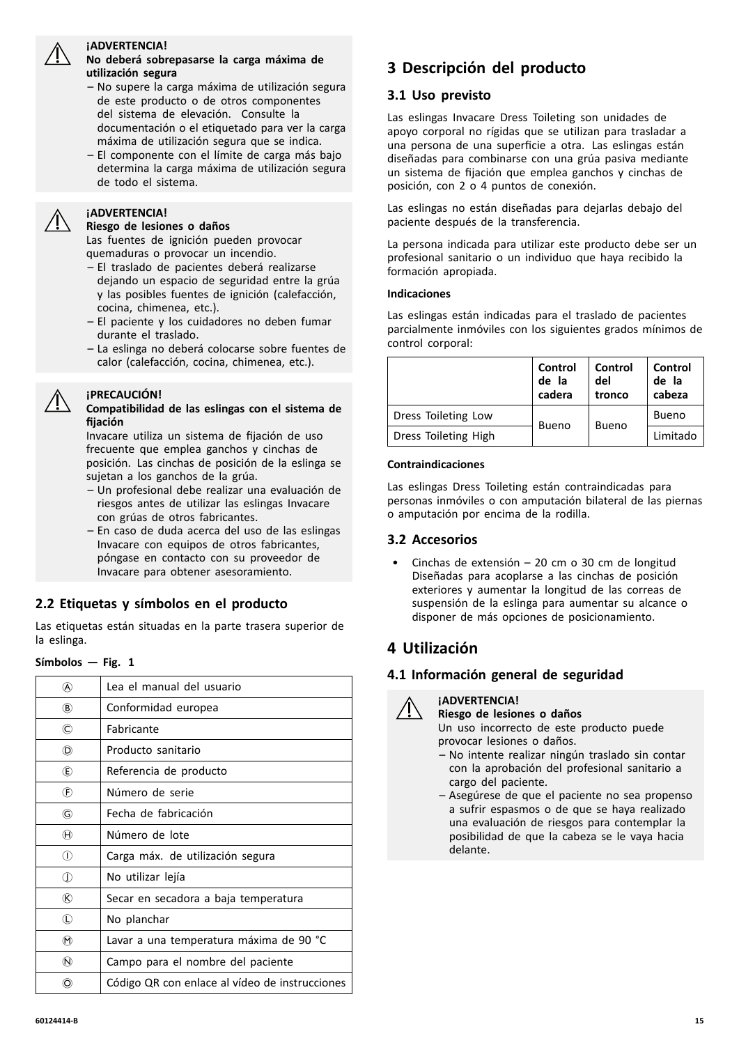**¡ADVERTENCIA!**
**No deberá sobrepasarse la carga máxima de utilización segura**

– No supere la carga máxima de utilización segura de este producto o de otros componentes del sistema de elevación. Consulte la documentación o el etiquetado para ver la carga máxima de utilización segura que se indica.
– El componente con el límite de carga más bajo determina la carga máxima de utilización segura de todo el sistema.

**¡ADVERTENCIA!**
**Riesgo de lesiones o daños**
Las fuentes de ignición pueden provocar quemaduras o provocar un incendio.

– El traslado de pacientes deberá realizarse dejando un espacio de seguridad entre la grúa y las posibles fuentes de ignición (calefacción, cocina, chimenea, etc.).
– El paciente y los cuidadores no deben fumar durante el traslado.
– La eslinga no deberá colocarse sobre fuentes de calor (calefacción, cocina, chimenea, etc.).

**¡PRECAUCIÓN!**
**Compatibilidad de las eslingas con el sistema de fijación**
Invacare utiliza un sistema de fijación de uso frecuente que emplea ganchos y cinchas de posición. Las cinchas de posición de la eslinga se sujetan a los ganchos de la grúa.

– Un profesional debe realizar una evaluación de riesgos antes de utilizar las eslingas Invacare con grúas de otros fabricantes.
– En caso de duda acerca del uso de las eslingas Invacare con equipos de otros fabricantes, póngase en contacto con su proveedor de Invacare para obtener asesoramiento.

## 2.2 Etiquetas y símbolos en el producto

Las etiquetas están situadas en la parte trasera superior de la eslinga.

**Símbolos — Fig. 1**

| | |
|---|---|
| Ⓐ | Lea el manual del usuario |
| Ⓑ | Conformidad europea |
| Ⓒ | Fabricante |
| Ⓓ | Producto sanitario |
| Ⓔ | Referencia de producto |
| Ⓕ | Número de serie |
| Ⓖ | Fecha de fabricación |
| Ⓗ | Número de lote |
| Ⓘ | Carga máx. de utilización segura |
| Ⓙ | No utilizar lejía |
| Ⓚ | Secar en secadora a baja temperatura |
| Ⓛ | No planchar |
| Ⓜ | Lavar a una temperatura máxima de 90 °C |
| Ⓝ | Campo para el nombre del paciente |
| Ⓞ | Código QR con enlace al vídeo de instrucciones |

# 3 Descripción del producto

## 3.1 Uso previsto

Las eslingas Invacare Dress Toileting son unidades de apoyo corporal no rígidas que se utilizan para trasladar a una persona de una superficie a otra. Las eslingas están diseñadas para combinarse con una grúa pasiva mediante un sistema de fijación que emplea ganchos y cinchas de posición, con 2 o 4 puntos de conexión.

Las eslingas no están diseñadas para dejarlas debajo del paciente después de la transferencia.

La persona indicada para utilizar este producto debe ser un profesional sanitario o un individuo que haya recibido la formación apropiada.

**Indicaciones**

Las eslingas están indicadas para el traslado de pacientes parcialmente inmóviles con los siguientes grados mínimos de control corporal:

| | Control de la cadera | Control del tronco | Control de la cabeza |
|---|---|---|---|
| Dress Toileting Low | Bueno | Bueno | Bueno |
| Dress Toileting High | | | Limitado |

**Contraindicaciones**

Las eslingas Dress Toileting están contraindicadas para personas inmóviles o con amputación bilateral de las piernas o amputación por encima de la rodilla.

## 3.2 Accesorios

- Cinchas de extensión – 20 cm o 30 cm de longitud
  Diseñadas para acoplarse a las cinchas de posición exteriores y aumentar la longitud de las correas de suspensión de la eslinga para aumentar su alcance o disponer de más opciones de posicionamiento.

# 4 Utilización

## 4.1 Información general de seguridad

**¡ADVERTENCIA!**
**Riesgo de lesiones o daños**
Un uso incorrecto de este producto puede provocar lesiones o daños.

– No intente realizar ningún traslado sin contar con la aprobación del profesional sanitario a cargo del paciente.
– Asegúrese de que el paciente no sea propenso a sufrir espasmos o de que se haya realizado una evaluación de riesgos para contemplar la posibilidad de que la cabeza se le vaya hacia delante.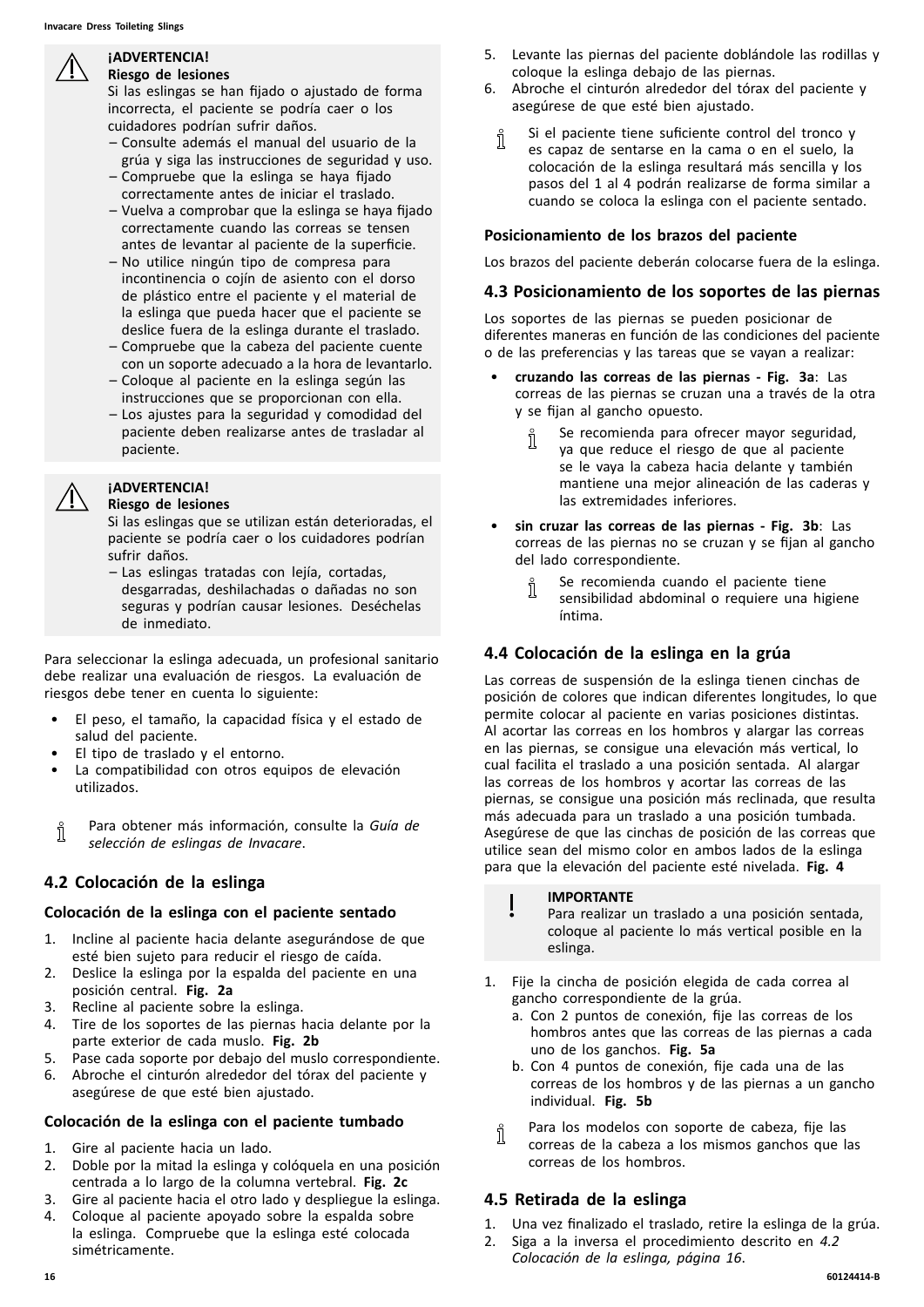> **¡ADVERTENCIA!**
> **Riesgo de lesiones**
> Si las eslingas se han fijado o ajustado de forma incorrecta, el paciente se podría caer o los cuidadores podrían sufrir daños.
> – Consulte además el manual del usuario de la grúa y siga las instrucciones de seguridad y uso.
> – Compruebe que la eslinga se haya fijado correctamente antes de iniciar el traslado.
> – Vuelva a comprobar que la eslinga se haya fijado correctamente cuando las correas se tensen antes de levantar al paciente de la superficie.
> – No utilice ningún tipo de compresa para incontinencia o cojín de asiento con el dorso de plástico entre el paciente y el material de la eslinga que pueda hacer que el paciente se deslice fuera de la eslinga durante el traslado.
> – Compruebe que la cabeza del paciente cuente con un soporte adecuado a la hora de levantarlo.
> – Coloque al paciente en la eslinga según las instrucciones que se proporcionan con ella.
> – Los ajustes para la seguridad y comodidad del paciente deben realizarse antes de trasladar al paciente.

> **¡ADVERTENCIA!**
> **Riesgo de lesiones**
> Si las eslingas que se utilizan están deterioradas, el paciente se podría caer o los cuidadores podrían sufrir daños.
> – Las eslingas tratadas con lejía, cortadas, desgarradas, deshilachadas o dañadas no son seguras y podrían causar lesiones. Deséchelas de inmediato.

Para seleccionar la eslinga adecuada, un profesional sanitario debe realizar una evaluación de riesgos. La evaluación de riesgos debe tener en cuenta lo siguiente:

- El peso, el tamaño, la capacidad física y el estado de salud del paciente.
- El tipo de traslado y el entorno.
- La compatibilidad con otros equipos de elevación utilizados.

Para obtener más información, consulte la *Guía de selección de eslingas de Invacare*.

## 4.2 Colocación de la eslinga

### Colocación de la eslinga con el paciente sentado

1. Incline al paciente hacia delante asegurándose de que esté bien sujeto para reducir el riesgo de caída.
2. Deslice la eslinga por la espalda del paciente en una posición central. **Fig. 2a**
3. Recline al paciente sobre la eslinga.
4. Tire de los soportes de las piernas hacia delante por la parte exterior de cada muslo. **Fig. 2b**
5. Pase cada soporte por debajo del muslo correspondiente.
6. Abroche el cinturón alrededor del tórax del paciente y asegúrese de que esté bien ajustado.

### Colocación de la eslinga con el paciente tumbado

1. Gire al paciente hacia un lado.
2. Doble por la mitad la eslinga y colóquela en una posición centrada a lo largo de la columna vertebral. **Fig. 2c**
3. Gire al paciente hacia el otro lado y despliegue la eslinga.
4. Coloque al paciente apoyado sobre la espalda sobre la eslinga. Compruebe que la eslinga esté colocada simétricamente.
5. Levante las piernas del paciente doblándole las rodillas y coloque la eslinga debajo de las piernas.
6. Abroche el cinturón alrededor del tórax del paciente y asegúrese de que esté bien ajustado.

Si el paciente tiene suficiente control del tronco y es capaz de sentarse en la cama o en el suelo, la colocación de la eslinga resultará más sencilla y los pasos del 1 al 4 podrán realizarse de forma similar a cuando se coloca la eslinga con el paciente sentado.

### Posicionamiento de los brazos del paciente

Los brazos del paciente deberán colocarse fuera de la eslinga.

## 4.3 Posicionamiento de los soportes de las piernas

Los soportes de las piernas se pueden posicionar de diferentes maneras en función de las condiciones del paciente o de las preferencias y las tareas que se vayan a realizar:

- **cruzando las correas de las piernas - Fig. 3a**: Las correas de las piernas se cruzan una a través de la otra y se fijan al gancho opuesto.

  Se recomienda para ofrecer mayor seguridad, ya que reduce el riesgo de que al paciente se le vaya la cabeza hacia delante y también mantiene una mejor alineación de las caderas y las extremidades inferiores.

- **sin cruzar las correas de las piernas - Fig. 3b**: Las correas de las piernas no se cruzan y se fijan al gancho del lado correspondiente.

  Se recomienda cuando el paciente tiene sensibilidad abdominal o requiere una higiene íntima.

## 4.4 Colocación de la eslinga en la grúa

Las correas de suspensión de la eslinga tienen cinchas de posición de colores que indican diferentes longitudes, lo que permite colocar al paciente en varias posiciones distintas. Al acortar las correas en los hombros y alargar las correas en las piernas, se consigue una elevación más vertical, lo cual facilita el traslado a una posición sentada. Al alargar las correas de los hombros y acortar las correas de las piernas, se consigue una posición más reclinada, que resulta más adecuada para un traslado a una posición tumbada. Asegúrese de que las cinchas de posición de las correas que utilice sean del mismo color en ambos lados de la eslinga para que la elevación del paciente esté nivelada. **Fig. 4**

> **IMPORTANTE**
> Para realizar un traslado a una posición sentada, coloque al paciente lo más vertical posible en la eslinga.

1. Fije la cincha de posición elegida de cada correa al gancho correspondiente de la grúa.
   a. Con 2 puntos de conexión, fije las correas de los hombros antes que las correas de las piernas a cada uno de los ganchos. **Fig. 5a**
   b. Con 4 puntos de conexión, fije cada una de las correas de los hombros y de las piernas a un gancho individual. **Fig. 5b**

Para los modelos con soporte de cabeza, fije las correas de la cabeza a los mismos ganchos que las correas de los hombros.

## 4.5 Retirada de la eslinga

1. Una vez finalizado el traslado, retire la eslinga de la grúa.
2. Siga a la inversa el procedimiento descrito en *4.2 Colocación de la eslinga, página 16.*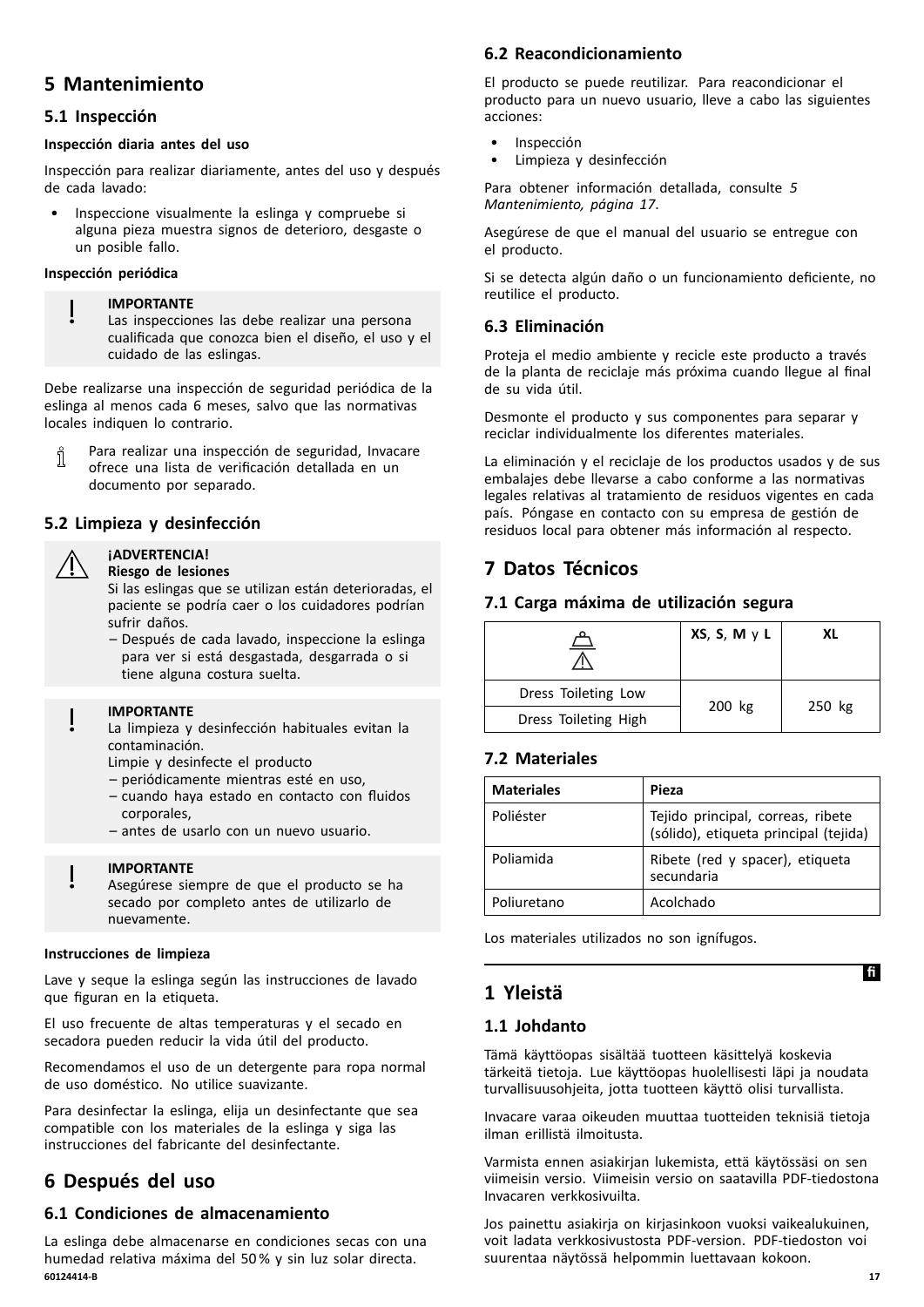# 5 Mantenimiento

## 5.1 Inspección

**Inspección diaria antes del uso**

Inspección para realizar diariamente, antes del uso y después de cada lavado:

- Inspeccione visualmente la eslinga y compruebe si alguna pieza muestra signos de deterioro, desgaste o un posible fallo.

**Inspección periódica**

> **IMPORTANTE**
> Las inspecciones las debe realizar una persona cualificada que conozca bien el diseño, el uso y el cuidado de las eslingas.

Debe realizarse una inspección de seguridad periódica de la eslinga al menos cada 6 meses, salvo que las normativas locales indiquen lo contrario.

> Para realizar una inspección de seguridad, Invacare ofrece una lista de verificación detallada en un documento por separado.

## 5.2 Limpieza y desinfección

> **¡ADVERTENCIA!**
> **Riesgo de lesiones**
> Si las eslingas que se utilizan están deterioradas, el paciente se podría caer o los cuidadores podrían sufrir daños.
> – Después de cada lavado, inspeccione la eslinga para ver si está desgastada, desgarrada o si tiene alguna costura suelta.

> **IMPORTANTE**
> La limpieza y desinfección habituales evitan la contaminación.
> Limpie y desinfecte el producto
> – periódicamente mientras esté en uso,
> – cuando haya estado en contacto con fluidos corporales,
> – antes de usarlo con un nuevo usuario.

> **IMPORTANTE**
> Asegúrese siempre de que el producto se ha secado por completo antes de utilizarlo de nuevamente.

**Instrucciones de limpieza**

Lave y seque la eslinga según las instrucciones de lavado que figuran en la etiqueta.

El uso frecuente de altas temperaturas y el secado en secadora pueden reducir la vida útil del producto.

Recomendamos el uso de un detergente para ropa normal de uso doméstico. No utilice suavizante.

Para desinfectar la eslinga, elija un desinfectante que sea compatible con los materiales de la eslinga y siga las instrucciones del fabricante del desinfectante.

# 6 Después del uso

## 6.1 Condiciones de almacenamiento

La eslinga debe almacenarse en condiciones secas con una humedad relativa máxima del 50 % y sin luz solar directa.

## 6.2 Reacondicionamiento

El producto se puede reutilizar. Para reacondicionar el producto para un nuevo usuario, lleve a cabo las siguientes acciones:

- Inspección
- Limpieza y desinfección

Para obtener información detallada, consulte *5 Mantenimiento, página 17*.

Asegúrese de que el manual del usuario se entregue con el producto.

Si se detecta algún daño o un funcionamiento deficiente, no reutilice el producto.

## 6.3 Eliminación

Proteja el medio ambiente y recicle este producto a través de la planta de reciclaje más próxima cuando llegue al final de su vida útil.

Desmonte el producto y sus componentes para separar y reciclar individualmente los diferentes materiales.

La eliminación y el reciclaje de los productos usados y de sus embalajes debe llevarse a cabo conforme a las normativas legales relativas al tratamiento de residuos vigentes en cada país. Póngase en contacto con su empresa de gestión de residuos local para obtener más información al respecto.

# 7 Datos Técnicos

## 7.1 Carga máxima de utilización segura

| | **XS**, **S**, **M** y **L** | **XL** |
|---|---|---|
| Dress Toileting Low | 200 kg | 250 kg |
| Dress Toileting High | 200 kg | 250 kg |

## 7.2 Materiales

| **Materiales** | **Pieza** |
|---|---|
| Poliéster | Tejido principal, correas, ribete (sólido), etiqueta principal (tejida) |
| Poliamida | Ribete (red y spacer), etiqueta secundaria |
| Poliuretano | Acolchado |

Los materiales utilizados no son ignífugos.

fi

# 1 Yleistä

## 1.1 Johdanto

Tämä käyttöopas sisältää tuotteen käsittelyä koskevia tärkeitä tietoja. Lue käyttöopas huolellisesti läpi ja noudata turvallisuusohjeita, jotta tuotteen käyttö olisi turvallista.

Invacare varaa oikeuden muuttaa tuotteiden teknisiä tietoja ilman erillistä ilmoitusta.

Varmista ennen asiakirjan lukemista, että käytössäsi on sen viimeisin versio. Viimeisin versio on saatavilla PDF-tiedostona Invacaren verkkosivuilta.

Jos painettu asiakirja on kirjasinkoon vuoksi vaikealukuinen, voit ladata verkkosivustosta PDF-version. PDF-tiedoston voi suurentaa näytössä helpommin luettavaan kokoon.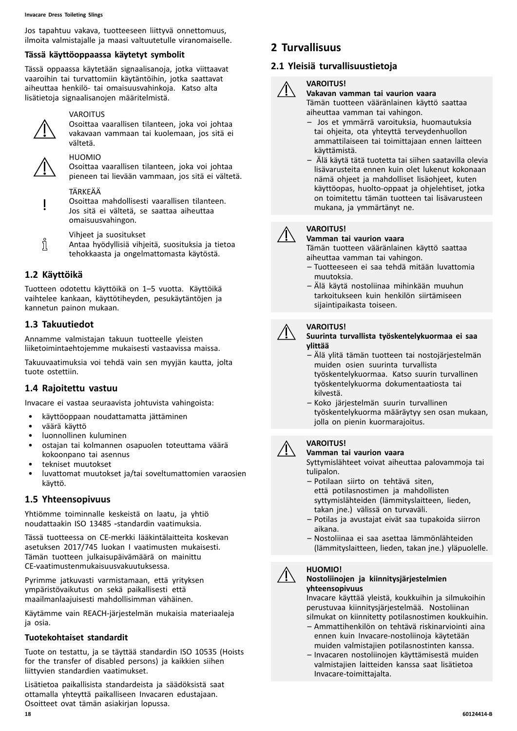Jos tapahtuu vakava, tuotteeseen liittyvä onnettomuus, ilmoita valmistajalle ja maasi valtuutetulle viranomaiselle.

### Tässä käyttöoppaassa käytetyt symbolit

Tässä oppaassa käytetään signaalisanoja, jotka viittaavat vaaroihin tai turvattomiin käytäntöihin, jotka saattavat aiheuttaa henkilö- tai omaisuusvahinkoja. Katso alta lisätietoja signaalisanojen määritelmistä.

VAROITUS
Osoittaa vaarallisen tilanteen, joka voi johtaa vakavaan vammaan tai kuolemaan, jos sitä ei vältetä.

HUOMIO
Osoittaa vaarallisen tilanteen, joka voi johtaa pieneen tai lievään vammaan, jos sitä ei vältetä.

TÄRKEÄÄ
Osoittaa mahdollisesti vaarallisen tilanteen. Jos sitä ei vältetä, se saattaa aiheuttaa omaisuusvahingon.

Vihjeet ja suositukset
Antaa hyödyllisiä vihjeitä, suosituksia ja tietoa tehokkaasta ja ongelmattomasta käytöstä.

## 1.2 Käyttöikä

Tuotteen odotettu käyttöikä on 1–5 vuotta. Käyttöikä vaihtelee kankaan, käyttötiheyden, pesukäytäntöjen ja kannetun painon mukaan.

## 1.3 Takuutiedot

Annamme valmistajan takuun tuotteelle yleisten liiketoimintaehtojemme mukaisesti vastaavissa maissa.

Takuuvaatimuksia voi tehdä vain sen myyjän kautta, jolta tuote ostettiin.

## 1.4 Rajoitettu vastuu

Invacare ei vastaa seuraavista johtuvista vahingoista:

- käyttöoppaan noudattamatta jättäminen
- väärä käyttö
- luonnollinen kuluminen
- ostajan tai kolmannen osapuolen toteuttama väärä kokoonpano tai asennus
- tekniset muutokset
- luvattomat muutokset ja/tai soveltumattomien varaosien käyttö.

## 1.5 Yhteensopivuus

Yhtiömme toiminnalle keskeistä on laatu, ja yhtiö noudattaakin ISO 13485 -standardin vaatimuksia.

Tässä tuotteessa on CE-merkki lääkintälaitteita koskevan asetuksen 2017/745 luokan I vaatimusten mukaisesti. Tämän tuotteen julkaisupäivämäärä on mainittu CE-vaatimustenmukaisuusvakuutuksessa.

Pyrimme jatkuvasti varmistamaan, että yrityksen ympäristövaikutus on sekä paikallisesti että maailmanlaajuisesti mahdollisimman vähäinen.

Käytämme vain REACH-järjestelmän mukaisia materiaaleja ja osia.

### Tuotekohtaiset standardit

Tuote on testattu, ja se täyttää standardin ISO 10535 (Hoists for the transfer of disabled persons) ja kaikkien siihen liittyvien standardien vaatimukset.

Lisätietoa paikallisista standardeista ja säädöksistä saat ottamalla yhteyttä paikalliseen Invacaren edustajaan. Osoitteet ovat tämän asiakirjan lopussa.

# 2 Turvallisuus

## 2.1 Yleisiä turvallisuustietoja

**VAROITUS!**
**Vakavan vamman tai vaurion vaara**
Tämän tuotteen vääränlainen käyttö saattaa aiheuttaa vamman tai vahingon.
- Jos et ymmärrä varoituksia, huomautuksia tai ohjeita, ota yhteyttä terveydenhuollon ammattilaiseen tai toimittajaan ennen laitteen käyttämistä.
- Älä käytä tätä tuotetta tai siihen saatavilla olevia lisävarusteita ennen kuin olet lukenut kokonaan nämä ohjeet ja mahdolliset lisäohjeet, kuten käyttöopas, huolto-oppaat ja ohjelehtiset, jotka on toimitettu tämän tuotteen tai lisävarusteen mukana, ja ymmärtänyt ne.

**VAROITUS!**
**Vamman tai vaurion vaara**
Tämän tuotteen vääränlainen käyttö saattaa aiheuttaa vamman tai vahingon.
- Tuotteeseen ei saa tehdä mitään luvattomia muutoksia.
- Älä käytä nostoliinaa mihinkään muuhun tarkoitukseen kuin henkilön siirtämiseen sijaintipaikasta toiseen.

**VAROITUS!**
**Suurinta turvallista työskentelykuormaa ei saa ylittää**
- Älä ylitä tämän tuotteen tai nostojärjestelmän muiden osien suurinta turvallista työskentelykuormaa. Katso suurin turvallinen työskentelykuorma dokumentaatiosta tai kilvestä.
- Koko järjestelmän suurin turvallinen työskentelykuorma määräytyy sen osan mukaan, jolla on pienin kuormarajoitus.

**VAROITUS!**
**Vamman tai vaurion vaara**
Syttymislähteet voivat aiheuttaa palovammoja tai tulipalon.
- Potilaan siirto on tehtävä siten, että potilasnostimen ja mahdollisten syttymislähteiden (lämmityslaitteen, lieden, takan jne.) välissä on turvaväli.
- Potilas ja avustajat eivät saa tupakoida siirron aikana.
- Nostoliinaa ei saa asettaa lämmönlähteiden (lämmityslaitteen, lieden, takan jne.) yläpuolelle.

**HUOMIO!**
**Nostoliinojen ja kiinnitysjärjestelmien yhteensopivuus**
Invacare käyttää yleistä, koukkuihin ja silmukoihin perustuvaa kiinnitysjärjestelmää. Nostoliinan silmukat on kiinnitetty potilasnostimen koukkuihin.
- Ammattihenkilön on tehtävä riskinarviointi aina ennen kuin Invacare-nostoliinoja käytetään muiden valmistajien potilasnostinten kanssa.
- Invacaren nostoliinojen käyttämisestä muiden valmistajien laitteiden kanssa saat lisätietoa Invacare-toimittajalta.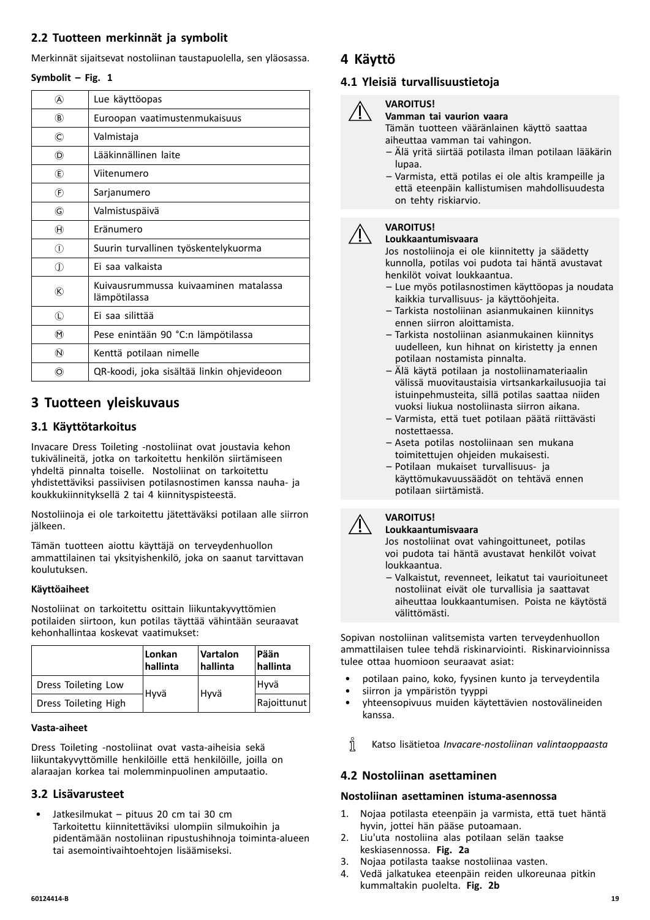### 2.2 Tuotteen merkinnät ja symbolit

Merkinnät sijaitsevat nostoliinan taustapuolella, sen yläosassa.

**Symbolit – Fig. 1**

| | |
|---|---|
| Ⓐ | Lue käyttöopas |
| Ⓑ | Euroopan vaatimustenmukaisuus |
| Ⓒ | Valmistaja |
| Ⓓ | Lääkinnällinen laite |
| Ⓔ | Viitenumero |
| Ⓕ | Sarjanumero |
| Ⓖ | Valmistuspäivä |
| Ⓗ | Eränumero |
| Ⓘ | Suurin turvallinen työskentelykuorma |
| Ⓙ | Ei saa valkaista |
| Ⓚ | Kuivausrummussa kuivaaminen matalassa lämpötilassa |
| Ⓛ | Ei saa silittää |
| Ⓜ | Pese enintään 90 °C:n lämpötilassa |
| Ⓝ | Kenttä potilaan nimelle |
| Ⓞ | QR-koodi, joka sisältää linkin ohjevideoon |

## 3 Tuotteen yleiskuvaus

### 3.1 Käyttötarkoitus

Invacare Dress Toileting -nostoliinat ovat joustavia kehon tukivälineitä, jotka on tarkoitettu henkilön siirtämiseen yhdeltä pinnalta toiselle. Nostoliinat on tarkoitettu yhdistettäviksi passiivisen potilasnostimen kanssa nauha- ja koukkukiinnityksellä 2 tai 4 kiinnityspisteestä.

Nostoliinoja ei ole tarkoitettu jätettäväksi potilaan alle siirron jälkeen.

Tämän tuotteen aiottu käyttäjä on terveydenhuollon ammattilainen tai yksityishenkilö, joka on saanut tarvittavan koulutuksen.

**Käyttöaiheet**

Nostoliinat on tarkoitettu osittain liikuntakyvyttömien potilaiden siirtoon, kun potilas täyttää vähintään seuraavat kehonhallintaa koskevat vaatimukset:

| | Lonkan hallinta | Vartalon hallinta | Pään hallinta |
|---|---|---|---|
| Dress Toileting Low | Hyvä | Hyvä | Hyvä |
| Dress Toileting High | | | Rajoittunut |

**Vasta-aiheet**

Dress Toileting -nostoliinat ovat vasta-aiheisia sekä liikuntakyvyttömille henkilöille että henkilöille, joilla on alaraajan korkea tai molemminpuolinen amputaatio.

### 3.2 Lisävarusteet

- Jatkesilmukat – pituus 20 cm tai 30 cm
  Tarkoitettu kiinnitettäviksi ulompiin silmukoihin ja pidentämään nostoliinan ripustushihnoja toiminta-alueen tai asemointivaihtoehtojen lisäämiseksi.

## 4 Käyttö

### 4.1 Yleisiä turvallisuustietoja

> ⚠ **VAROITUS!**
> **Vamman tai vaurion vaara**
> Tämän tuotteen vääränlainen käyttö saattaa aiheuttaa vamman tai vahingon.
> – Älä yritä siirtää potilasta ilman potilaan lääkärin lupaa.
> – Varmista, että potilas ei ole altis krampeille ja että eteenpäin kallistumisen mahdollisuudesta on tehty riskiarvio.

> ⚠ **VAROITUS!**
> **Loukkaantumisvaara**
> Jos nostoliinoja ei ole kiinnitetty ja säädetty kunnolla, potilas voi pudota tai häntä avustavat henkilöt voivat loukkaantua.
> – Lue myös potilasnostimen käyttöopas ja noudata kaikkia turvallisuus- ja käyttöohjeita.
> – Tarkista nostoliinan asianmukainen kiinnitys ennen siirron aloittamista.
> – Tarkista nostoliinan asianmukainen kiinnitys uudelleen, kun hihnat on kiristetty ja ennen potilaan nostamista pinnalta.
> – Älä käytä potilaan ja nostoliinamateriaalin välissä muovitaustaisia virtsankarkailusuojia tai istuinpehmusteita, sillä potilas saattaa niiden vuoksi liukua nostoliinasta siirron aikana.
> – Varmista, että tuet potilaan päätä riittävästi nostettaessa.
> – Aseta potilas nostoliinaan sen mukana toimitettujen ohjeiden mukaisesti.
> – Potilaan mukaiset turvallisuus- ja käyttömukavuussäädöt on tehtävä ennen potilaan siirtämistä.

> ⚠ **VAROITUS!**
> **Loukkaantumisvaara**
> Jos nostoliinat ovat vahingoittuneet, potilas voi pudota tai häntä avustavat henkilöt voivat loukkaantua.
> – Valkaistut, revenneet, leikatut tai vaurioituneet nostoliinat eivät ole turvallisia ja saattavat aiheuttaa loukkaantumisen. Poista ne käytöstä välittömästi.

Sopivan nostoliinan valitsemista varten terveydenhuollon ammattilaisen tulee tehdä riskinarviointi. Riskinarvioinnissa tulee ottaa huomioon seuraavat asiat:

- potilaan paino, koko, fyysinen kunto ja terveydentila
- siirron ja ympäristön tyyppi
- yhteensopivuus muiden käytettävien nostovälineiden kanssa.

> ℹ Katso lisätietoa *Invacare-nostoliinan valintaoppaasta*

### 4.2 Nostoliinan asettaminen

**Nostoliinan asettaminen istuma-asennossa**

1. Nojaa potilasta eteenpäin ja varmista, että tuet häntä hyvin, jottei hän pääse putoamaan.
2. Liu'uta nostoliina alas potilaan selän taakse keskiasennossa. **Fig. 2a**
3. Nojaa potilasta taakse nostoliinaa vasten.
4. Vedä jalkatukea eteenpäin reiden ulkoreunaa pitkin kummaltakin puolelta. **Fig. 2b**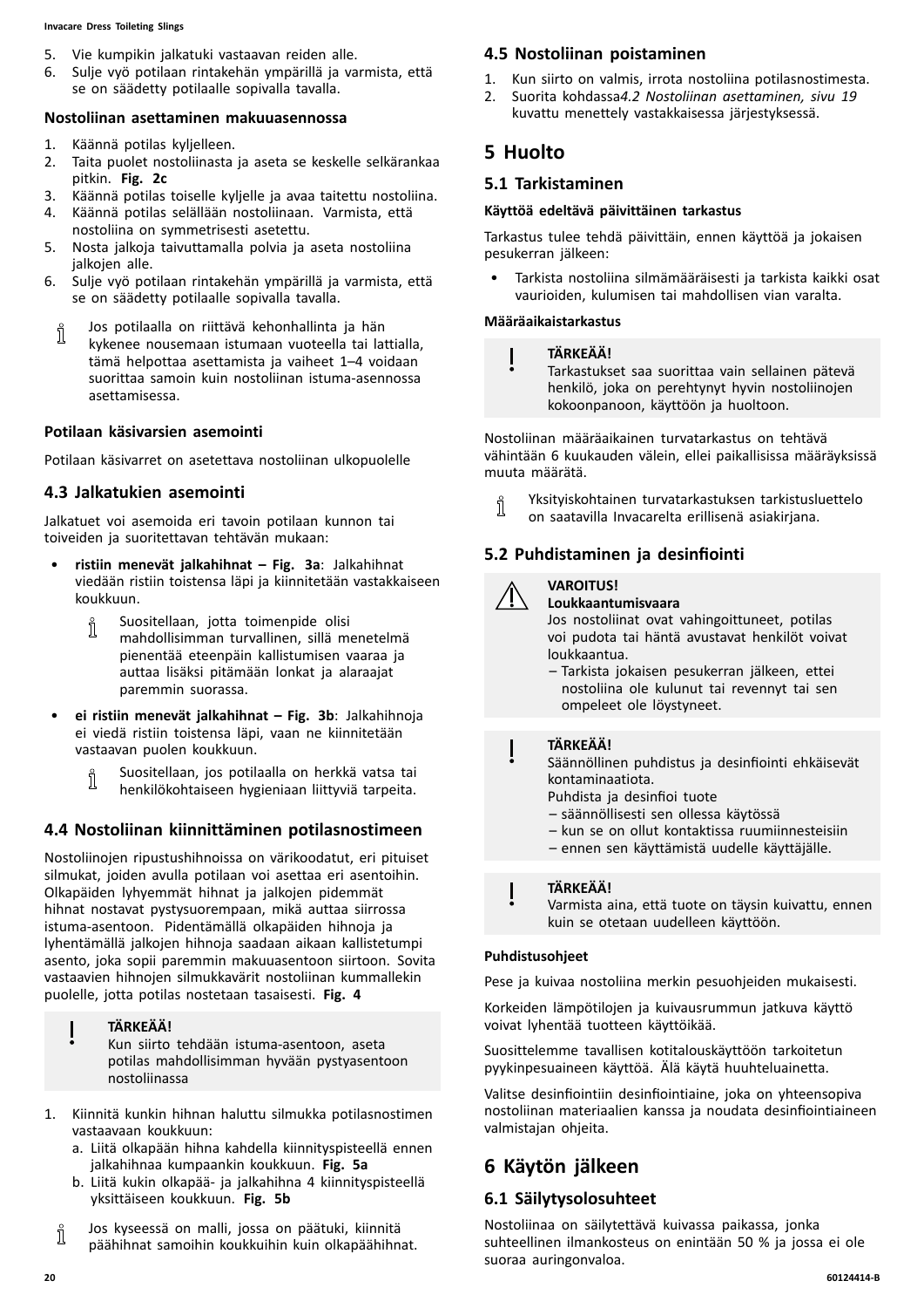5. Vie kumpikin jalkatuki vastaavan reiden alle.
6. Sulje vyö potilaan rintakehän ympärillä ja varmista, että se on säädetty potilaalle sopivalla tavalla.

#### Nostoliinan asettaminen makuuasennossa

1. Käännä potilas kyljelleen.
2. Taita puolet nostoliinasta ja aseta se keskelle selkärankaa pitkin. **Fig. 2c**
3. Käännä potilas toiselle kyljelle ja avaa taitettu nostoliina.
4. Käännä potilas selällään nostoliinaan. Varmista, että nostoliina on symmetrisesti asetettu.
5. Nosta jalkoja taivuttamalla polvia ja aseta nostoliina jalkojen alle.
6. Sulje vyö potilaan rintakehän ympärillä ja varmista, että se on säädetty potilaalle sopivalla tavalla.

> Jos potilaalla on riittävä kehonhallinta ja hän kykenee nousemaan istumaan vuoteella tai lattialla, tämä helpottaa asettamista ja vaiheet 1–4 voidaan suorittaa samoin kuin nostoliinan istuma-asennossa asettamisessa.

#### Potilaan käsivarsien asemointi

Potilaan käsivarret on asetettava nostoliinan ulkopuolelle

### 4.3 Jalkatukien asemointi

Jalkatuet voi asemoida eri tavoin potilaan kunnon tai toiveiden ja suoritettavan tehtävän mukaan:

- **ristiin menevät jalkahihnat – Fig. 3a**: Jalkahihnat viedään ristiin toistensa läpi ja kiinnitetään vastakkaiseen koukkuun.

  > Suositellaan, jotta toimenpide olisi mahdollisimman turvallinen, sillä menetelmä pienentää eteenpäin kallistumisen vaaraa ja auttaa lisäksi pitämään lonkat ja alaraajat paremmin suorassa.

- **ei ristiin menevät jalkahihnat – Fig. 3b**: Jalkahihnoja ei viedä ristiin toistensa läpi, vaan ne kiinnitetään vastaavan puolen koukkuun.

  > Suositellaan, jos potilaalla on herkkä vatsa tai henkilökohtaiseen hygieniaan liittyviä tarpeita.

### 4.4 Nostoliinan kiinnittäminen potilasnostimeen

Nostoliinojen ripustushihnoissa on värikoodatut, eri pituiset silmukat, joiden avulla potilaan voi asettaa eri asentoihin. Olkapäiden lyhyemmät hihnat ja jalkojen pidemmät hihnat nostavat pystysuorempaan, mikä auttaa siirrossa istuma-asentoon. Pidentämällä olkapäiden hihnoja ja lyhentämällä jalkojen hihnoja saadaan aikaan kallistetumpi asento, joka sopii paremmin makuuasentoon siirtoon. Sovita vastaavien hihnojen silmukkavärit nostoliinan kummallekin puolelle, jotta potilas nostetaan tasaisesti. **Fig. 4**

> **TÄRKEÄÄ!**
> Kun siirto tehdään istuma-asentoon, aseta potilas mahdollisimman hyvään pystyasentoon nostoliinassa

1. Kiinnitä kunkin hihnan haluttu silmukka potilasnostimen vastaavaan koukkuun:
   a. Liitä olkapään hihna kahdella kiinnityspisteellä ennen jalkahihnaa kumpaankin koukkuun. **Fig. 5a**
   b. Liitä kukin olkapää- ja jalkahihna 4 kiinnityspisteellä yksittäiseen koukkuun. **Fig. 5b**

> Jos kyseessä on malli, jossa on päätuki, kiinnitä päähihnat samoihin koukkuihin kuin olkapäähihnat.

### 4.5 Nostoliinan poistaminen

1. Kun siirto on valmis, irrota nostoliina potilasnostimesta.
2. Suorita kohdassa *4.2 Nostoliinan asettaminen, sivu 19* kuvattu menettely vastakkaisessa järjestyksessä.

## 5 Huolto

### 5.1 Tarkistaminen

#### Käyttöä edeltävä päivittäinen tarkastus

Tarkastus tulee tehdä päivittäin, ennen käyttöä ja jokaisen pesukerran jälkeen:

- Tarkista nostoliina silmämääräisesti ja tarkista kaikki osat vaurioiden, kulumisen tai mahdollisen vian varalta.

#### Määräaikaistarkastus

> **TÄRKEÄÄ!**
> Tarkastukset saa suorittaa vain sellainen pätevä henkilö, joka on perehtynyt hyvin nostoliinojen kokoonpanoon, käyttöön ja huoltoon.

Nostoliinan määräaikainen turvatarkastus on tehtävä vähintään 6 kuukauden välein, ellei paikallisissa määräyksissä muuta määrätä.

> Yksityiskohtainen turvatarkastuksen tarkistusluettelo on saatavilla Invacarelta erillisenä asiakirjana.

### 5.2 Puhdistaminen ja desinfiointi

> **VAROITUS!**
> **Loukkaantumisvaara**
> Jos nostoliinat ovat vahingoittuneet, potilas voi pudota tai häntä avustavat henkilöt voivat loukkaantua.
> – Tarkista jokaisen pesukerran jälkeen, ettei nostoliina ole kulunut tai revennyt tai sen ompeleet ole löystyneet.

> **TÄRKEÄÄ!**
> Säännöllinen puhdistus ja desinfiointi ehkäisevät kontaminaatiota.
> Puhdista ja desinfioi tuote
> – säännöllisesti sen ollessa käytössä
> – kun se on ollut kontaktissa ruumiinnesteisiin
> – ennen sen käyttämistä uudelle käyttäjälle.

> **TÄRKEÄÄ!**
> Varmista aina, että tuote on täysin kuivattu, ennen kuin se otetaan uudelleen käyttöön.

#### Puhdistusohjeet

Pese ja kuivaa nostoliina merkin pesuohjeiden mukaisesti.

Korkeiden lämpötilojen ja kuivausrummun jatkuva käyttö voivat lyhentää tuotteen käyttöikää.

Suosittelemme tavallisen kotitalouskäyttöön tarkoitetun pyykinpesuaineen käyttöä. Älä käytä huuhteluainetta.

Valitse desinfiointiin desinfiointiaine, joka on yhteensopiva nostoliinan materiaalien kanssa ja noudata desinfiointiaineen valmistajan ohjeita.

## 6 Käytön jälkeen

### 6.1 Säilytysolosuhteet

Nostoliinaa on säilytettävä kuivassa paikassa, jonka suhteellinen ilmankosteus on enintään 50 % ja jossa ei ole suoraa auringonvaloa.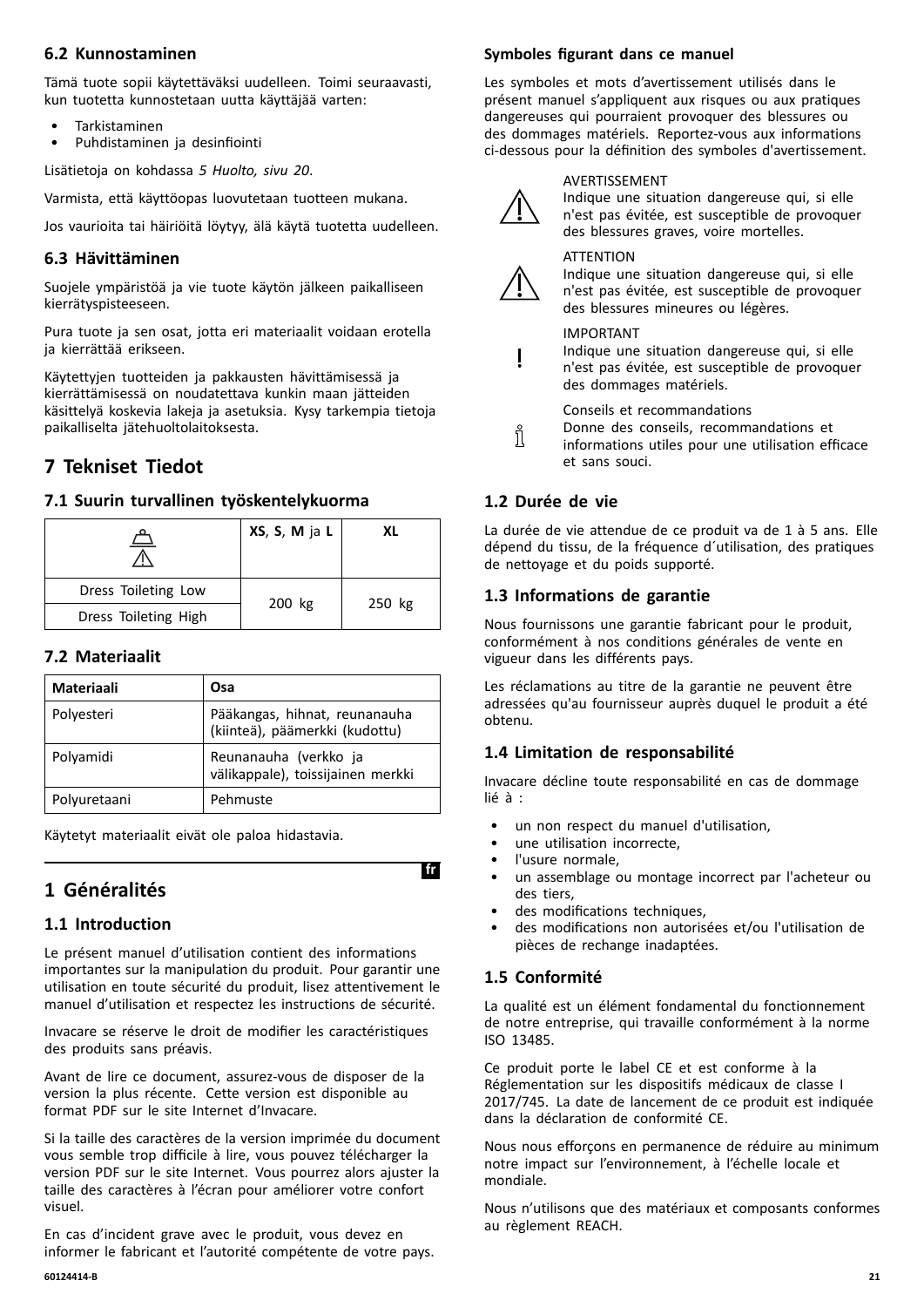## 6.2 Kunnostaminen

Tämä tuote sopii käytettäväksi uudelleen. Toimi seuraavasti, kun tuotetta kunnostetaan uutta käyttäjää varten:

- Tarkistaminen
- Puhdistaminen ja desinfiointi

Lisätietoja on kohdassa *5 Huolto, sivu 20*.

Varmista, että käyttöopas luovutetaan tuotteen mukana.

Jos vaurioita tai häiriöitä löytyy, älä käytä tuotetta uudelleen.

## 6.3 Hävittäminen

Suojele ympäristöä ja vie tuote käytön jälkeen paikalliseen kierrätyspisteeseen.

Pura tuote ja sen osat, jotta eri materiaalit voidaan erotella ja kierrättää erikseen.

Käytettyjen tuotteiden ja pakkausten hävittämisessä ja kierrättämisessä on noudatettava kunkin maan jätteiden käsittelyä koskevia lakeja ja asetuksia. Kysy tarkempia tietoja paikalliselta jätehuoltolaitoksesta.

# 7 Tekniset Tiedot

## 7.1 Suurin turvallinen työskentelykuorma

| | **XS**, **S**, **M** ja **L** | **XL** |
|---|---|---|
| Dress Toileting Low | 200 kg | 250 kg |
| Dress Toileting High | | |

## 7.2 Materiaalit

| **Materiaali** | **Osa** |
|---|---|
| Polyesteri | Pääkangas, hihnat, reunanauha (kiinteä), päämerkki (kudottu) |
| Polyamidi | Reunanauha (verkko ja välikappale), toissijainen merkki |
| Polyuretaani | Pehmuste |

Käytetyt materiaalit eivät ole paloa hidastavia.

fr

# 1 Généralités

## 1.1 Introduction

Le présent manuel d'utilisation contient des informations importantes sur la manipulation du produit. Pour garantir une utilisation en toute sécurité du produit, lisez attentivement le manuel d'utilisation et respectez les instructions de sécurité.

Invacare se réserve le droit de modifier les caractéristiques des produits sans préavis.

Avant de lire ce document, assurez-vous de disposer de la version la plus récente. Cette version est disponible au format PDF sur le site Internet d'Invacare.

Si la taille des caractères de la version imprimée du document vous semble trop difficile à lire, vous pouvez télécharger la version PDF sur le site Internet. Vous pourrez alors ajuster la taille des caractères à l'écran pour améliorer votre confort visuel.

En cas d'incident grave avec le produit, vous devez en informer le fabricant et l'autorité compétente de votre pays.

**Symboles figurant dans ce manuel**

Les symboles et mots d'avertissement utilisés dans le présent manuel s'appliquent aux risques ou aux pratiques dangereuses qui pourraient provoquer des blessures ou des dommages matériels. Reportez-vous aux informations ci-dessous pour la définition des symboles d'avertissement.

AVERTISSEMENT
Indique une situation dangereuse qui, si elle n'est pas évitée, est susceptible de provoquer des blessures graves, voire mortelles.

ATTENTION
Indique une situation dangereuse qui, si elle n'est pas évitée, est susceptible de provoquer des blessures mineures ou légères.

IMPORTANT
Indique une situation dangereuse qui, si elle n'est pas évitée, est susceptible de provoquer des dommages matériels.

Conseils et recommandations
Donne des conseils, recommandations et informations utiles pour une utilisation efficace et sans souci.

## 1.2 Durée de vie

La durée de vie attendue de ce produit va de 1 à 5 ans. Elle dépend du tissu, de la fréquence d´utilisation, des pratiques de nettoyage et du poids supporté.

## 1.3 Informations de garantie

Nous fournissons une garantie fabricant pour le produit, conformément à nos conditions générales de vente en vigueur dans les différents pays.

Les réclamations au titre de la garantie ne peuvent être adressées qu'au fournisseur auprès duquel le produit a été obtenu.

## 1.4 Limitation de responsabilité

Invacare décline toute responsabilité en cas de dommage lié à :

- un non respect du manuel d'utilisation,
- une utilisation incorrecte,
- l'usure normale,
- un assemblage ou montage incorrect par l'acheteur ou des tiers,
- des modifications techniques,
- des modifications non autorisées et/ou l'utilisation de pièces de rechange inadaptées.

## 1.5 Conformité

La qualité est un élément fondamental du fonctionnement de notre entreprise, qui travaille conformément à la norme ISO 13485.

Ce produit porte le label CE et est conforme à la Réglementation sur les dispositifs médicaux de classe I 2017/745. La date de lancement de ce produit est indiquée dans la déclaration de conformité CE.

Nous nous efforçons en permanence de réduire au minimum notre impact sur l'environnement, à l'échelle locale et mondiale.

Nous n'utilisons que des matériaux et composants conformes au règlement REACH.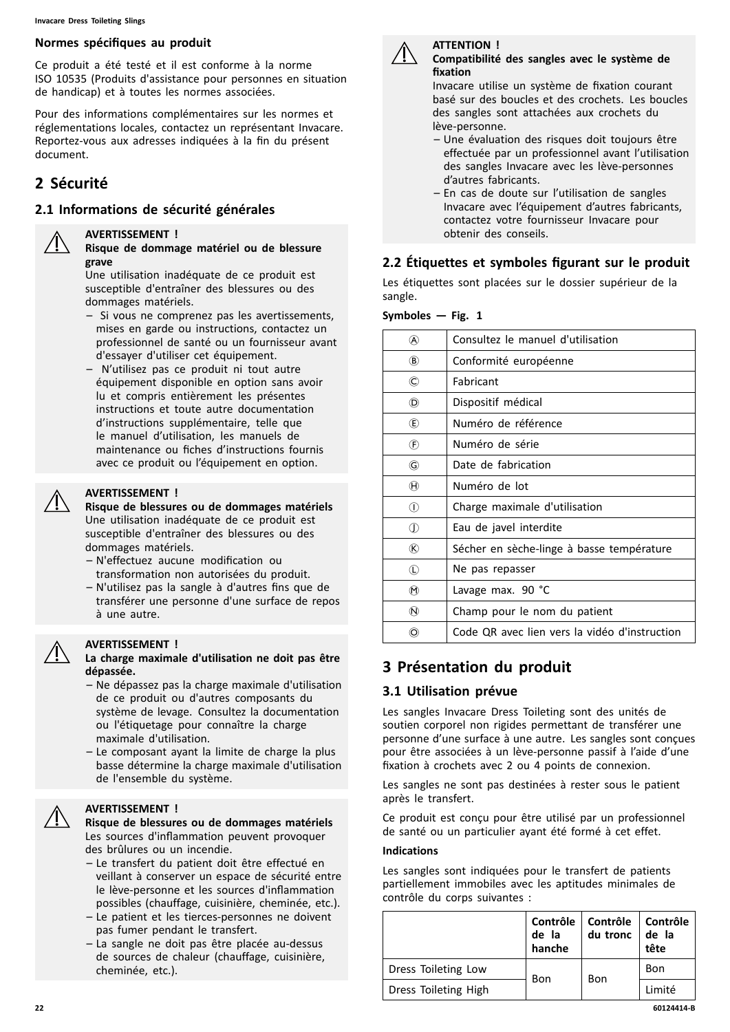### Normes spécifiques au produit

Ce produit a été testé et il est conforme à la norme ISO 10535 (Produits d'assistance pour personnes en situation de handicap) et à toutes les normes associées.

Pour des informations complémentaires sur les normes et réglementations locales, contactez un représentant Invacare. Reportez-vous aux adresses indiquées à la fin du présent document.

## 2 Sécurité

### 2.1 Informations de sécurité générales

**AVERTISSEMENT !**
**Risque de dommage matériel ou de blessure grave**
Une utilisation inadéquate de ce produit est susceptible d'entraîner des blessures ou des dommages matériels.

- Si vous ne comprenez pas les avertissements, mises en garde ou instructions, contactez un professionnel de santé ou un fournisseur avant d'essayer d'utiliser cet équipement.
- N'utilisez pas ce produit ni tout autre équipement disponible en option sans avoir lu et compris entièrement les présentes instructions et toute autre documentation d'instructions supplémentaire, telle que le manuel d'utilisation, les manuels de maintenance ou fiches d'instructions fournis avec ce produit ou l'équipement en option.

**AVERTISSEMENT !**
**Risque de blessures ou de dommages matériels**
Une utilisation inadéquate de ce produit est susceptible d'entraîner des blessures ou des dommages matériels.

- N'effectuez aucune modification ou transformation non autorisées du produit.
- N'utilisez pas la sangle à d'autres fins que de transférer une personne d'une surface de repos à une autre.

**AVERTISSEMENT !**
**La charge maximale d'utilisation ne doit pas être dépassée.**

- Ne dépassez pas la charge maximale d'utilisation de ce produit ou d'autres composants du système de levage. Consultez la documentation ou l'étiquetage pour connaître la charge maximale d'utilisation.
- Le composant ayant la limite de charge la plus basse détermine la charge maximale d'utilisation de l'ensemble du système.

**AVERTISSEMENT !**
**Risque de blessures ou de dommages matériels**
Les sources d'inflammation peuvent provoquer des brûlures ou un incendie.

- Le transfert du patient doit être effectué en veillant à conserver un espace de sécurité entre le lève-personne et les sources d'inflammation possibles (chauffage, cuisinière, cheminée, etc.).
- Le patient et les tierces-personnes ne doivent pas fumer pendant le transfert.
- La sangle ne doit pas être placée au-dessus de sources de chaleur (chauffage, cuisinière, cheminée, etc.).

**ATTENTION !**
**Compatibilité des sangles avec le système de fixation**
Invacare utilise un système de fixation courant basé sur des boucles et des crochets. Les boucles des sangles sont attachées aux crochets du lève-personne.

- Une évaluation des risques doit toujours être effectuée par un professionnel avant l'utilisation des sangles Invacare avec les lève-personnes d'autres fabricants.
- En cas de doute sur l'utilisation de sangles Invacare avec l'équipement d'autres fabricants, contactez votre fournisseur Invacare pour obtenir des conseils.

### 2.2 Étiquettes et symboles figurant sur le produit

Les étiquettes sont placées sur le dossier supérieur de la sangle.

**Symboles — Fig. 1**

| | |
|---|---|
| Ⓐ | Consultez le manuel d'utilisation |
| Ⓑ | Conformité européenne |
| Ⓒ | Fabricant |
| Ⓓ | Dispositif médical |
| Ⓔ | Numéro de référence |
| Ⓕ | Numéro de série |
| Ⓖ | Date de fabrication |
| Ⓗ | Numéro de lot |
| Ⓘ | Charge maximale d'utilisation |
| Ⓙ | Eau de javel interdite |
| Ⓚ | Sécher en sèche-linge à basse température |
| Ⓛ | Ne pas repasser |
| Ⓜ | Lavage max. 90 °C |
| Ⓝ | Champ pour le nom du patient |
| Ⓞ | Code QR avec lien vers la vidéo d'instruction |

## 3 Présentation du produit

### 3.1 Utilisation prévue

Les sangles Invacare Dress Toileting sont des unités de soutien corporel non rigides permettant de transférer une personne d'une surface à une autre. Les sangles sont conçues pour être associées à un lève-personne passif à l'aide d'une fixation à crochets avec 2 ou 4 points de connexion.

Les sangles ne sont pas destinées à rester sous le patient après le transfert.

Ce produit est conçu pour être utilisé par un professionnel de santé ou un particulier ayant été formé à cet effet.

**Indications**

Les sangles sont indiquées pour le transfert de patients partiellement immobiles avec les aptitudes minimales de contrôle du corps suivantes :

| | Contrôle de la hanche | Contrôle du tronc | Contrôle de la tête |
|---|---|---|---|
| Dress Toileting Low | Bon | Bon | Bon |
| Dress Toileting High | | | Limité |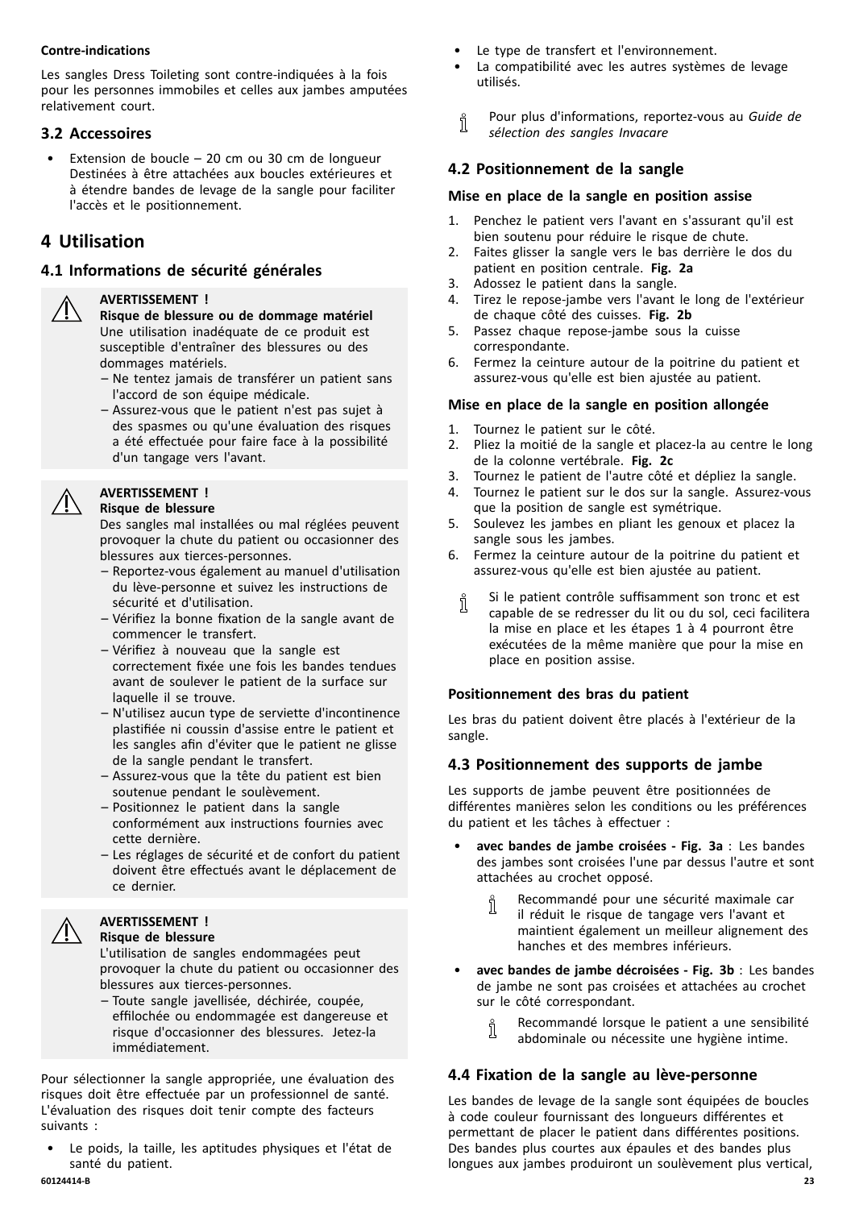**Contre-indications**

Les sangles Dress Toileting sont contre-indiquées à la fois pour les personnes immobiles et celles aux jambes amputées relativement court.

## 3.2 Accessoires

- Extension de boucle – 20 cm ou 30 cm de longueur Destinées à être attachées aux boucles extérieures et à étendre bandes de levage de la sangle pour faciliter l'accès et le positionnement.

# 4 Utilisation

## 4.1 Informations de sécurité générales

> **AVERTISSEMENT !**
> **Risque de blessure ou de dommage matériel**
> Une utilisation inadéquate de ce produit est susceptible d'entraîner des blessures ou des dommages matériels.
> – Ne tentez jamais de transférer un patient sans l'accord de son équipe médicale.
> – Assurez-vous que le patient n'est pas sujet à des spasmes ou qu'une évaluation des risques a été effectuée pour faire face à la possibilité d'un tangage vers l'avant.

> **AVERTISSEMENT !**
> **Risque de blessure**
> Des sangles mal installées ou mal réglées peuvent provoquer la chute du patient ou occasionner des blessures aux tierces-personnes.
> – Reportez-vous également au manuel d'utilisation du lève-personne et suivez les instructions de sécurité et d'utilisation.
> – Vérifiez la bonne fixation de la sangle avant de commencer le transfert.
> – Vérifiez à nouveau que la sangle est correctement fixée une fois les bandes tendues avant de soulever le patient de la surface sur laquelle il se trouve.
> – N'utilisez aucun type de serviette d'incontinence plastifiée ni coussin d'assise entre le patient et les sangles afin d'éviter que le patient ne glisse de la sangle pendant le transfert.
> – Assurez-vous que la tête du patient est bien soutenue pendant le soulèvement.
> – Positionnez le patient dans la sangle conformément aux instructions fournies avec cette dernière.
> – Les réglages de sécurité et de confort du patient doivent être effectués avant le déplacement de ce dernier.

> **AVERTISSEMENT !**
> **Risque de blessure**
> L'utilisation de sangles endommagées peut provoquer la chute du patient ou occasionner des blessures aux tierces-personnes.
> – Toute sangle javellisée, déchirée, coupée, effilochée ou endommagée est dangereuse et risque d'occasionner des blessures. Jetez-la immédiatement.

Pour sélectionner la sangle appropriée, une évaluation des risques doit être effectuée par un professionnel de santé. L'évaluation des risques doit tenir compte des facteurs suivants :

- Le poids, la taille, les aptitudes physiques et l'état de santé du patient.
- Le type de transfert et l'environnement.
- La compatibilité avec les autres systèmes de levage utilisés.

> Pour plus d'informations, reportez-vous au *Guide de sélection des sangles Invacare*

## 4.2 Positionnement de la sangle

**Mise en place de la sangle en position assise**

1. Penchez le patient vers l'avant en s'assurant qu'il est bien soutenu pour réduire le risque de chute.
2. Faites glisser la sangle vers le bas derrière le dos du patient en position centrale. **Fig. 2a**
3. Adossez le patient dans la sangle.
4. Tirez le repose-jambe vers l'avant le long de l'extérieur de chaque côté des cuisses. **Fig. 2b**
5. Passez chaque repose-jambe sous la cuisse correspondante.
6. Fermez la ceinture autour de la poitrine du patient et assurez-vous qu'elle est bien ajustée au patient.

**Mise en place de la sangle en position allongée**

1. Tournez le patient sur le côté.
2. Pliez la moitié de la sangle et placez-la au centre le long de la colonne vertébrale. **Fig. 2c**
3. Tournez le patient de l'autre côté et dépliez la sangle.
4. Tournez le patient sur le dos sur la sangle. Assurez-vous que la position de sangle est symétrique.
5. Soulevez les jambes en pliant les genoux et placez la sangle sous les jambes.
6. Fermez la ceinture autour de la poitrine du patient et assurez-vous qu'elle est bien ajustée au patient.

> Si le patient contrôle suffisamment son tronc et est capable de se redresser du lit ou du sol, ceci facilitera la mise en place et les étapes 1 à 4 pourront être exécutées de la même manière que pour la mise en place en position assise.

**Positionnement des bras du patient**

Les bras du patient doivent être placés à l'extérieur de la sangle.

## 4.3 Positionnement des supports de jambe

Les supports de jambe peuvent être positionnées de différentes manières selon les conditions ou les préférences du patient et les tâches à effectuer :

- **avec bandes de jambe croisées - Fig. 3a** : Les bandes des jambes sont croisées l'une par dessus l'autre et sont attachées au crochet opposé.

  > Recommandé pour une sécurité maximale car il réduit le risque de tangage vers l'avant et maintient également un meilleur alignement des hanches et des membres inférieurs.

- **avec bandes de jambe décroisées - Fig. 3b** : Les bandes de jambe ne sont pas croisées et attachées au crochet sur le côté correspondant.

  > Recommandé lorsque le patient a une sensibilité abdominale ou nécessite une hygiène intime.

## 4.4 Fixation de la sangle au lève-personne

Les bandes de levage de la sangle sont équipées de boucles à code couleur fournissant des longueurs différentes et permettant de placer le patient dans différentes positions. Des bandes plus courtes aux épaules et des bandes plus longues aux jambes produiront un soulèvement plus vertical,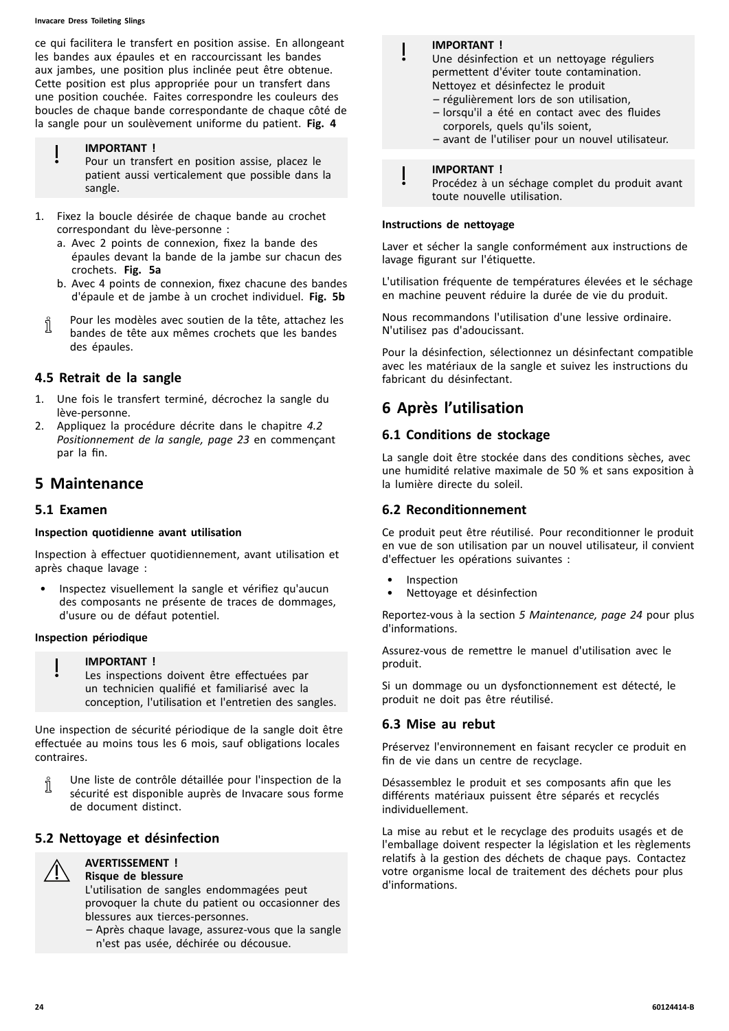ce qui facilitera le transfert en position assise. En allongeant les bandes aux épaules et en raccourcissant les bandes aux jambes, une position plus inclinée peut être obtenue. Cette position est plus appropriée pour un transfert dans une position couchée. Faites correspondre les couleurs des boucles de chaque bande correspondante de chaque côté de la sangle pour un soulèvement uniforme du patient. **Fig. 4**

> **IMPORTANT !**
> Pour un transfert en position assise, placez le patient aussi verticalement que possible dans la sangle.

1. Fixez la boucle désirée de chaque bande au crochet correspondant du lève-personne :
   a. Avec 2 points de connexion, fixez la bande des épaules devant la bande de la jambe sur chacun des crochets. **Fig. 5a**
   b. Avec 4 points de connexion, fixez chacune des bandes d'épaule et de jambe à un crochet individuel. **Fig. 5b**

> Pour les modèles avec soutien de la tête, attachez les bandes de tête aux mêmes crochets que les bandes des épaules.

### 4.5 Retrait de la sangle

1. Une fois le transfert terminé, décrochez la sangle du lève-personne.
2. Appliquez la procédure décrite dans le chapitre *4.2 Positionnement de la sangle, page 23* en commençant par la fin.

## 5 Maintenance

### 5.1 Examen

**Inspection quotidienne avant utilisation**

Inspection à effectuer quotidiennement, avant utilisation et après chaque lavage :

- Inspectez visuellement la sangle et vérifiez qu'aucun des composants ne présente de traces de dommages, d'usure ou de défaut potentiel.

**Inspection périodique**

> **IMPORTANT !**
> Les inspections doivent être effectuées par un technicien qualifié et familiarisé avec la conception, l'utilisation et l'entretien des sangles.

Une inspection de sécurité périodique de la sangle doit être effectuée au moins tous les 6 mois, sauf obligations locales contraires.

> Une liste de contrôle détaillée pour l'inspection de la sécurité est disponible auprès de Invacare sous forme de document distinct.

### 5.2 Nettoyage et désinfection

> **AVERTISSEMENT !**
> **Risque de blessure**
> L'utilisation de sangles endommagées peut provoquer la chute du patient ou occasionner des blessures aux tierces-personnes.
> – Après chaque lavage, assurez-vous que la sangle n'est pas usée, déchirée ou décousue.

> **IMPORTANT !**
> Une désinfection et un nettoyage réguliers permettent d'éviter toute contamination.
> Nettoyez et désinfectez le produit
> – régulièrement lors de son utilisation,
> – lorsqu'il a été en contact avec des fluides corporels, quels qu'ils soient,
> – avant de l'utiliser pour un nouvel utilisateur.

> **IMPORTANT !**
> Procédez à un séchage complet du produit avant toute nouvelle utilisation.

**Instructions de nettoyage**

Laver et sécher la sangle conformément aux instructions de lavage figurant sur l'étiquette.

L'utilisation fréquente de températures élevées et le séchage en machine peuvent réduire la durée de vie du produit.

Nous recommandons l'utilisation d'une lessive ordinaire. N'utilisez pas d'adoucissant.

Pour la désinfection, sélectionnez un désinfectant compatible avec les matériaux de la sangle et suivez les instructions du fabricant du désinfectant.

## 6 Après l'utilisation

### 6.1 Conditions de stockage

La sangle doit être stockée dans des conditions sèches, avec une humidité relative maximale de 50 % et sans exposition à la lumière directe du soleil.

### 6.2 Reconditionnement

Ce produit peut être réutilisé. Pour reconditionner le produit en vue de son utilisation par un nouvel utilisateur, il convient d'effectuer les opérations suivantes :

- Inspection
- Nettoyage et désinfection

Reportez-vous à la section *5 Maintenance, page 24* pour plus d'informations.

Assurez-vous de remettre le manuel d'utilisation avec le produit.

Si un dommage ou un dysfonctionnement est détecté, le produit ne doit pas être réutilisé.

### 6.3 Mise au rebut

Préservez l'environnement en faisant recycler ce produit en fin de vie dans un centre de recyclage.

Désassemblez le produit et ses composants afin que les différents matériaux puissent être séparés et recyclés individuellement.

La mise au rebut et le recyclage des produits usagés et de l'emballage doivent respecter la législation et les règlements relatifs à la gestion des déchets de chaque pays. Contactez votre organisme local de traitement des déchets pour plus d'informations.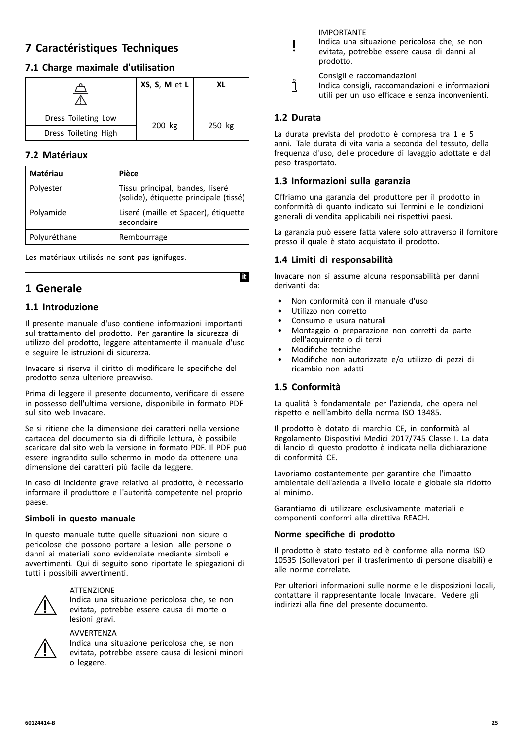## 7 Caractéristiques Techniques

### 7.1 Charge maximale d'utilisation

| | **XS**, **S**, **M** et **L** | **XL** |
|---|---|---|
| Dress Toileting Low | 200 kg | 250 kg |
| Dress Toileting High | | |

### 7.2 Matériaux

| Matériau | Pièce |
|---|---|
| Polyester | Tissu principal, bandes, liseré (solide), étiquette principale (tissé) |
| Polyamide | Liseré (maille et Spacer), étiquette secondaire |
| Polyuréthane | Rembourrage |

Les matériaux utilisés ne sont pas ignifuges.

it

# 1 Generale

## 1.1 Introduzione

Il presente manuale d'uso contiene informazioni importanti sul trattamento del prodotto. Per garantire la sicurezza di utilizzo del prodotto, leggere attentamente il manuale d'uso e seguire le istruzioni di sicurezza.

Invacare si riserva il diritto di modificare le specifiche del prodotto senza ulteriore preavviso.

Prima di leggere il presente documento, verificare di essere in possesso dell'ultima versione, disponibile in formato PDF sul sito web Invacare.

Se si ritiene che la dimensione dei caratteri nella versione cartacea del documento sia di difficile lettura, è possibile scaricare dal sito web la versione in formato PDF. Il PDF può essere ingrandito sullo schermo in modo da ottenere una dimensione dei caratteri più facile da leggere.

In caso di incidente grave relativo al prodotto, è necessario informare il produttore e l'autorità competente nel proprio paese.

### Simboli in questo manuale

In questo manuale tutte quelle situazioni non sicure o pericolose che possono portare a lesioni alle persone o danni ai materiali sono evidenziate mediante simboli e avvertimenti. Qui di seguito sono riportate le spiegazioni di tutti i possibili avvertimenti.

ATTENZIONE
Indica una situazione pericolosa che, se non evitata, potrebbe essere causa di morte o lesioni gravi.

AVVERTENZA
Indica una situazione pericolosa che, se non evitata, potrebbe essere causa di lesioni minori o leggere.

IMPORTANTE
Indica una situazione pericolosa che, se non evitata, potrebbe essere causa di danni al prodotto.

Consigli e raccomandazioni
Indica consigli, raccomandazioni e informazioni utili per un uso efficace e senza inconvenienti.

## 1.2 Durata

La durata prevista del prodotto è compresa tra 1 e 5 anni. Tale durata di vita varia a seconda del tessuto, della frequenza d'uso, delle procedure di lavaggio adottate e dal peso trasportato.

## 1.3 Informazioni sulla garanzia

Offriamo una garanzia del produttore per il prodotto in conformità di quanto indicato sui Termini e le condizioni generali di vendita applicabili nei rispettivi paesi.

La garanzia può essere fatta valere solo attraverso il fornitore presso il quale è stato acquistato il prodotto.

## 1.4 Limiti di responsabilità

Invacare non si assume alcuna responsabilità per danni derivanti da:

- Non conformità con il manuale d'uso
- Utilizzo non corretto
- Consumo e usura naturali
- Montaggio o preparazione non corretti da parte dell'acquirente o di terzi
- Modifiche tecniche
- Modifiche non autorizzate e/o utilizzo di pezzi di ricambio non adatti

## 1.5 Conformità

La qualità è fondamentale per l'azienda, che opera nel rispetto e nell'ambito della norma ISO 13485.

Il prodotto è dotato di marchio CE, in conformità al Regolamento Dispositivi Medici 2017/745 Classe I. La data di lancio di questo prodotto è indicata nella dichiarazione di conformità CE.

Lavoriamo costantemente per garantire che l'impatto ambientale dell'azienda a livello locale e globale sia ridotto al minimo.

Garantiamo di utilizzare esclusivamente materiali e componenti conformi alla direttiva REACH.

### Norme specifiche di prodotto

Il prodotto è stato testato ed è conforme alla norma ISO 10535 (Sollevatori per il trasferimento di persone disabili) e alle norme correlate.

Per ulteriori informazioni sulle norme e le disposizioni locali, contattare il rappresentante locale Invacare. Vedere gli indirizzi alla fine del presente documento.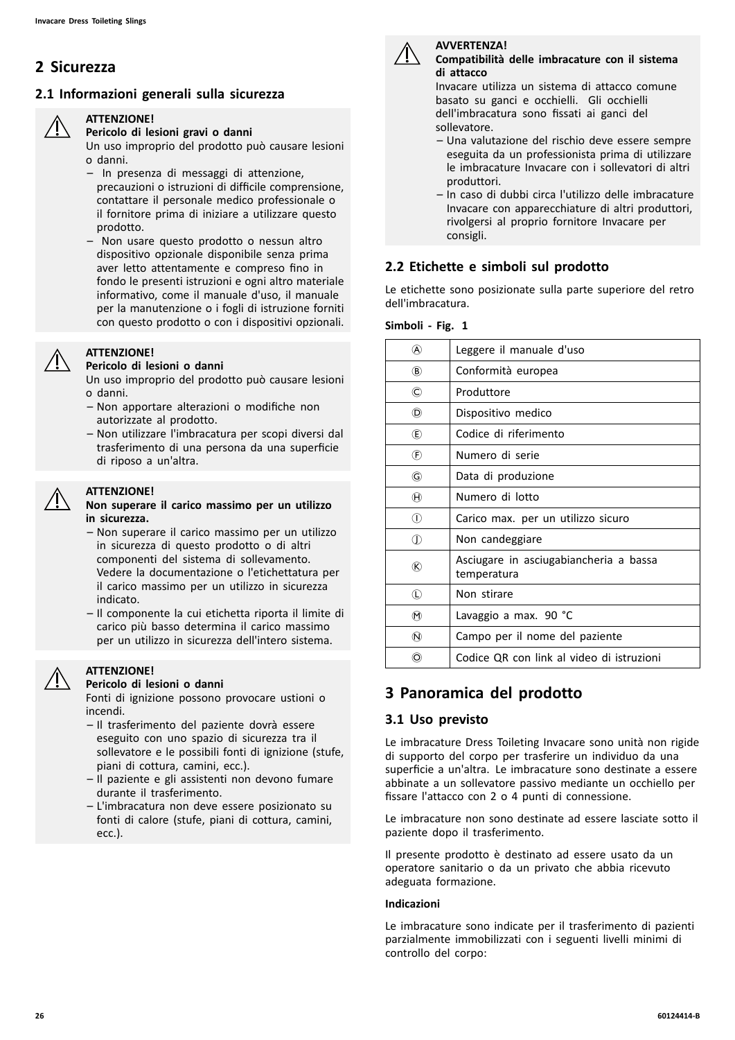# 2 Sicurezza

## 2.1 Informazioni generali sulla sicurezza

⚠ **ATTENZIONE!**
**Pericolo di lesioni gravi o danni**
Un uso improprio del prodotto può causare lesioni o danni.
- In presenza di messaggi di attenzione, precauzioni o istruzioni di difficile comprensione, contattare il personale medico professionale o il fornitore prima di iniziare a utilizzare questo prodotto.
- Non usare questo prodotto o nessun altro dispositivo opzionale disponibile senza prima aver letto attentamente e compreso fino in fondo le presenti istruzioni e ogni altro materiale informativo, come il manuale d'uso, il manuale per la manutenzione o i fogli di istruzione forniti con questo prodotto o con i dispositivi opzionali.

⚠ **ATTENZIONE!**
**Pericolo di lesioni o danni**
Un uso improprio del prodotto può causare lesioni o danni.
- Non apportare alterazioni o modifiche non autorizzate al prodotto.
- Non utilizzare l'imbracatura per scopi diversi dal trasferimento di una persona da una superficie di riposo a un'altra.

⚠ **ATTENZIONE!**
**Non superare il carico massimo per un utilizzo in sicurezza.**
- Non superare il carico massimo per un utilizzo in sicurezza di questo prodotto o di altri componenti del sistema di sollevamento. Vedere la documentazione o l'etichettatura per il carico massimo per un utilizzo in sicurezza indicato.
- Il componente la cui etichetta riporta il limite di carico più basso determina il carico massimo per un utilizzo in sicurezza dell'intero sistema.

⚠ **ATTENZIONE!**
**Pericolo di lesioni o danni**
Fonti di ignizione possono provocare ustioni o incendi.
- Il trasferimento del paziente dovrà essere eseguito con uno spazio di sicurezza tra il sollevatore e le possibili fonti di ignizione (stufe, piani di cottura, camini, ecc.).
- Il paziente e gli assistenti non devono fumare durante il trasferimento.
- L'imbracatura non deve essere posizionato su fonti di calore (stufe, piani di cottura, camini, ecc.).

⚠ **AVVERTENZA!**
**Compatibilità delle imbracature con il sistema di attacco**
Invacare utilizza un sistema di attacco comune basato su ganci e occhielli. Gli occhielli dell'imbracatura sono fissati ai ganci del sollevatore.
- Una valutazione del rischio deve essere sempre eseguita da un professionista prima di utilizzare le imbracature Invacare con i sollevatori di altri produttori.
- In caso di dubbi circa l'utilizzo delle imbracature Invacare con apparecchiature di altri produttori, rivolgersi al proprio fornitore Invacare per consigli.

## 2.2 Etichette e simboli sul prodotto

Le etichette sono posizionate sulla parte superiore del retro dell'imbracatura.

**Simboli - Fig. 1**

| | |
|---|---|
| Ⓐ | Leggere il manuale d'uso |
| Ⓑ | Conformità europea |
| Ⓒ | Produttore |
| Ⓓ | Dispositivo medico |
| Ⓔ | Codice di riferimento |
| Ⓕ | Numero di serie |
| Ⓖ | Data di produzione |
| Ⓗ | Numero di lotto |
| Ⓘ | Carico max. per un utilizzo sicuro |
| Ⓙ | Non candeggiare |
| Ⓚ | Asciugare in asciugabiancheria a bassa temperatura |
| Ⓛ | Non stirare |
| Ⓜ | Lavaggio a max. 90 °C |
| Ⓝ | Campo per il nome del paziente |
| Ⓞ | Codice QR con link al video di istruzioni |

# 3 Panoramica del prodotto

## 3.1 Uso previsto

Le imbracature Dress Toileting Invacare sono unità non rigide di supporto del corpo per trasferire un individuo da una superficie a un'altra. Le imbracature sono destinate a essere abbinate a un sollevatore passivo mediante un occhiello per fissare l'attacco con 2 o 4 punti di connessione.

Le imbracature non sono destinate ad essere lasciate sotto il paziente dopo il trasferimento.

Il presente prodotto è destinato ad essere usato da un operatore sanitario o da un privato che abbia ricevuto adeguata formazione.

**Indicazioni**

Le imbracature sono indicate per il trasferimento di pazienti parzialmente immobilizzati con i seguenti livelli minimi di controllo del corpo: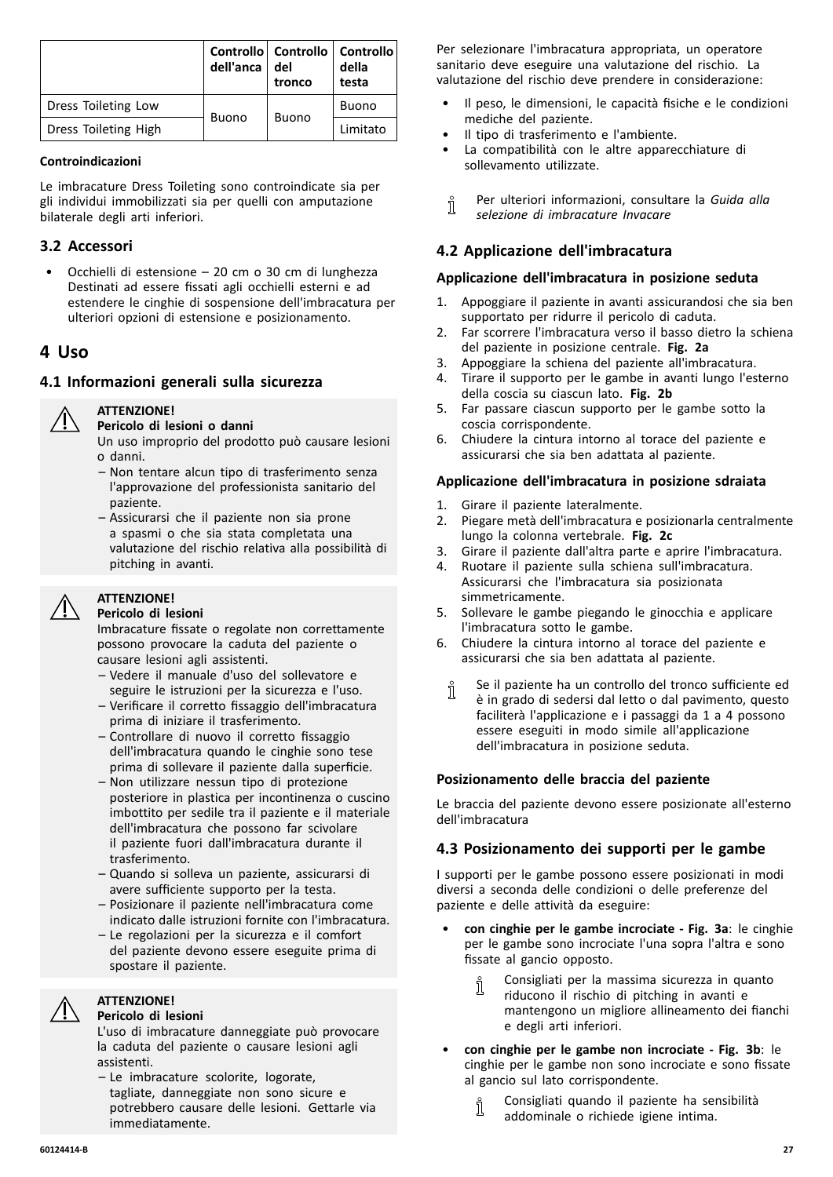| | Controllo dell'anca | Controllo del tronco | Controllo della testa |
|---|---|---|---|
| Dress Toileting Low | Buono | Buono | Buono |
| Dress Toileting High | | | Limitato |

**Controindicazioni**

Le imbracature Dress Toileting sono controindicate sia per gli individui immobilizzati sia per quelli con amputazione bilaterale degli arti inferiori.

### 3.2 Accessori

- Occhielli di estensione – 20 cm o 30 cm di lunghezza Destinati ad essere fissati agli occhielli esterni e ad estendere le cinghie di sospensione dell'imbracatura per ulteriori opzioni di estensione e posizionamento.

## 4 Uso

### 4.1 Informazioni generali sulla sicurezza

> **ATTENZIONE!**
> **Pericolo di lesioni o danni**
> Un uso improprio del prodotto può causare lesioni o danni.
> – Non tentare alcun tipo di trasferimento senza l'approvazione del professionista sanitario del paziente.
> – Assicurarsi che il paziente non sia prone a spasmi o che sia stata completata una valutazione del rischio relativa alla possibilità di pitching in avanti.

> **ATTENZIONE!**
> **Pericolo di lesioni**
> Imbracature fissate o regolate non correttamente possono provocare la caduta del paziente o causare lesioni agli assistenti.
> – Vedere il manuale d'uso del sollevatore e seguire le istruzioni per la sicurezza e l'uso.
> – Verificare il corretto fissaggio dell'imbracatura prima di iniziare il trasferimento.
> – Controllare di nuovo il corretto fissaggio dell'imbracatura quando le cinghie sono tese prima di sollevare il paziente dalla superficie.
> – Non utilizzare nessun tipo di protezione posteriore in plastica per incontinenza o cuscino imbottito per sedile tra il paziente e il materiale dell'imbracatura che possono far scivolare il paziente fuori dall'imbracatura durante il trasferimento.
> – Quando si solleva un paziente, assicurarsi di avere sufficiente supporto per la testa.
> – Posizionare il paziente nell'imbracatura come indicato dalle istruzioni fornite con l'imbracatura.
> – Le regolazioni per la sicurezza e il comfort del paziente devono essere eseguite prima di spostare il paziente.

> **ATTENZIONE!**
> **Pericolo di lesioni**
> L'uso di imbracature danneggiate può provocare la caduta del paziente o causare lesioni agli assistenti.
> – Le imbracature scolorite, logorate, tagliate, danneggiate non sono sicure e potrebbero causare delle lesioni. Gettarle via immediatamente.

Per selezionare l'imbracatura appropriata, un operatore sanitario deve eseguire una valutazione del rischio. La valutazione del rischio deve prendere in considerazione:

- Il peso, le dimensioni, le capacità fisiche e le condizioni mediche del paziente.
- Il tipo di trasferimento e l'ambiente.
- La compatibilità con le altre apparecchiature di sollevamento utilizzate.

> Per ulteriori informazioni, consultare la *Guida alla selezione di imbracature Invacare*

### 4.2 Applicazione dell'imbracatura

**Applicazione dell'imbracatura in posizione seduta**

1. Appoggiare il paziente in avanti assicurandosi che sia ben supportato per ridurre il pericolo di caduta.
2. Far scorrere l'imbracatura verso il basso dietro la schiena del paziente in posizione centrale. **Fig. 2a**
3. Appoggiare la schiena del paziente all'imbracatura.
4. Tirare il supporto per le gambe in avanti lungo l'esterno della coscia su ciascun lato. **Fig. 2b**
5. Far passare ciascun supporto per le gambe sotto la coscia corrispondente.
6. Chiudere la cintura intorno al torace del paziente e assicurarsi che sia ben adattata al paziente.

**Applicazione dell'imbracatura in posizione sdraiata**

1. Girare il paziente lateralmente.
2. Piegare metà dell'imbracatura e posizionarla centralmente lungo la colonna vertebrale. **Fig. 2c**
3. Girare il paziente dall'altra parte e aprire l'imbracatura.
4. Ruotare il paziente sulla schiena sull'imbracatura. Assicurarsi che l'imbracatura sia posizionata simmetricamente.
5. Sollevare le gambe piegando le ginocchia e applicare l'imbracatura sotto le gambe.
6. Chiudere la cintura intorno al torace del paziente e assicurarsi che sia ben adattata al paziente.

> Se il paziente ha un controllo del tronco sufficiente ed è in grado di sedersi dal letto o dal pavimento, questo faciliterà l'applicazione e i passaggi da 1 a 4 possono essere eseguiti in modo simile all'applicazione dell'imbracatura in posizione seduta.

**Posizionamento delle braccia del paziente**

Le braccia del paziente devono essere posizionate all'esterno dell'imbracatura

### 4.3 Posizionamento dei supporti per le gambe

I supporti per le gambe possono essere posizionati in modi diversi a seconda delle condizioni o delle preferenze del paziente e delle attività da eseguire:

- **con cinghie per le gambe incrociate - Fig. 3a**: le cinghie per le gambe sono incrociate l'una sopra l'altra e sono fissate al gancio opposto.

  > Consigliati per la massima sicurezza in quanto riducono il rischio di pitching in avanti e mantengono un migliore allineamento dei fianchi e degli arti inferiori.

- **con cinghie per le gambe non incrociate - Fig. 3b**: le cinghie per le gambe non sono incrociate e sono fissate al gancio sul lato corrispondente.

  > Consigliati quando il paziente ha sensibilità addominale o richiede igiene intima.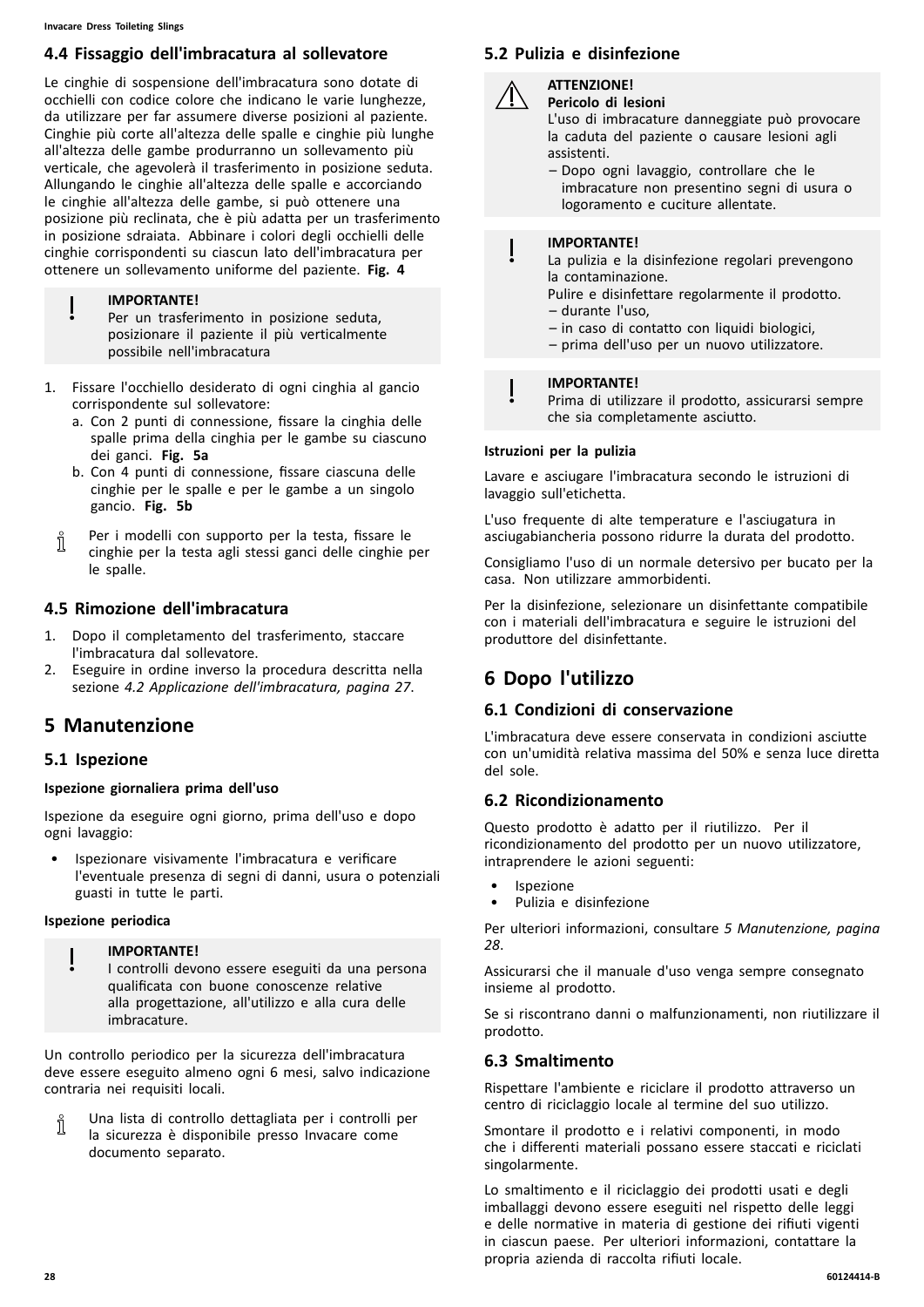## 4.4 Fissaggio dell'imbracatura al sollevatore

Le cinghie di sospensione dell'imbracatura sono dotate di occhielli con codice colore che indicano le varie lunghezze, da utilizzare per far assumere diverse posizioni al paziente. Cinghie più corte all'altezza delle spalle e cinghie più lunghe all'altezza delle gambe produrranno un sollevamento più verticale, che agevolerà il trasferimento in posizione seduta. Allungando le cinghie all'altezza delle spalle e accorciando le cinghie all'altezza delle gambe, si può ottenere una posizione più reclinata, che è più adatta per un trasferimento in posizione sdraiata. Abbinare i colori degli occhielli delle cinghie corrispondenti su ciascun lato dell'imbracatura per ottenere un sollevamento uniforme del paziente. **Fig. 4**

> **IMPORTANTE!**
> Per un trasferimento in posizione seduta, posizionare il paziente il più verticalmente possibile nell'imbracatura

1. Fissare l'occhiello desiderato di ogni cinghia al gancio corrispondente sul sollevatore:
   a. Con 2 punti di connessione, fissare la cinghia delle spalle prima della cinghia per le gambe su ciascuno dei ganci. **Fig. 5a**
   b. Con 4 punti di connessione, fissare ciascuna delle cinghie per le spalle e per le gambe a un singolo gancio. **Fig. 5b**

> Per i modelli con supporto per la testa, fissare le cinghie per la testa agli stessi ganci delle cinghie per le spalle.

## 4.5 Rimozione dell'imbracatura

1. Dopo il completamento del trasferimento, staccare l'imbracatura dal sollevatore.
2. Eseguire in ordine inverso la procedura descritta nella sezione *4.2 Applicazione dell'imbracatura, pagina 27*.

# 5 Manutenzione

## 5.1 Ispezione

**Ispezione giornaliera prima dell'uso**

Ispezione da eseguire ogni giorno, prima dell'uso e dopo ogni lavaggio:

- Ispezionare visivamente l'imbracatura e verificare l'eventuale presenza di segni di danni, usura o potenziali guasti in tutte le parti.

**Ispezione periodica**

> **IMPORTANTE!**
> I controlli devono essere eseguiti da una persona qualificata con buone conoscenze relative alla progettazione, all'utilizzo e alla cura delle imbracature.

Un controllo periodico per la sicurezza dell'imbracatura deve essere eseguito almeno ogni 6 mesi, salvo indicazione contraria nei requisiti locali.

> Una lista di controllo dettagliata per i controlli per la sicurezza è disponibile presso Invacare come documento separato.

## 5.2 Pulizia e disinfezione

> **ATTENZIONE!**
> **Pericolo di lesioni**
> L'uso di imbracature danneggiate può provocare la caduta del paziente o causare lesioni agli assistenti.
> – Dopo ogni lavaggio, controllare che le imbracature non presentino segni di usura o logoramento e cuciture allentate.

> **IMPORTANTE!**
> La pulizia e la disinfezione regolari prevengono la contaminazione.
> Pulire e disinfettare regolarmente il prodotto.
> – durante l'uso,
> – in caso di contatto con liquidi biologici,
> – prima dell'uso per un nuovo utilizzatore.

> **IMPORTANTE!**
> Prima di utilizzare il prodotto, assicurarsi sempre che sia completamente asciutto.

**Istruzioni per la pulizia**

Lavare e asciugare l'imbracatura secondo le istruzioni di lavaggio sull'etichetta.

L'uso frequente di alte temperature e l'asciugatura in asciugabiancheria possono ridurre la durata del prodotto.

Consigliamo l'uso di un normale detersivo per bucato per la casa. Non utilizzare ammorbidenti.

Per la disinfezione, selezionare un disinfettante compatibile con i materiali dell'imbracatura e seguire le istruzioni del produttore del disinfettante.

# 6 Dopo l'utilizzo

## 6.1 Condizioni di conservazione

L'imbracatura deve essere conservata in condizioni asciutte con un'umidità relativa massima del 50% e senza luce diretta del sole.

## 6.2 Ricondizionamento

Questo prodotto è adatto per il riutilizzo. Per il ricondizionamento del prodotto per un nuovo utilizzatore, intraprendere le azioni seguenti:

- Ispezione
- Pulizia e disinfezione

Per ulteriori informazioni, consultare *5 Manutenzione, pagina 28*.

Assicurarsi che il manuale d'uso venga sempre consegnato insieme al prodotto.

Se si riscontrano danni o malfunzionamenti, non riutilizzare il prodotto.

## 6.3 Smaltimento

Rispettare l'ambiente e riciclare il prodotto attraverso un centro di riciclaggio locale al termine del suo utilizzo.

Smontare il prodotto e i relativi componenti, in modo che i differenti materiali possano essere staccati e riciclati singolarmente.

Lo smaltimento e il riciclaggio dei prodotti usati e degli imballaggi devono essere eseguiti nel rispetto delle leggi e delle normative in materia di gestione dei rifiuti vigenti in ciascun paese. Per ulteriori informazioni, contattare la propria azienda di raccolta rifiuti locale.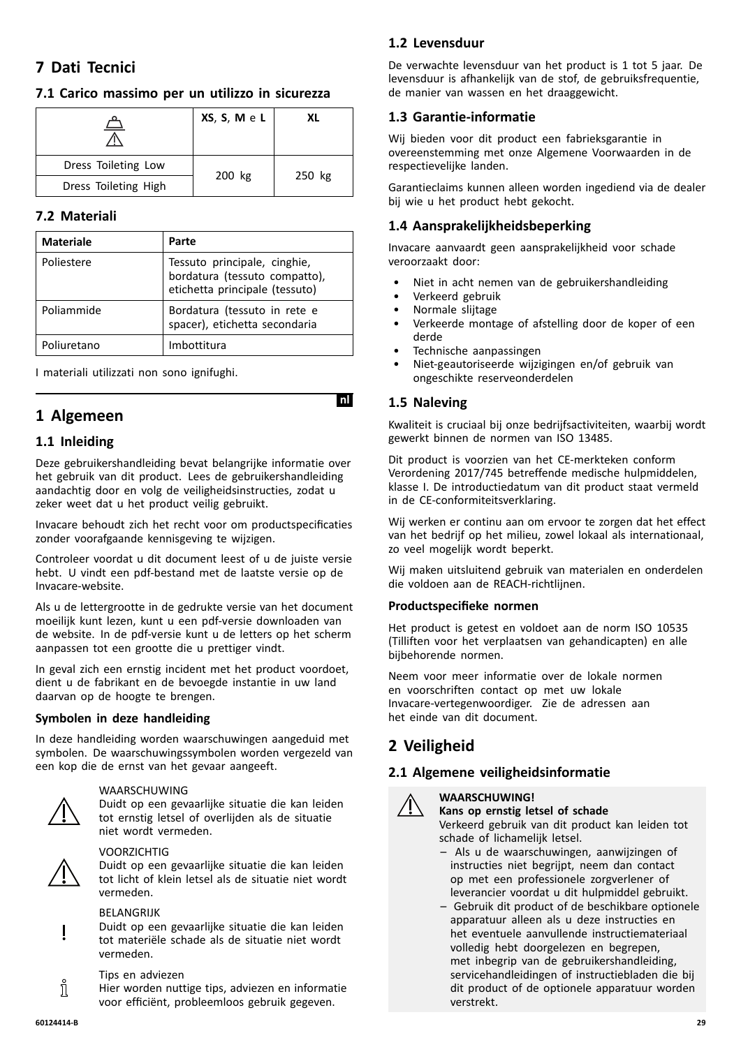## 7 Dati Tecnici

### 7.1 Carico massimo per un utilizzo in sicurezza

| | XS, S, M e L | XL |
|---|---|---|
| Dress Toileting Low | 200 kg | 250 kg |
| Dress Toileting High | | |

### 7.2 Materiali

| Materiale | Parte |
|---|---|
| Poliestere | Tessuto principale, cinghie, bordatura (tessuto compatto), etichetta principale (tessuto) |
| Poliammide | Bordatura (tessuto in rete e spacer), etichetta secondaria |
| Poliuretano | Imbottitura |

I materiali utilizzati non sono ignifughi.

nl

# 1 Algemeen

## 1.1 Inleiding

Deze gebruikershandleiding bevat belangrijke informatie over het gebruik van dit product. Lees de gebruikershandleiding aandachtig door en volg de veiligheidsinstructies, zodat u zeker weet dat u het product veilig gebruikt.

Invacare behoudt zich het recht voor om productspecificaties zonder voorafgaande kennisgeving te wijzigen.

Controleer voordat u dit document leest of u de juiste versie hebt. U vindt een pdf-bestand met de laatste versie op de Invacare-website.

Als u de lettergrootte in de gedrukte versie van het document moeilijk kunt lezen, kunt u een pdf-versie downloaden van de website. In de pdf-versie kunt u de letters op het scherm aanpassen tot een grootte die u prettiger vindt.

In geval zich een ernstig incident met het product voordoet, dient u de fabrikant en de bevoegde instantie in uw land daarvan op de hoogte te brengen.

**Symbolen in deze handleiding**

In deze handleiding worden waarschuwingen aangeduid met symbolen. De waarschuwingssymbolen worden vergezeld van een kop die de ernst van het gevaar aangeeft.

WAARSCHUWING
Duidt op een gevaarlijke situatie die kan leiden tot ernstig letsel of overlijden als de situatie niet wordt vermeden.

VOORZICHTIG
Duidt op een gevaarlijke situatie die kan leiden tot licht of klein letsel als de situatie niet wordt vermeden.

BELANGRIJK
Duidt op een gevaarlijke situatie die kan leiden tot materiële schade als de situatie niet wordt vermeden.

Tips en adviezen
Hier worden nuttige tips, adviezen en informatie voor efficiënt, probleemloos gebruik gegeven.

## 1.2 Levensduur

De verwachte levensduur van het product is 1 tot 5 jaar. De levensduur is afhankelijk van de stof, de gebruiksfrequentie, de manier van wassen en het draaggewicht.

## 1.3 Garantie-informatie

Wij bieden voor dit product een fabrieksgarantie in overeenstemming met onze Algemene Voorwaarden in de respectievelijke landen.

Garantieclaims kunnen alleen worden ingediend via de dealer bij wie u het product hebt gekocht.

## 1.4 Aansprakelijkheidsbeperking

Invacare aanvaardt geen aansprakelijkheid voor schade veroorzaakt door:

- Niet in acht nemen van de gebruikershandleiding
- Verkeerd gebruik
- Normale slijtage
- Verkeerde montage of afstelling door de koper of een derde
- Technische aanpassingen
- Niet-geautoriseerde wijzigingen en/of gebruik van ongeschikte reserveonderdelen

## 1.5 Naleving

Kwaliteit is cruciaal bij onze bedrijfsactiviteiten, waarbij wordt gewerkt binnen de normen van ISO 13485.

Dit product is voorzien van het CE-merkteken conform Verordening 2017/745 betreffende medische hulpmiddelen, klasse I. De introductiedatum van dit product staat vermeld in de CE-conformiteitsverklaring.

Wij werken er continu aan om ervoor te zorgen dat het effect van het bedrijf op het milieu, zowel lokaal als internationaal, zo veel mogelijk wordt beperkt.

Wij maken uitsluitend gebruik van materialen en onderdelen die voldoen aan de REACH-richtlijnen.

**Productspecifieke normen**

Het product is getest en voldoet aan de norm ISO 10535 (Tilliften voor het verplaatsen van gehandicapten) en alle bijbehorende normen.

Neem voor meer informatie over de lokale normen en voorschriften contact op met uw lokale Invacare-vertegenwoordiger. Zie de adressen aan het einde van dit document.

# 2 Veiligheid

## 2.1 Algemene veiligheidsinformatie

**WAARSCHUWING!**
**Kans op ernstig letsel of schade**
Verkeerd gebruik van dit product kan leiden tot schade of lichamelijk letsel.
– Als u de waarschuwingen, aanwijzingen of instructies niet begrijpt, neem dan contact op met een professionele zorgverlener of leverancier voordat u dit hulpmiddel gebruikt.
– Gebruik dit product of de beschikbare optionele apparatuur alleen als u deze instructies en het eventuele aanvullende instructiemateriaal volledig hebt doorgelezen en begrepen, met inbegrip van de gebruikershandleiding, servicehandleidingen of instructiebladen die bij dit product of de optionele apparatuur worden verstrekt.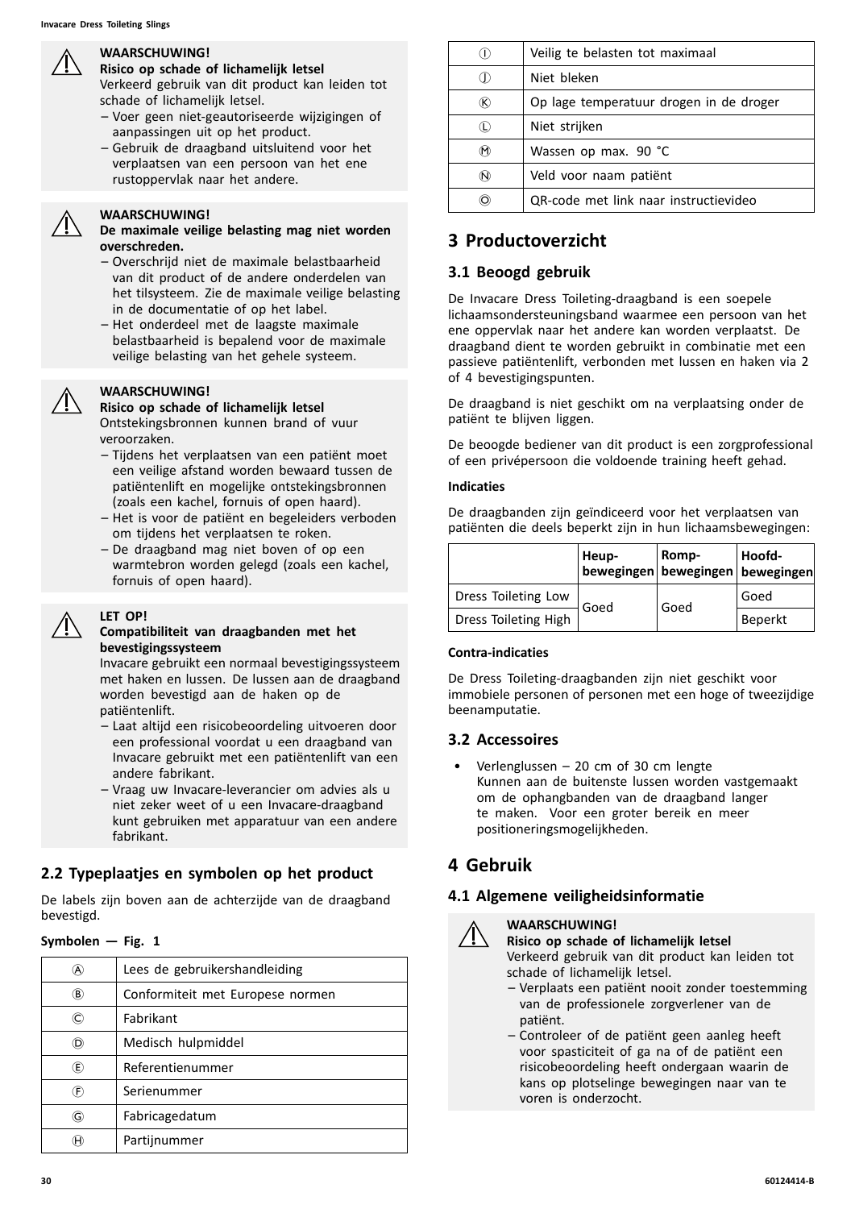> ⚠ **WAARSCHUWING!**
> **Risico op schade of lichamelijk letsel**
> Verkeerd gebruik van dit product kan leiden tot schade of lichamelijk letsel.
> – Voer geen niet-geautoriseerde wijzigingen of aanpassingen uit op het product.
> – Gebruik de draagband uitsluitend voor het verplaatsen van een persoon van het ene rustoppervlak naar het andere.

> ⚠ **WAARSCHUWING!**
> **De maximale veilige belasting mag niet worden overschreden.**
> – Overschrijd niet de maximale belastbaarheid van dit product of de andere onderdelen van het tilsysteem. Zie de maximale veilige belasting in de documentatie of op het label.
> – Het onderdeel met de laagste maximale belastbaarheid is bepalend voor de maximale veilige belasting van het gehele systeem.

> ⚠ **WAARSCHUWING!**
> **Risico op schade of lichamelijk letsel**
> Ontstekingsbronnen kunnen brand of vuur veroorzaken.
> – Tijdens het verplaatsen van een patiënt moet een veilige afstand worden bewaard tussen de patiëntenlift en mogelijke ontstekingsbronnen (zoals een kachel, fornuis of open haard).
> – Het is voor de patiënt en begeleiders verboden om tijdens het verplaatsen te roken.
> – De draagband mag niet boven of op een warmtebron worden gelegd (zoals een kachel, fornuis of open haard).

> ⚠ **LET OP!**
> **Compatibiliteit van draagbanden met het bevestigingssysteem**
> Invacare gebruikt een normaal bevestigingssysteem met haken en lussen. De lussen aan de draagband worden bevestigd aan de haken op de patiëntenlift.
> – Laat altijd een risicobeoordeling uitvoeren door een professional voordat u een draagband van Invacare gebruikt met een patiëntenlift van een andere fabrikant.
> – Vraag uw Invacare-leverancier om advies als u niet zeker weet of u een Invacare-draagband kunt gebruiken met apparatuur van een andere fabrikant.

## 2.2 Typeplaatjes en symbolen op het product

De labels zijn boven aan de achterzijde van de draagband bevestigd.

**Symbolen — Fig. 1**

| | |
|---|---|
| Ⓐ | Lees de gebruikershandleiding |
| Ⓑ | Conformiteit met Europese normen |
| Ⓒ | Fabrikant |
| Ⓓ | Medisch hulpmiddel |
| Ⓔ | Referentienummer |
| Ⓕ | Serienummer |
| Ⓖ | Fabricagedatum |
| Ⓗ | Partijnummer |
| Ⓘ | Veilig te belasten tot maximaal |
| Ⓙ | Niet bleken |
| Ⓚ | Op lage temperatuur drogen in de droger |
| Ⓛ | Niet strijken |
| Ⓜ | Wassen op max. 90 °C |
| Ⓝ | Veld voor naam patiënt |
| Ⓞ | QR-code met link naar instructievideo |

# 3 Productoverzicht

## 3.1 Beoogd gebruik

De Invacare Dress Toileting-draagband is een soepele lichaamsondersteuningsband waarmee een persoon van het ene oppervlak naar het andere kan worden verplaatst. De draagband dient te worden gebruikt in combinatie met een passieve patiëntenlift, verbonden met lussen en haken via 2 of 4 bevestigingspunten.

De draagband is niet geschikt om na verplaatsing onder de patiënt te blijven liggen.

De beoogde bediener van dit product is een zorgprofessional of een privépersoon die voldoende training heeft gehad.

**Indicaties**

De draagbanden zijn geïndiceerd voor het verplaatsen van patiënten die deels beperkt zijn in hun lichaamsbewegingen:

| | Heup-bewegingen | Romp-bewegingen | Hoofd-bewegingen |
|---|---|---|---|
| Dress Toileting Low | Goed | Goed | Goed |
| Dress Toileting High | | | Beperkt |

**Contra-indicaties**

De Dress Toileting-draagbanden zijn niet geschikt voor immobiele personen of personen met een hoge of tweezijdige beenamputatie.

## 3.2 Accessoires

- Verlenglussen – 20 cm of 30 cm lengte
  Kunnen aan de buitenste lussen worden vastgemaakt om de ophangbanden van de draagband langer te maken. Voor een groter bereik en meer positioneringsmogelijkheden.

# 4 Gebruik

## 4.1 Algemene veiligheidsinformatie

> ⚠ **WAARSCHUWING!**
> **Risico op schade of lichamelijk letsel**
> Verkeerd gebruik van dit product kan leiden tot schade of lichamelijk letsel.
> – Verplaats een patiënt nooit zonder toestemming van de professionele zorgverlener van de patiënt.
> – Controleer of de patiënt geen aanleg heeft voor spasticiteit of ga na of de patiënt een risicobeoordeling heeft ondergaan waarin de kans op plotselinge bewegingen naar van te voren is onderzocht.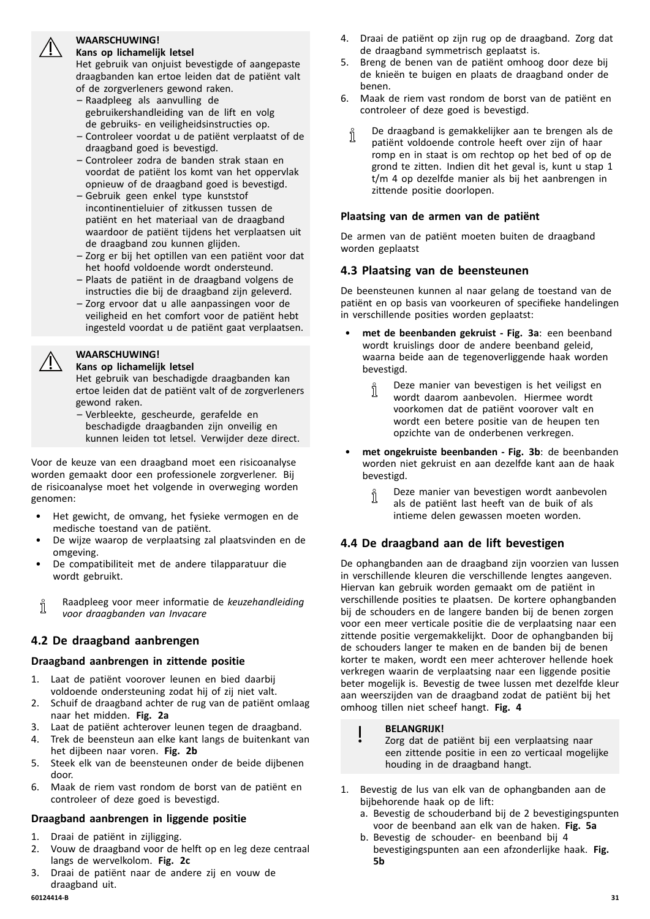**WAARSCHUWING!**
**Kans op lichamelijk letsel**
Het gebruik van onjuist bevestigde of aangepaste draagbanden kan ertoe leiden dat de patiënt valt of de zorgverleners gewond raken.

– Raadpleeg als aanvulling de gebruikershandleiding van de lift en volg de gebruiks- en veiligheidsinstructies op.
– Controleer voordat u de patiënt verplaatst of de draagband goed is bevestigd.
– Controleer zodra de banden strak staan en voordat de patiënt los komt van het oppervlak opnieuw of de draagband goed is bevestigd.
– Gebruik geen enkel type kunststof incontinentieluier of zitkussen tussen de patiënt en het materiaal van de draagband waardoor de patiënt tijdens het verplaatsen uit de draagband zou kunnen glijden.
– Zorg er bij het optillen van een patiënt voor dat het hoofd voldoende wordt ondersteund.
– Plaats de patiënt in de draagband volgens de instructies die bij de draagband zijn geleverd.
– Zorg ervoor dat u alle aanpassingen voor de veiligheid en het comfort voor de patiënt hebt ingesteld voordat u de patiënt gaat verplaatsen.

**WAARSCHUWING!**
**Kans op lichamelijk letsel**
Het gebruik van beschadigde draagbanden kan ertoe leiden dat de patiënt valt of de zorgverleners gewond raken.

– Verbleekte, gescheurde, gerafelde en beschadigde draagbanden zijn onveilig en kunnen leiden tot letsel. Verwijder deze direct.

Voor de keuze van een draagband moet een risicoanalyse worden gemaakt door een professionele zorgverlener. Bij de risicoanalyse moet het volgende in overweging worden genomen:

- Het gewicht, de omvang, het fysieke vermogen en de medische toestand van de patiënt.
- De wijze waarop de verplaatsing zal plaatsvinden en de omgeving.
- De compatibiliteit met de andere tilapparatuur die wordt gebruikt.

Raadpleeg voor meer informatie de *keuzehandleiding voor draagbanden van Invacare*

## 4.2 De draagband aanbrengen

### Draagband aanbrengen in zittende positie

1. Laat de patiënt voorover leunen en bied daarbij voldoende ondersteuning zodat hij of zij niet valt.
2. Schuif de draagband achter de rug van de patiënt omlaag naar het midden. **Fig. 2a**
3. Laat de patiënt achterover leunen tegen de draagband.
4. Trek de beensteun aan elke kant langs de buitenkant van het dijbeen naar voren. **Fig. 2b**
5. Steek elk van de beensteunen onder de beide dijbenen door.
6. Maak de riem vast rondom de borst van de patiënt en controleer of deze goed is bevestigd.

### Draagband aanbrengen in liggende positie

1. Draai de patiënt in zijligging.
2. Vouw de draagband voor de helft op en leg deze centraal langs de wervelkolom. **Fig. 2c**
3. Draai de patiënt naar de andere zij en vouw de draagband uit.
4. Draai de patiënt op zijn rug op de draagband. Zorg dat de draagband symmetrisch geplaatst is.
5. Breng de benen van de patiënt omhoog door deze bij de knieën te buigen en plaats de draagband onder de benen.
6. Maak de riem vast rondom de borst van de patiënt en controleer of deze goed is bevestigd.

De draagband is gemakkelijker aan te brengen als de patiënt voldoende controle heeft over zijn of haar romp en in staat is om rechtop op het bed of op de grond te zitten. Indien dit het geval is, kunt u stap 1 t/m 4 op dezelfde manier als bij het aanbrengen in zittende positie doorlopen.

### Plaatsing van de armen van de patiënt

De armen van de patiënt moeten buiten de draagband worden geplaatst

## 4.3 Plaatsing van de beensteunen

De beensteunen kunnen al naar gelang de toestand van de patiënt en op basis van voorkeuren of specifieke handelingen in verschillende posities worden geplaatst:

- **met de beenbanden gekruist - Fig. 3a**: een beenband wordt kruislings door de andere beenband geleid, waarna beide aan de tegenoverliggende haak worden bevestigd.

  Deze manier van bevestigen is het veiligst en wordt daarom aanbevolen. Hiermee wordt voorkomen dat de patiënt voorover valt en wordt een betere positie van de heupen ten opzichte van de onderbenen verkregen.

- **met ongekruiste beenbanden - Fig. 3b**: de beenbanden worden niet gekruist en aan dezelfde kant aan de haak bevestigd.

  Deze manier van bevestigen wordt aanbevolen als de patiënt last heeft van de buik of als intieme delen gewassen moeten worden.

## 4.4 De draagband aan de lift bevestigen

De ophangbanden aan de draagband zijn voorzien van lussen in verschillende kleuren die verschillende lengtes aangeven. Hiervan kan gebruik worden gemaakt om de patiënt in verschillende posities te plaatsen. De kortere ophangbanden bij de schouders en de langere banden bij de benen zorgen voor een meer verticale positie die de verplaatsing naar een zittende positie vergemakkelijkt. Door de ophangbanden bij de schouders langer te maken en de banden bij de benen korter te maken, wordt een meer achterover hellende hoek verkregen waarin de verplaatsing naar een liggende positie beter mogelijk is. Bevestig de twee lussen met dezelfde kleur aan weerszijden van de draagband zodat de patiënt bij het omhoog tillen niet scheef hangt. **Fig. 4**

**BELANGRIJK!**
Zorg dat de patiënt bij een verplaatsing naar een zittende positie in een zo verticaal mogelijke houding in de draagband hangt.

1. Bevestig de lus van elk van de ophangbanden aan de bijbehorende haak op de lift:
   a. Bevestig de schouderband bij de 2 bevestigingspunten voor de beenband aan elk van de haken. **Fig. 5a**
   b. Bevestig de schouder- en beenband bij 4 bevestigingspunten aan een afzonderlijke haak. **Fig. 5b**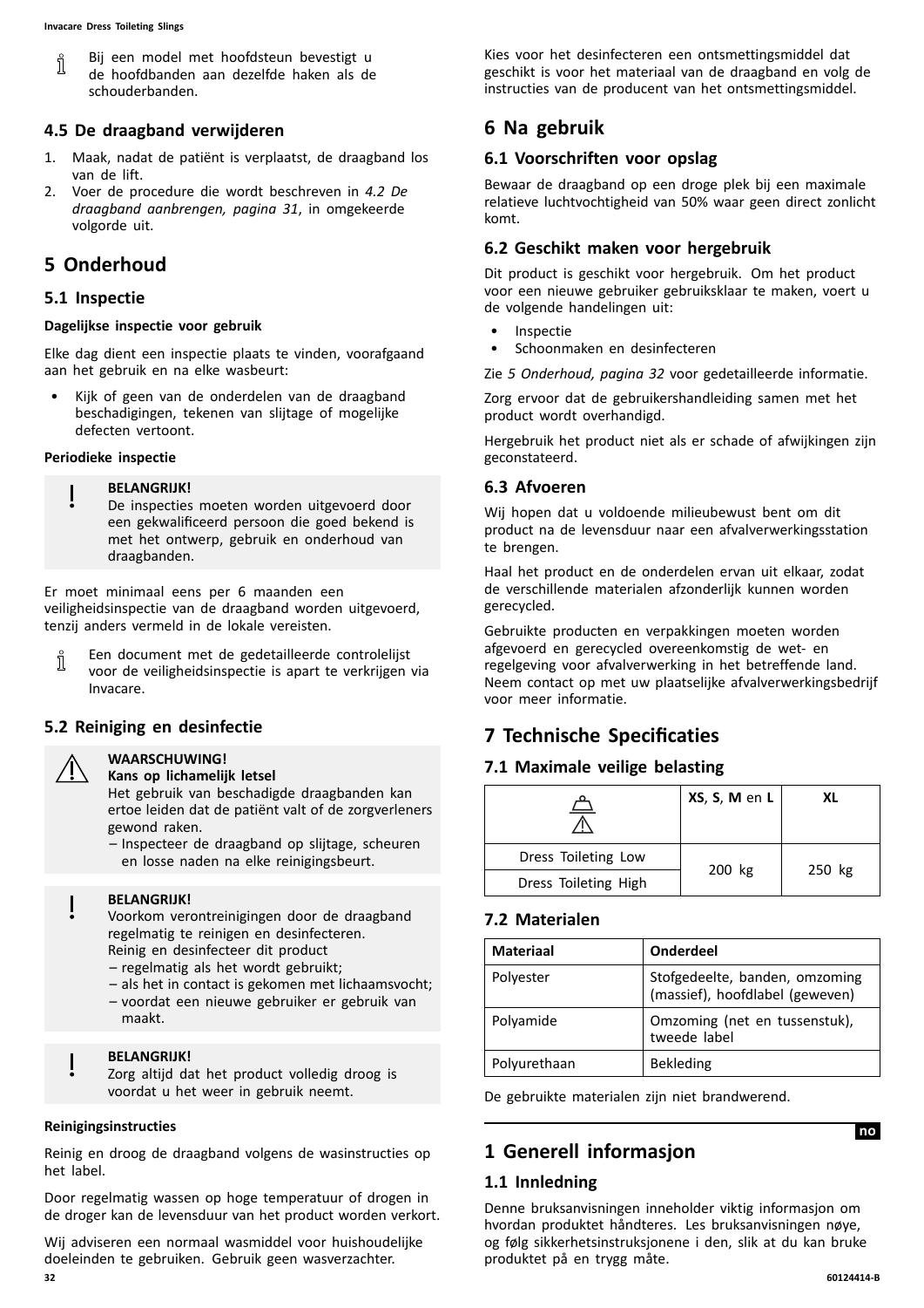Bij een model met hoofdsteun bevestigt u de hoofdbanden aan dezelfde haken als de schouderbanden.

### 4.5 De draagband verwijderen

1. Maak, nadat de patiënt is verplaatst, de draagband los van de lift.
2. Voer de procedure die wordt beschreven in *4.2 De draagband aanbrengen, pagina 31*, in omgekeerde volgorde uit.

## 5 Onderhoud

### 5.1 Inspectie

**Dagelijkse inspectie voor gebruik**

Elke dag dient een inspectie plaats te vinden, voorafgaand aan het gebruik en na elke wasbeurt:

- Kijk of geen van de onderdelen van de draagband beschadigingen, tekenen van slijtage of mogelijke defecten vertoont.

**Periodieke inspectie**

> **BELANGRIJK!**
> De inspecties moeten worden uitgevoerd door een gekwalificeerd persoon die goed bekend is met het ontwerp, gebruik en onderhoud van draagbanden.

Er moet minimaal eens per 6 maanden een veiligheidsinspectie van de draagband worden uitgevoerd, tenzij anders vermeld in de lokale vereisten.

Een document met de gedetailleerde controlelijst voor de veiligheidsinspectie is apart te verkrijgen via Invacare.

### 5.2 Reiniging en desinfectie

> **WAARSCHUWING!**
> **Kans op lichamelijk letsel**
> Het gebruik van beschadigde draagbanden kan ertoe leiden dat de patiënt valt of de zorgverleners gewond raken.
> – Inspecteer de draagband op slijtage, scheuren en losse naden na elke reinigingsbeurt.

> **BELANGRIJK!**
> Voorkom verontreinigingen door de draagband regelmatig te reinigen en desinfecteren.
> Reinig en desinfecteer dit product
> – regelmatig als het wordt gebruikt;
> – als het in contact is gekomen met lichaamsvocht;
> – voordat een nieuwe gebruiker er gebruik van maakt.

> **BELANGRIJK!**
> Zorg altijd dat het product volledig droog is voordat u het weer in gebruik neemt.

**Reinigingsinstructies**

Reinig en droog de draagband volgens de wasinstructies op het label.

Door regelmatig wassen op hoge temperatuur of drogen in de droger kan de levensduur van het product worden verkort.

Wij adviseren een normaal wasmiddel voor huishoudelijke doeleinden te gebruiken. Gebruik geen wasverzachter.

Kies voor het desinfecteren een ontsmettingsmiddel dat geschikt is voor het materiaal van de draagband en volg de instructies van de producent van het ontsmettingsmiddel.

## 6 Na gebruik

### 6.1 Voorschriften voor opslag

Bewaar de draagband op een droge plek bij een maximale relatieve luchtvochtigheid van 50% waar geen direct zonlicht komt.

### 6.2 Geschikt maken voor hergebruik

Dit product is geschikt voor hergebruik. Om het product voor een nieuwe gebruiker gebruiksklaar te maken, voert u de volgende handelingen uit:

- Inspectie
- Schoonmaken en desinfecteren

Zie *5 Onderhoud, pagina 32* voor gedetailleerde informatie.

Zorg ervoor dat de gebruikershandleiding samen met het product wordt overhandigd.

Hergebruik het product niet als er schade of afwijkingen zijn geconstateerd.

### 6.3 Afvoeren

Wij hopen dat u voldoende milieubewust bent om dit product na de levensduur naar een afvalverwerkingsstation te brengen.

Haal het product en de onderdelen ervan uit elkaar, zodat de verschillende materialen afzonderlijk kunnen worden gerecycled.

Gebruikte producten en verpakkingen moeten worden afgevoerd en gerecycled overeenkomstig de wet- en regelgeving voor afvalverwerking in het betreffende land. Neem contact op met uw plaatselijke afvalverwerkingsbedrijf voor meer informatie.

## 7 Technische Specificaties

### 7.1 Maximale veilige belasting

| | **XS**, **S**, **M** en **L** | **XL** |
|---|---|---|
| Dress Toileting Low | 200 kg | 250 kg |
| Dress Toileting High | | |

### 7.2 Materialen

| **Materiaal** | **Onderdeel** |
|---|---|
| Polyester | Stofgedeelte, banden, omzoming (massief), hoofdlabel (geweven) |
| Polyamide | Omzoming (net en tussenstuk), tweede label |
| Polyurethaan | Bekleding |

De gebruikte materialen zijn niet brandwerend.

no

## 1 Generell informasjon

### 1.1 Innledning

Denne bruksanvisningen inneholder viktig informasjon om hvordan produktet håndteres. Les bruksanvisningen nøye, og følg sikkerhetsinstruksjonene i den, slik at du kan bruke produktet på en trygg måte.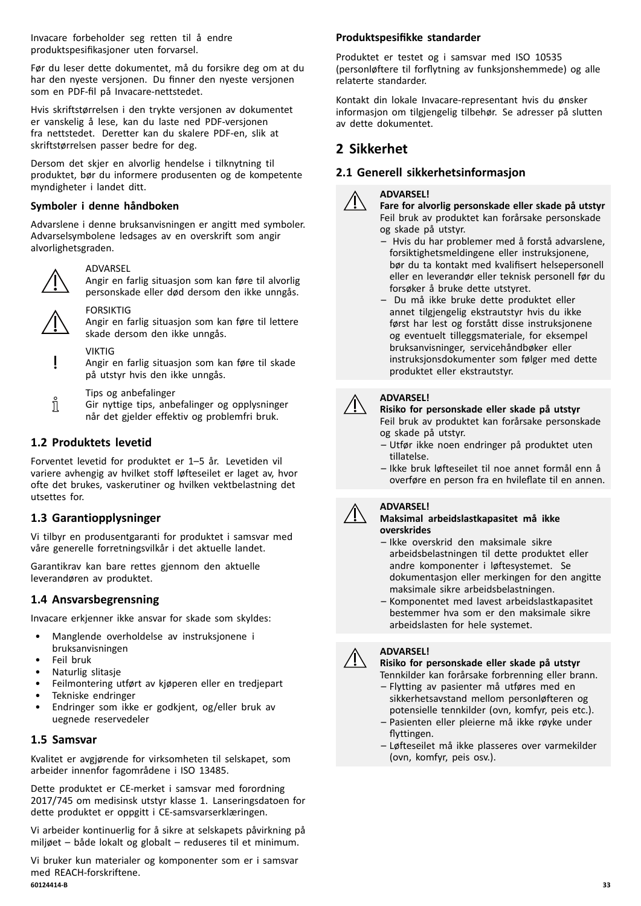Invacare forbeholder seg retten til å endre produktspesifikasjoner uten forvarsel.

Før du leser dette dokumentet, må du forsikre deg om at du har den nyeste versjonen. Du finner den nyeste versjonen som en PDF-fil på Invacare-nettstedet.

Hvis skriftstørrelsen i den trykte versjonen av dokumentet er vanskelig å lese, kan du laste ned PDF-versjonen fra nettstedet. Deretter kan du skalere PDF-en, slik at skriftstørrelsen passer bedre for deg.

Dersom det skjer en alvorlig hendelse i tilknytning til produktet, bør du informere produsenten og de kompetente myndigheter i landet ditt.

### Symboler i denne håndboken

Advarslene i denne bruksanvisningen er angitt med symboler. Advarselsymbolene ledsages av en overskrift som angir alvorlighetsgraden.

ADVARSEL
Angir en farlig situasjon som kan føre til alvorlig personskade eller død dersom den ikke unngås.

FORSIKTIG
Angir en farlig situasjon som kan føre til lettere skade dersom den ikke unngås.

VIKTIG
Angir en farlig situasjon som kan føre til skade på utstyr hvis den ikke unngås.

Tips og anbefalinger
Gir nyttige tips, anbefalinger og opplysninger når det gjelder effektiv og problemfri bruk.

## 1.2 Produktets levetid

Forventet levetid for produktet er 1–5 år. Levetiden vil variere avhengig av hvilket stoff løfteseilet er laget av, hvor ofte det brukes, vaskerutiner og hvilken vektbelastning det utsettes for.

## 1.3 Garantiopplysninger

Vi tilbyr en produsentgaranti for produktet i samsvar med våre generelle forretningsvilkår i det aktuelle landet.

Garantikrav kan bare rettes gjennom den aktuelle leverandøren av produktet.

## 1.4 Ansvarsbegrensning

Invacare erkjenner ikke ansvar for skade som skyldes:

- Manglende overholdelse av instruksjonene i bruksanvisningen
- Feil bruk
- Naturlig slitasje
- Feilmontering utført av kjøperen eller en tredjepart
- Tekniske endringer
- Endringer som ikke er godkjent, og/eller bruk av uegnede reservedeler

## 1.5 Samsvar

Kvalitet er avgjørende for virksomheten til selskapet, som arbeider innenfor fagområdene i ISO 13485.

Dette produktet er CE-merket i samsvar med forordning 2017/745 om medisinsk utstyr klasse 1. Lanseringsdatoen for dette produktet er oppgitt i CE-samsvarserklæringen.

Vi arbeider kontinuerlig for å sikre at selskapets påvirkning på miljøet – både lokalt og globalt – reduseres til et minimum.

Vi bruker kun materialer og komponenter som er i samsvar med REACH-forskriftene.

### Produktspesifikke standarder

Produktet er testet og i samsvar med ISO 10535 (personløftere til forflytning av funksjonshemmede) og alle relaterte standarder.

Kontakt din lokale Invacare-representant hvis du ønsker informasjon om tilgjengelig tilbehør. Se adresser på slutten av dette dokumentet.

# 2 Sikkerhet

## 2.1 Generell sikkerhetsinformasjon

**ADVARSEL!**
**Fare for alvorlig personskade eller skade på utstyr**
Feil bruk av produktet kan forårsake personskade og skade på utstyr.
- Hvis du har problemer med å forstå advarslene, forsiktighetsmeldingene eller instruksjonene, bør du ta kontakt med kvalifisert helsepersonell eller en leverandør eller teknisk personell før du forsøker å bruke dette utstyret.
- Du må ikke bruke dette produktet eller annet tilgjengelig ekstrautstyr hvis du ikke først har lest og forstått disse instruksjonene og eventuelt tilleggsmateriale, for eksempel bruksanvisninger, servicehåndbøker eller instruksjonsdokumenter som følger med dette produktet eller ekstrautstyr.

**ADVARSEL!**
**Risiko for personskade eller skade på utstyr**
Feil bruk av produktet kan forårsake personskade og skade på utstyr.
- Utfør ikke noen endringer på produktet uten tillatelse.
- Ikke bruk løfteseilet til noe annet formål enn å overføre en person fra en hvileflate til en annen.

**ADVARSEL!**
**Maksimal arbeidslastkapasitet må ikke overskrides**
- Ikke overskrid den maksimale sikre arbeidsbelastningen til dette produktet eller andre komponenter i løftesystemet. Se dokumentasjon eller merkingen for den angitte maksimale sikre arbeidsbelastningen.
- Komponentet med lavest arbeidslastkapasitet bestemmer hva som er den maksimale sikre arbeidslasten for hele systemet.

**ADVARSEL!**
**Risiko for personskade eller skade på utstyr**
Tennkilder kan forårsake forbrenning eller brann.
- Flytting av pasienter må utføres med en sikkerhetsavstand mellom personløfteren og potensielle tennkilder (ovn, komfyr, peis etc.).
- Pasienten eller pleierne må ikke røyke under flyttingen.
- Løfteseilet må ikke plasseres over varmekilder (ovn, komfyr, peis osv.).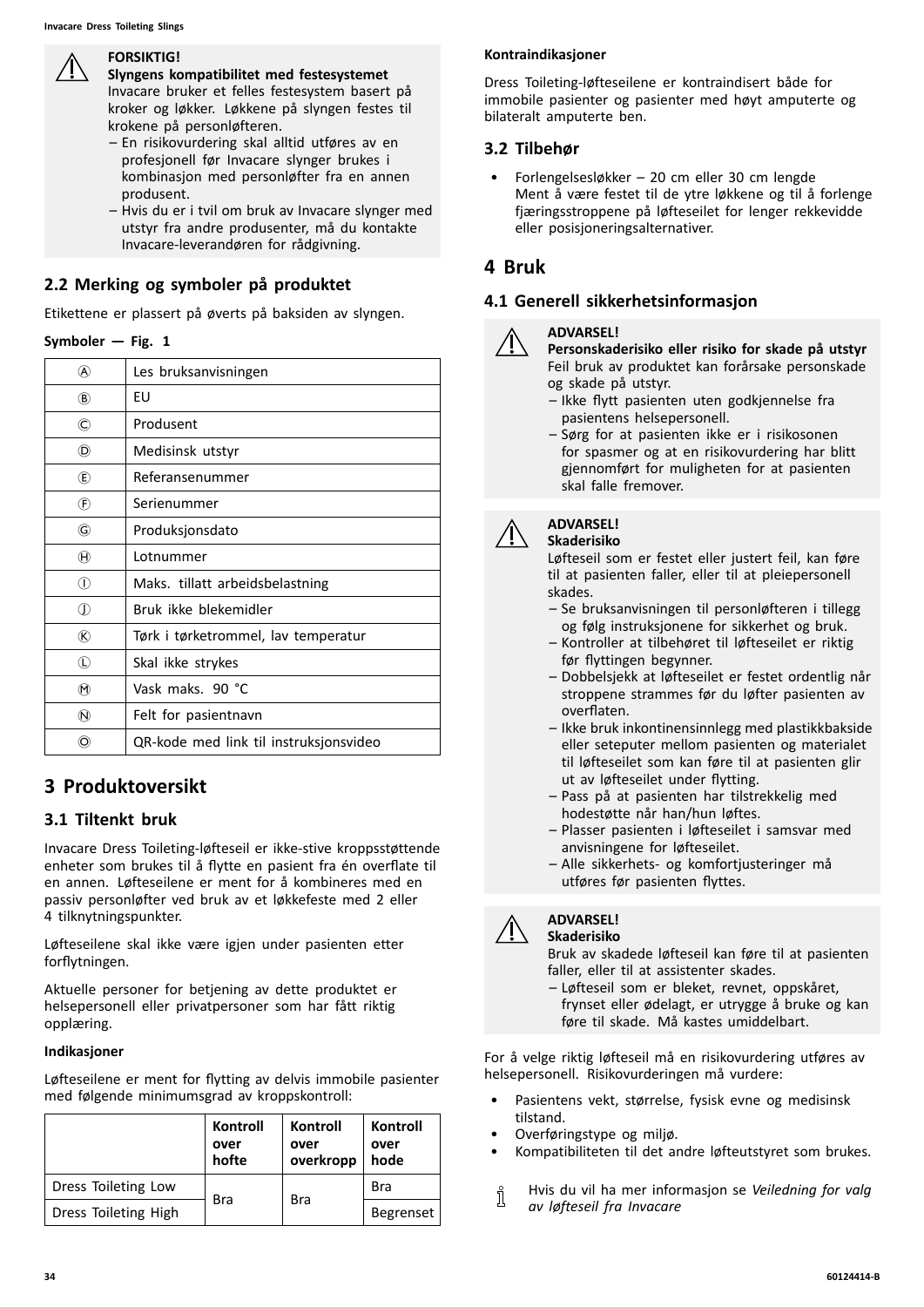**FORSIKTIG!**
**Slyngens kompatibilitet med festesystemet**
Invacare bruker et felles festesystem basert på kroker og løkker. Løkkene på slyngen festes til krokene på personløfteren.
– En risikovurdering skal alltid utføres av en profesjonell før Invacare slynger brukes i kombinasjon med personløfter fra en annen produsent.
– Hvis du er i tvil om bruk av Invacare slynger med utstyr fra andre produsenter, må du kontakte Invacare-leverandøren for rådgivning.

## 2.2 Merking og symboler på produktet

Etikettene er plassert på øverts på baksiden av slyngen.

**Symboler — Fig. 1**

| | |
|---|---|
| Ⓐ | Les bruksanvisningen |
| Ⓑ | EU |
| Ⓒ | Produsent |
| Ⓓ | Medisinsk utstyr |
| Ⓔ | Referansenummer |
| Ⓕ | Serienummer |
| Ⓖ | Produksjonsdato |
| Ⓗ | Lotnummer |
| Ⓘ | Maks. tillatt arbeidsbelastning |
| Ⓙ | Bruk ikke blekemidler |
| Ⓚ | Tørk i tørketrommel, lav temperatur |
| Ⓛ | Skal ikke strykes |
| Ⓜ | Vask maks. 90 °C |
| Ⓝ | Felt for pasientnavn |
| Ⓞ | QR-kode med link til instruksjonsvideo |

# 3 Produktoversikt

## 3.1 Tiltenkt bruk

Invacare Dress Toileting-løfteseil er ikke-stive kroppsstøttende enheter som brukes til å flytte en pasient fra én overflate til en annen. Løfteseilene er ment for å kombineres med en passiv personløfter ved bruk av et løkkefeste med 2 eller 4 tilknytningspunkter.

Løfteseilene skal ikke være igjen under pasienten etter forflytningen.

Aktuelle personer for betjening av dette produktet er helsepersonell eller privatpersoner som har fått riktig opplæring.

**Indikasjoner**

Løfteseilene er ment for flytting av delvis immobile pasienter med følgende minimumsgrad av kroppskontroll:

| | Kontroll over hofte | Kontroll over overkropp | Kontroll over hode |
|---|---|---|---|
| Dress Toileting Low | Bra | Bra | Bra |
| Dress Toileting High | | | Begrenset |

**Kontraindikasjoner**

Dress Toileting-løfteseilene er kontraindisert både for immobile pasienter og pasienter med høyt amputerte og bilateralt amputerte ben.

## 3.2 Tilbehør

- Forlengelsesløkker – 20 cm eller 30 cm lengde
  Ment å være festet til de ytre løkkene og til å forlenge fjæringsstroppene på løfteseilet for lenger rekkevidde eller posisjoneringsalternativer.

# 4 Bruk

## 4.1 Generell sikkerhetsinformasjon

**ADVARSEL!**
**Personskaderisiko eller risiko for skade på utstyr**
Feil bruk av produktet kan forårsake personskade og skade på utstyr.
– Ikke flytt pasienten uten godkjennelse fra pasientens helsepersonell.
– Sørg for at pasienten ikke er i risikosonen for spasmer og at en risikovurdering har blitt gjennomført for muligheten for at pasienten skal falle fremover.

**ADVARSEL!**
**Skaderisiko**
Løfteseil som er festet eller justert feil, kan føre til at pasienten faller, eller til at pleiepersonell skades.
– Se bruksanvisningen til personløfteren i tillegg og følg instruksjonene for sikkerhet og bruk.
– Kontroller at tilbehøret til løfteseilet er riktig før flyttingen begynner.
– Dobbelsjekk at løfteseilet er festet ordentlig når stroppene strammes før du løfter pasienten av overflaten.
– Ikke bruk inkontinensinnlegg med plastikkbakside eller seteputer mellom pasienten og materialet til løfteseilet som kan føre til at pasienten glir ut av løfteseilet under flytting.
– Pass på at pasienten har tilstrekkelig med hodestøtte når han/hun løftes.
– Plasser pasienten i løfteseilet i samsvar med anvisningene for løfteseilet.
– Alle sikkerhets- og komfortjusteringer må utføres før pasienten flyttes.

**ADVARSEL!**
**Skaderisiko**
Bruk av skadede løfteseil kan føre til at pasienten faller, eller til at assistenter skades.
– Løfteseil som er bleket, revnet, oppskåret, frynset eller ødelagt, er utrygge å bruke og kan føre til skade. Må kastes umiddelbart.

For å velge riktig løfteseil må en risikovurdering utføres av helsepersonell. Risikovurderingen må vurdere:

- Pasientens vekt, størrelse, fysisk evne og medisinsk tilstand.
- Overføringstype og miljø.
- Kompatibiliteten til det andre løfteutstyret som brukes.

Hvis du vil ha mer informasjon se *Veiledning for valg av løfteseil fra Invacare*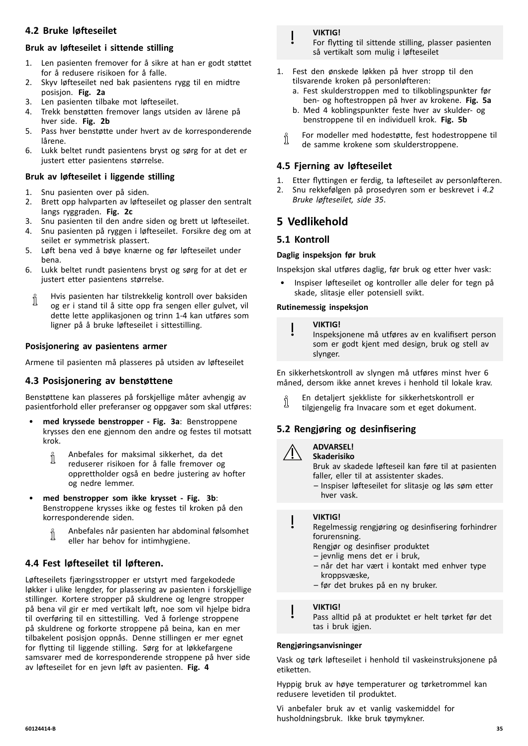### 4.2 Bruke løfteseilet

#### Bruk av løfteseilet i sittende stilling

1. Len pasienten fremover for å sikre at han er godt støttet for å redusere risikoen for å falle.
2. Skyv løfteseilet ned bak pasientens rygg til en midtre posisjon. **Fig. 2a**
3. Len pasienten tilbake mot løfteseilet.
4. Trekk benstøtten fremover langs utsiden av lårene på hver side. **Fig. 2b**
5. Pass hver benstøtte under hvert av de korresponderende lårene.
6. Lukk beltet rundt pasientens bryst og sørg for at det er justert etter pasientens størrelse.

#### Bruk av løfteseilet i liggende stilling

1. Snu pasienten over på siden.
2. Brett opp halvparten av løfteseilet og plasser den sentralt langs ryggraden. **Fig. 2c**
3. Snu pasienten til den andre siden og brett ut løfteseilet.
4. Snu pasienten på ryggen i løfteseilet. Forsikre deg om at seilet er symmetrisk plassert.
5. Løft bena ved å bøye knærne og før løfteseilet under bena.
6. Lukk beltet rundt pasientens bryst og sørg for at det er justert etter pasientens størrelse.

Hvis pasienten har tilstrekkelig kontroll over baksiden og er i stand til å sitte opp fra sengen eller gulvet, vil dette lette applikasjonen og trinn 1-4 kan utføres som ligner på å bruke løfteseilet i sittestilling.

#### Posisjonering av pasientens armer

Armene til pasienten må plasseres på utsiden av løfteseilet

### 4.3 Posisjonering av benstøttene

Benstøttene kan plasseres på forskjellige måter avhengig av pasientforhold eller preferanser og oppgaver som skal utføres:

- **med kryssede benstropper - Fig. 3a**: Benstroppene krysses den ene gjennom den andre og festes til motsatt krok.

  Anbefales for maksimal sikkerhet, da det reduserer risikoen for å falle fremover og opprettholder også en bedre justering av hofter og nedre lemmer.

- **med benstropper som ikke krysset - Fig. 3b**: Benstroppene krysses ikke og festes til kroken på den korresponderende siden.

  Anbefales når pasienten har abdominal følsomhet eller har behov for intimhygiene.

### 4.4 Fest løfteseilet til løfteren.

Løfteseilets fjæringsstropper er utstyrt med fargekodede løkker i ulike lengder, for plassering av pasienten i forskjellige stillinger. Kortere stropper på skuldrene og lengre stropper på bena vil gir er med vertikalt løft, noe som vil hjelpe bidra til overføring til en sittestilling. Ved å forlenge stroppene på skuldrene og forkorte stroppene på beina, kan en mer tilbakelent posisjon oppnås. Denne stillingen er mer egnet for flytting til liggende stilling. Sørg for at løkkefargene samsvarer med de korresponderende stroppene på hver side av løfteseilet for en jevn løft av pasienten. **Fig. 4**

**VIKTIG!**
For flytting til sittende stilling, plasser pasienten så vertikalt som mulig i løfteseilet

1. Fest den ønskede løkken på hver stropp til den tilsvarende kroken på personløfteren:
   a. Fest skulderstroppen med to tilkoblingspunkter før ben- og hoftestroppen på hver av krokene. **Fig. 5a**
   b. Med 4 koblingspunkter feste hver av skulder- og benstroppene til en individuell krok. **Fig. 5b**

For modeller med hodestøtte, fest hodestroppene til de samme krokene som skulderstroppene.

### 4.5 Fjerning av løfteseilet

1. Etter flyttingen er ferdig, ta løfteseilet av personløfteren.
2. Snu rekkefølgen på prosedyren som er beskrevet i *4.2 Bruke løfteseilet, side 35*.

## 5 Vedlikehold

### 5.1 Kontroll

#### Daglig inspeksjon før bruk

Inspeksjon skal utføres daglig, før bruk og etter hver vask:

- Inspiser løfteseilet og kontroller alle deler for tegn på skade, slitasje eller potensiell svikt.

#### Rutinemessig inspeksjon

**VIKTIG!**
Inspeksjonene må utføres av en kvalifisert person som er godt kjent med design, bruk og stell av slynger.

En sikkerhetskontroll av slyngen må utføres minst hver 6 måned, dersom ikke annet kreves i henhold til lokale krav.

En detaljert sjekkliste for sikkerhetskontroll er tilgjengelig fra Invacare som et eget dokument.

### 5.2 Rengjøring og desinfisering

**ADVARSEL!**
**Skaderisiko**
Bruk av skadede løfteseil kan føre til at pasienten faller, eller til at assistenter skades.
– Inspiser løfteseilet for slitasje og løs søm etter hver vask.

**VIKTIG!**
Regelmessig rengjøring og desinfisering forhindrer forurensning.
Rengjør og desinfiser produktet
– jevnlig mens det er i bruk,
– når det har vært i kontakt med enhver type kroppsvæske,
– før det brukes på en ny bruker.

**VIKTIG!**
Pass alltid på at produktet er helt tørket før det tas i bruk igjen.

#### Rengjøringsanvisninger

Vask og tørk løfteseilet i henhold til vaskeinstruksjonene på etiketten.

Hyppig bruk av høye temperaturer og tørketrommel kan redusere levetiden til produktet.

Vi anbefaler bruk av et vanlig vaskemiddel for husholdningsbruk. Ikke bruk tøymykner.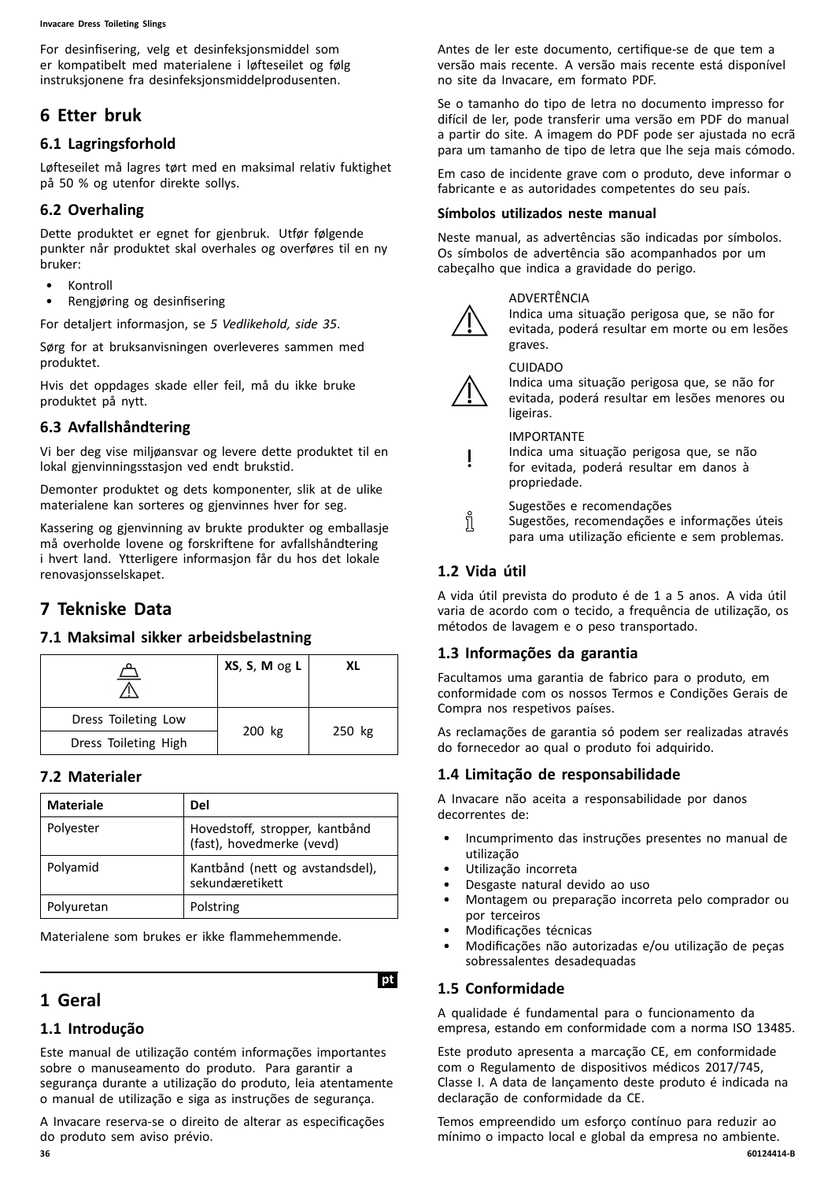For desinfisering, velg et desinfeksjonsmiddel som er kompatibelt med materialene i løfteseilet og følg instruksjonene fra desinfeksjonsmiddelprodusenten.

# 6 Etter bruk

## 6.1 Lagringsforhold

Løfteseilet må lagres tørt med en maksimal relativ fuktighet på 50 % og utenfor direkte sollys.

## 6.2 Overhaling

Dette produktet er egnet for gjenbruk. Utfør følgende punkter når produktet skal overhales og overføres til en ny bruker:

- Kontroll
- Rengjøring og desinfisering

For detaljert informasjon, se *5 Vedlikehold, side 35*.

Sørg for at bruksanvisningen overleveres sammen med produktet.

Hvis det oppdages skade eller feil, må du ikke bruke produktet på nytt.

## 6.3 Avfallshåndtering

Vi ber deg vise miljøansvar og levere dette produktet til en lokal gjenvinningsstasjon ved endt brukstid.

Demonter produktet og dets komponenter, slik at de ulike materialene kan sorteres og gjenvinnes hver for seg.

Kassering og gjenvinning av brukte produkter og emballasje må overholde lovene og forskriftene for avfallshåndtering i hvert land. Ytterligere informasjon får du hos det lokale renovasjonsselskapet.

# 7 Tekniske Data

## 7.1 Maksimal sikker arbeidsbelastning

| | **XS**, **S**, **M** og **L** | **XL** |
|---|---|---|
| Dress Toileting Low | 200 kg | 250 kg |
| Dress Toileting High | 200 kg | 250 kg |

## 7.2 Materialer

| **Materiale** | **Del** |
|---|---|
| Polyester | Hovedstoff, stropper, kantbånd (fast), hovedmerke (vevd) |
| Polyamid | Kantbånd (nett og avstandsdel), sekundæretikett |
| Polyuretan | Polstring |

Materialene som brukes er ikke flammehemmende.

pt

# 1 Geral

## 1.1 Introdução

Este manual de utilização contém informações importantes sobre o manuseamento do produto. Para garantir a segurança durante a utilização do produto, leia atentamente o manual de utilização e siga as instruções de segurança.

A Invacare reserva-se o direito de alterar as especificações do produto sem aviso prévio.

Antes de ler este documento, certifique-se de que tem a versão mais recente. A versão mais recente está disponível no site da Invacare, em formato PDF.

Se o tamanho do tipo de letra no documento impresso for difícil de ler, pode transferir uma versão em PDF do manual a partir do site. A imagem do PDF pode ser ajustada no ecrã para um tamanho de tipo de letra que lhe seja mais cómodo.

Em caso de incidente grave com o produto, deve informar o fabricante e as autoridades competentes do seu país.

### Símbolos utilizados neste manual

Neste manual, as advertências são indicadas por símbolos. Os símbolos de advertência são acompanhados por um cabeçalho que indica a gravidade do perigo.

ADVERTÊNCIA
Indica uma situação perigosa que, se não for evitada, poderá resultar em morte ou em lesões graves.

CUIDADO
Indica uma situação perigosa que, se não for evitada, poderá resultar em lesões menores ou ligeiras.

IMPORTANTE
Indica uma situação perigosa que, se não for evitada, poderá resultar em danos à propriedade.

Sugestões e recomendações
Sugestões, recomendações e informações úteis para uma utilização eficiente e sem problemas.

## 1.2 Vida útil

A vida útil prevista do produto é de 1 a 5 anos. A vida útil varia de acordo com o tecido, a frequência de utilização, os métodos de lavagem e o peso transportado.

## 1.3 Informações da garantia

Facultamos uma garantia de fabrico para o produto, em conformidade com os nossos Termos e Condições Gerais de Compra nos respetivos países.

As reclamações de garantia só podem ser realizadas através do fornecedor ao qual o produto foi adquirido.

## 1.4 Limitação de responsabilidade

A Invacare não aceita a responsabilidade por danos decorrentes de:

- Incumprimento das instruções presentes no manual de utilização
- Utilização incorreta
- Desgaste natural devido ao uso
- Montagem ou preparação incorreta pelo comprador ou por terceiros
- Modificações técnicas
- Modificações não autorizadas e/ou utilização de peças sobressalentes desadequadas

## 1.5 Conformidade

A qualidade é fundamental para o funcionamento da empresa, estando em conformidade com a norma ISO 13485.

Este produto apresenta a marcação CE, em conformidade com o Regulamento de dispositivos médicos 2017/745, Classe I. A data de lançamento deste produto é indicada na declaração de conformidade da CE.

Temos empreendido um esforço contínuo para reduzir ao mínimo o impacto local e global da empresa no ambiente.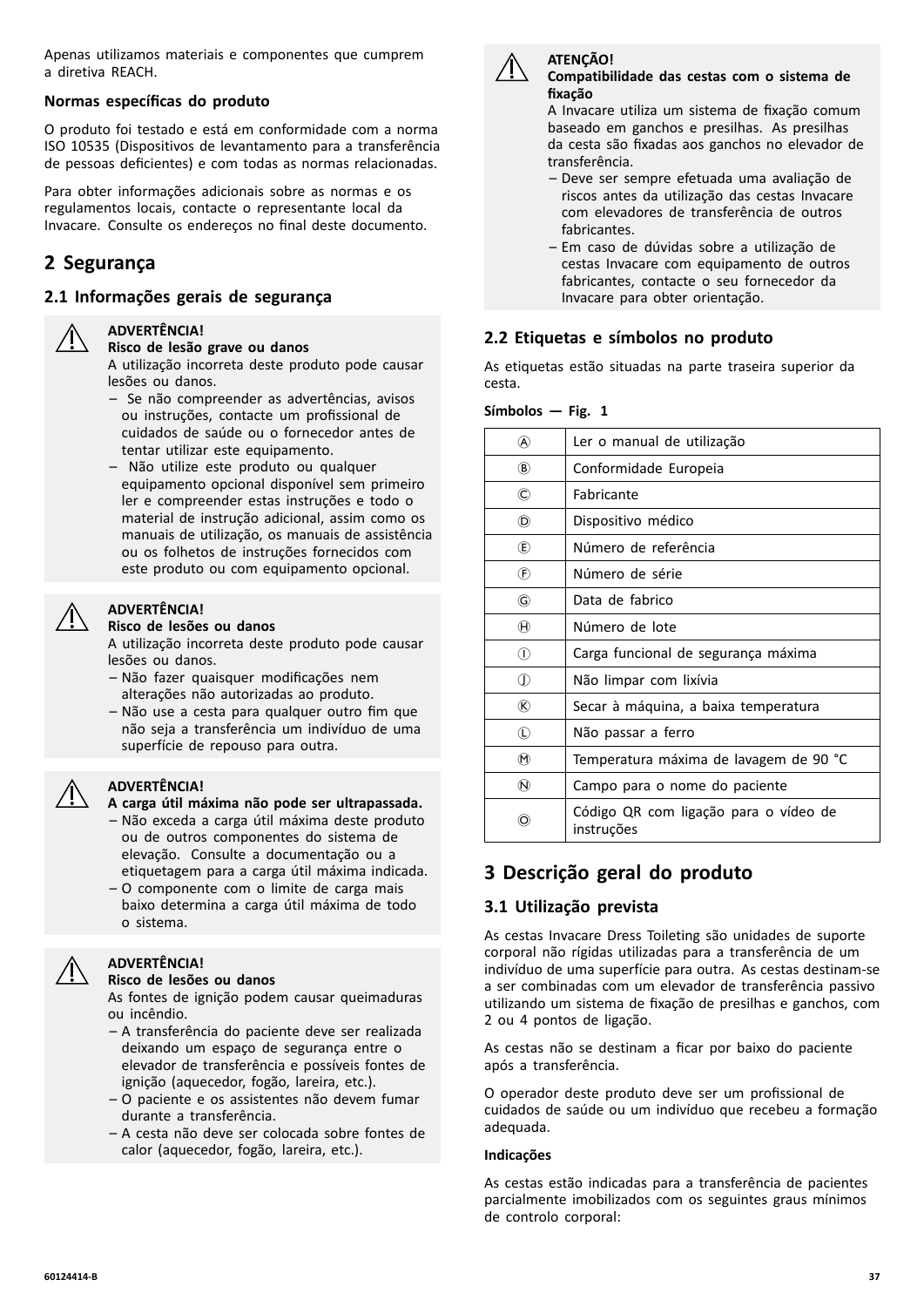Apenas utilizamos materiais e componentes que cumprem a diretiva REACH.

**Normas específicas do produto**

O produto foi testado e está em conformidade com a norma ISO 10535 (Dispositivos de levantamento para a transferência de pessoas deficientes) e com todas as normas relacionadas.

Para obter informações adicionais sobre as normas e os regulamentos locais, contacte o representante local da Invacare. Consulte os endereços no final deste documento.

## 2 Segurança

### 2.1 Informações gerais de segurança

> **ADVERTÊNCIA!**
> **Risco de lesão grave ou danos**
> A utilização incorreta deste produto pode causar lesões ou danos.
> – Se não compreender as advertências, avisos ou instruções, contacte um profissional de cuidados de saúde ou o fornecedor antes de tentar utilizar este equipamento.
> – Não utilize este produto ou qualquer equipamento opcional disponível sem primeiro ler e compreender estas instruções e todo o material de instrução adicional, assim como os manuais de utilização, os manuais de assistência ou os folhetos de instruções fornecidos com este produto ou com equipamento opcional.

> **ADVERTÊNCIA!**
> **Risco de lesões ou danos**
> A utilização incorreta deste produto pode causar lesões ou danos.
> – Não fazer quaisquer modificações nem alterações não autorizadas ao produto.
> – Não use a cesta para qualquer outro fim que não seja a transferência um indivíduo de uma superfície de repouso para outra.

> **ADVERTÊNCIA!**
> **A carga útil máxima não pode ser ultrapassada.**
> – Não exceda a carga útil máxima deste produto ou de outros componentes do sistema de elevação. Consulte a documentação ou a etiquetagem para a carga útil máxima indicada.
> – O componente com o limite de carga mais baixo determina a carga útil máxima de todo o sistema.

> **ADVERTÊNCIA!**
> **Risco de lesões ou danos**
> As fontes de ignição podem causar queimaduras ou incêndio.
> – A transferência do paciente deve ser realizada deixando um espaço de segurança entre o elevador de transferência e possíveis fontes de ignição (aquecedor, fogão, lareira, etc.).
> – O paciente e os assistentes não devem fumar durante a transferência.
> – A cesta não deve ser colocada sobre fontes de calor (aquecedor, fogão, lareira, etc.).

> **ATENÇÃO!**
> **Compatibilidade das cestas com o sistema de fixação**
> A Invacare utiliza um sistema de fixação comum baseado em ganchos e presilhas. As presilhas da cesta são fixadas aos ganchos no elevador de transferência.
> – Deve ser sempre efetuada uma avaliação de riscos antes da utilização das cestas Invacare com elevadores de transferência de outros fabricantes.
> – Em caso de dúvidas sobre a utilização de cestas Invacare com equipamento de outros fabricantes, contacte o seu fornecedor da Invacare para obter orientação.

### 2.2 Etiquetas e símbolos no produto

As etiquetas estão situadas na parte traseira superior da cesta.

**Símbolos — Fig. 1**

| | |
|---|---|
| Ⓐ | Ler o manual de utilização |
| Ⓑ | Conformidade Europeia |
| Ⓒ | Fabricante |
| Ⓓ | Dispositivo médico |
| Ⓔ | Número de referência |
| Ⓕ | Número de série |
| Ⓖ | Data de fabrico |
| Ⓗ | Número de lote |
| Ⓘ | Carga funcional de segurança máxima |
| Ⓙ | Não limpar com lixívia |
| Ⓚ | Secar à máquina, a baixa temperatura |
| Ⓛ | Não passar a ferro |
| Ⓜ | Temperatura máxima de lavagem de 90 °C |
| Ⓝ | Campo para o nome do paciente |
| Ⓞ | Código QR com ligação para o vídeo de instruções |

## 3 Descrição geral do produto

### 3.1 Utilização prevista

As cestas Invacare Dress Toileting são unidades de suporte corporal não rígidas utilizadas para a transferência de um indivíduo de uma superfície para outra. As cestas destinam-se a ser combinadas com um elevador de transferência passivo utilizando um sistema de fixação de presilhas e ganchos, com 2 ou 4 pontos de ligação.

As cestas não se destinam a ficar por baixo do paciente após a transferência.

O operador deste produto deve ser um profissional de cuidados de saúde ou um indivíduo que recebeu a formação adequada.

**Indicações**

As cestas estão indicadas para a transferência de pacientes parcialmente imobilizados com os seguintes graus mínimos de controlo corporal: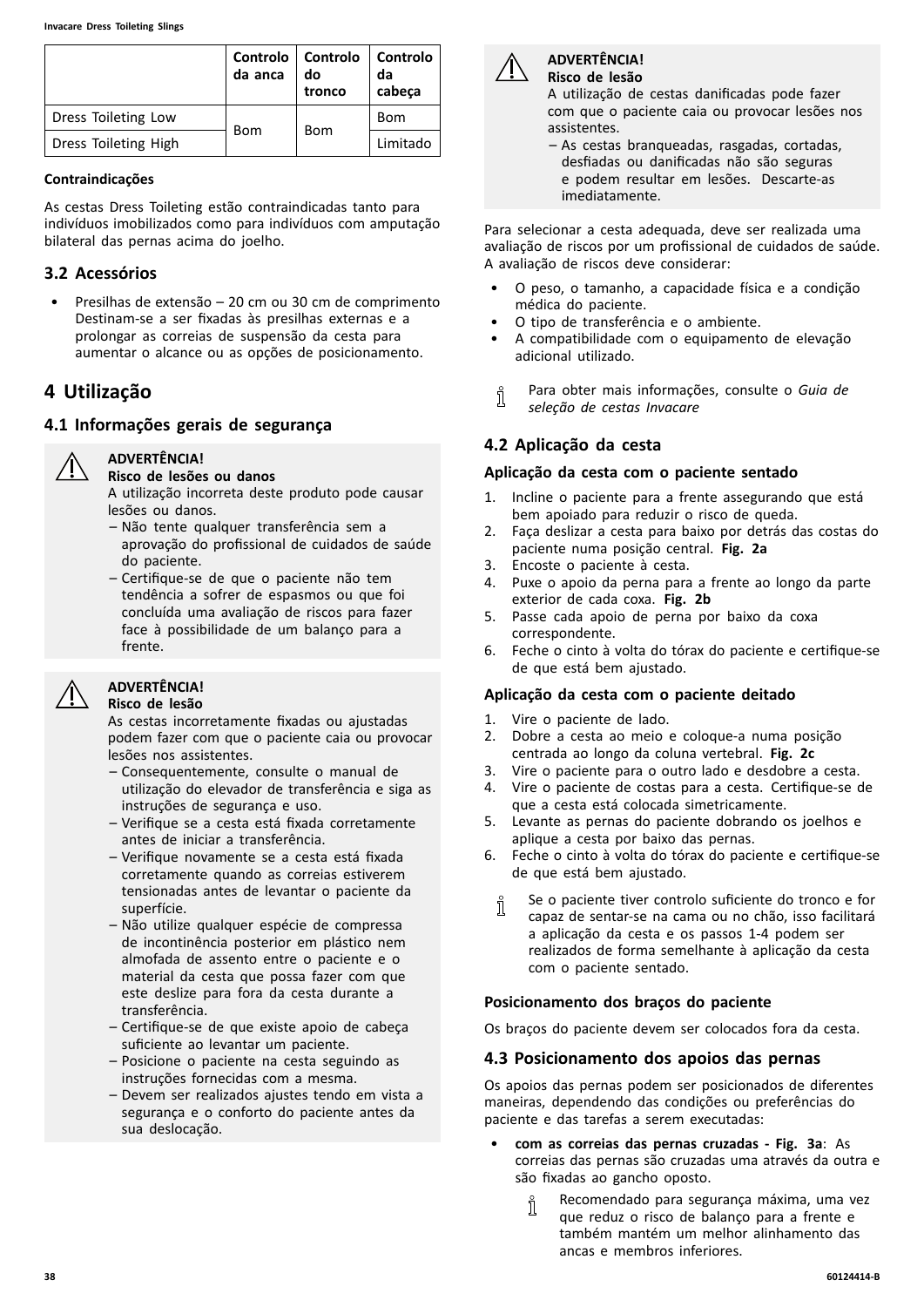| | Controlo da anca | Controlo do tronco | Controlo da cabeça |
|---|---|---|---|
| Dress Toileting Low | Bom | Bom | Bom |
| Dress Toileting High | | | Limitado |

**Contraindicações**

As cestas Dress Toileting estão contraindicadas tanto para indivíduos imobilizados como para indivíduos com amputação bilateral das pernas acima do joelho.

## 3.2 Acessórios

- Presilhas de extensão – 20 cm ou 30 cm de comprimento
  Destinam-se a ser fixadas às presilhas externas e a prolongar as correias de suspensão da cesta para aumentar o alcance ou as opções de posicionamento.

# 4 Utilização

## 4.1 Informações gerais de segurança

**ADVERTÊNCIA!**
**Risco de lesões ou danos**
A utilização incorreta deste produto pode causar lesões ou danos.
– Não tente qualquer transferência sem a aprovação do profissional de cuidados de saúde do paciente.
– Certifique-se de que o paciente não tem tendência a sofrer de espasmos ou que foi concluída uma avaliação de riscos para fazer face à possibilidade de um balanço para a frente.

**ADVERTÊNCIA!**
**Risco de lesão**
As cestas incorretamente fixadas ou ajustadas podem fazer com que o paciente caia ou provocar lesões nos assistentes.
– Consequentemente, consulte o manual de utilização do elevador de transferência e siga as instruções de segurança e uso.
– Verifique se a cesta está fixada corretamente antes de iniciar a transferência.
– Verifique novamente se a cesta está fixada corretamente quando as correias estiverem tensionadas antes de levantar o paciente da superfície.
– Não utilize qualquer espécie de compressa de incontinência posterior em plástico nem almofada de assento entre o paciente e o material da cesta que possa fazer com que este deslize para fora da cesta durante a transferência.
– Certifique-se de que existe apoio de cabeça suficiente ao levantar um paciente.
– Posicione o paciente na cesta seguindo as instruções fornecidas com a mesma.
– Devem ser realizados ajustes tendo em vista a segurança e o conforto do paciente antes da sua deslocação.

**ADVERTÊNCIA!**
**Risco de lesão**
A utilização de cestas danificadas pode fazer com que o paciente caia ou provocar lesões nos assistentes.
– As cestas branqueadas, rasgadas, cortadas, desfiadas ou danificadas não são seguras e podem resultar em lesões. Descarte-as imediatamente.

Para selecionar a cesta adequada, deve ser realizada uma avaliação de riscos por um profissional de cuidados de saúde. A avaliação de riscos deve considerar:

- O peso, o tamanho, a capacidade física e a condição médica do paciente.
- O tipo de transferência e o ambiente.
- A compatibilidade com o equipamento de elevação adicional utilizado.

Para obter mais informações, consulte o *Guia de seleção de cestas Invacare*

## 4.2 Aplicação da cesta

### Aplicação da cesta com o paciente sentado

1. Incline o paciente para a frente assegurando que está bem apoiado para reduzir o risco de queda.
2. Faça deslizar a cesta para baixo por detrás das costas do paciente numa posição central. **Fig. 2a**
3. Encoste o paciente à cesta.
4. Puxe o apoio da perna para a frente ao longo da parte exterior de cada coxa. **Fig. 2b**
5. Passe cada apoio de perna por baixo da coxa correspondente.
6. Feche o cinto à volta do tórax do paciente e certifique-se de que está bem ajustado.

### Aplicação da cesta com o paciente deitado

1. Vire o paciente de lado.
2. Dobre a cesta ao meio e coloque-a numa posição centrada ao longo da coluna vertebral. **Fig. 2c**
3. Vire o paciente para o outro lado e desdobre a cesta.
4. Vire o paciente de costas para a cesta. Certifique-se de que a cesta está colocada simetricamente.
5. Levante as pernas do paciente dobrando os joelhos e aplique a cesta por baixo das pernas.
6. Feche o cinto à volta do tórax do paciente e certifique-se de que está bem ajustado.

Se o paciente tiver controlo suficiente do tronco e for capaz de sentar-se na cama ou no chão, isso facilitará a aplicação da cesta e os passos 1-4 podem ser realizados de forma semelhante à aplicação da cesta com o paciente sentado.

### Posicionamento dos braços do paciente

Os braços do paciente devem ser colocados fora da cesta.

## 4.3 Posicionamento dos apoios das pernas

Os apoios das pernas podem ser posicionados de diferentes maneiras, dependendo das condições ou preferências do paciente e das tarefas a serem executadas:

- **com as correias das pernas cruzadas - Fig. 3a**: As correias das pernas são cruzadas uma através da outra e são fixadas ao gancho oposto.

  Recomendado para segurança máxima, uma vez que reduz o risco de balanço para a frente e também mantém um melhor alinhamento das ancas e membros inferiores.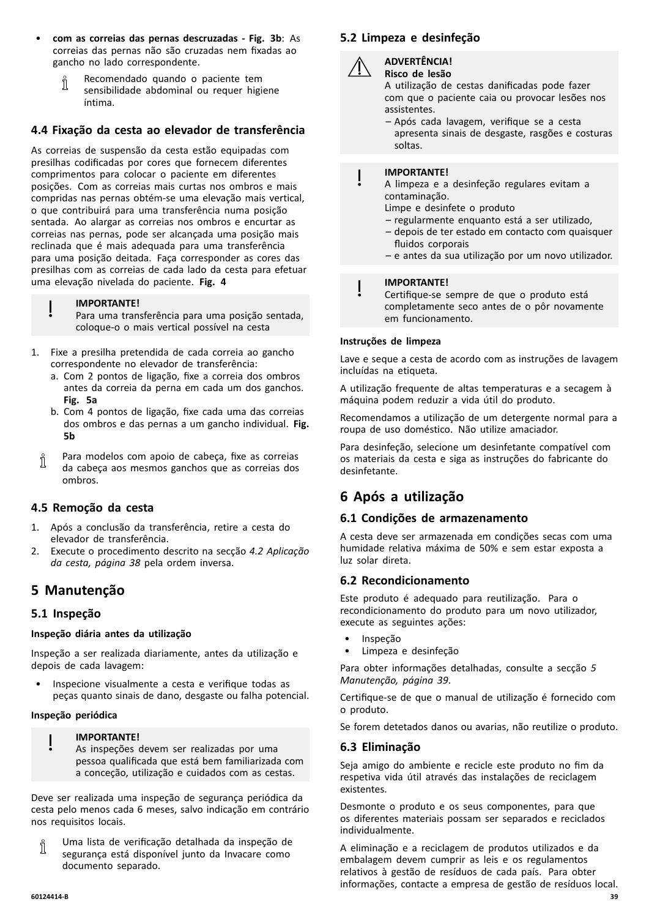- **com as correias das pernas descruzadas - Fig. 3b**: As correias das pernas não são cruzadas nem fixadas ao gancho no lado correspondente.

  Recomendado quando o paciente tem sensibilidade abdominal ou requer higiene íntima.

### 4.4 Fixação da cesta ao elevador de transferência

As correias de suspensão da cesta estão equipadas com presilhas codificadas por cores que fornecem diferentes comprimentos para colocar o paciente em diferentes posições. Com as correias mais curtas nos ombros e mais compridas nas pernas obtém-se uma elevação mais vertical, o que contribuirá para uma transferência numa posição sentada. Ao alargar as correias nos ombros e encurtar as correias nas pernas, pode ser alcançada uma posição mais reclinada que é mais adequada para uma transferência para uma posição deitada. Faça corresponder as cores das presilhas com as correias de cada lado da cesta para efetuar uma elevação nivelada do paciente. **Fig. 4**

> **IMPORTANTE!**
> Para uma transferência para uma posição sentada, coloque-o o mais vertical possível na cesta

1. Fixe a presilha pretendida de cada correia ao gancho correspondente no elevador de transferência:
   a. Com 2 pontos de ligação, fixe a correia dos ombros antes da correia da perna em cada um dos ganchos. **Fig. 5a**
   b. Com 4 pontos de ligação, fixe cada uma das correias dos ombros e das pernas a um gancho individual. **Fig. 5b**

Para modelos com apoio de cabeça, fixe as correias da cabeça aos mesmos ganchos que as correias dos ombros.

### 4.5 Remoção da cesta

1. Após a conclusão da transferência, retire a cesta do elevador de transferência.
2. Execute o procedimento descrito na secção *4.2 Aplicação da cesta, página 38* pela ordem inversa.

## 5 Manutenção

### 5.1 Inspeção

**Inspeção diária antes da utilização**

Inspeção a ser realizada diariamente, antes da utilização e depois de cada lavagem:

- Inspecione visualmente a cesta e verifique todas as peças quanto sinais de dano, desgaste ou falha potencial.

**Inspeção periódica**

> **IMPORTANTE!**
> As inspeções devem ser realizadas por uma pessoa qualificada que está bem familiarizada com a conceção, utilização e cuidados com as cestas.

Deve ser realizada uma inspeção de segurança periódica da cesta pelo menos cada 6 meses, salvo indicação em contrário nos requisitos locais.

Uma lista de verificação detalhada da inspeção de segurança está disponível junto da Invacare como documento separado.

### 5.2 Limpeza e desinfeção

> **ADVERTÊNCIA!**
> **Risco de lesão**
> A utilização de cestas danificadas pode fazer com que o paciente caia ou provocar lesões nos assistentes.
> – Após cada lavagem, verifique se a cesta apresenta sinais de desgaste, rasgões e costuras soltas.

> **IMPORTANTE!**
> A limpeza e a desinfeção regulares evitam a contaminação.
> Limpe e desinfete o produto
> – regularmente enquanto está a ser utilizado,
> – depois de ter estado em contacto com quaisquer fluidos corporais
> – e antes da sua utilização por um novo utilizador.

> **IMPORTANTE!**
> Certifique-se sempre de que o produto está completamente seco antes de o pôr novamente em funcionamento.

**Instruções de limpeza**

Lave e seque a cesta de acordo com as instruções de lavagem incluídas na etiqueta.

A utilização frequente de altas temperaturas e a secagem à máquina podem reduzir a vida útil do produto.

Recomendamos a utilização de um detergente normal para a roupa de uso doméstico. Não utilize amaciador.

Para desinfeção, selecione um desinfetante compatível com os materiais da cesta e siga as instruções do fabricante do desinfetante.

## 6 Após a utilização

### 6.1 Condições de armazenamento

A cesta deve ser armazenada em condições secas com uma humidade relativa máxima de 50% e sem estar exposta a luz solar direta.

### 6.2 Recondicionamento

Este produto é adequado para reutilização. Para o recondicionamento do produto para um novo utilizador, execute as seguintes ações:

- Inspeção
- Limpeza e desinfeção

Para obter informações detalhadas, consulte a secção *5 Manutenção, página 39*.

Certifique-se de que o manual de utilização é fornecido com o produto.

Se forem detetados danos ou avarias, não reutilize o produto.

### 6.3 Eliminação

Seja amigo do ambiente e recicle este produto no fim da respetiva vida útil através das instalações de reciclagem existentes.

Desmonte o produto e os seus componentes, para que os diferentes materiais possam ser separados e reciclados individualmente.

A eliminação e a reciclagem de produtos utilizados e da embalagem devem cumprir as leis e os regulamentos relativos à gestão de resíduos de cada país. Para obter informações, contacte a empresa de gestão de resíduos local.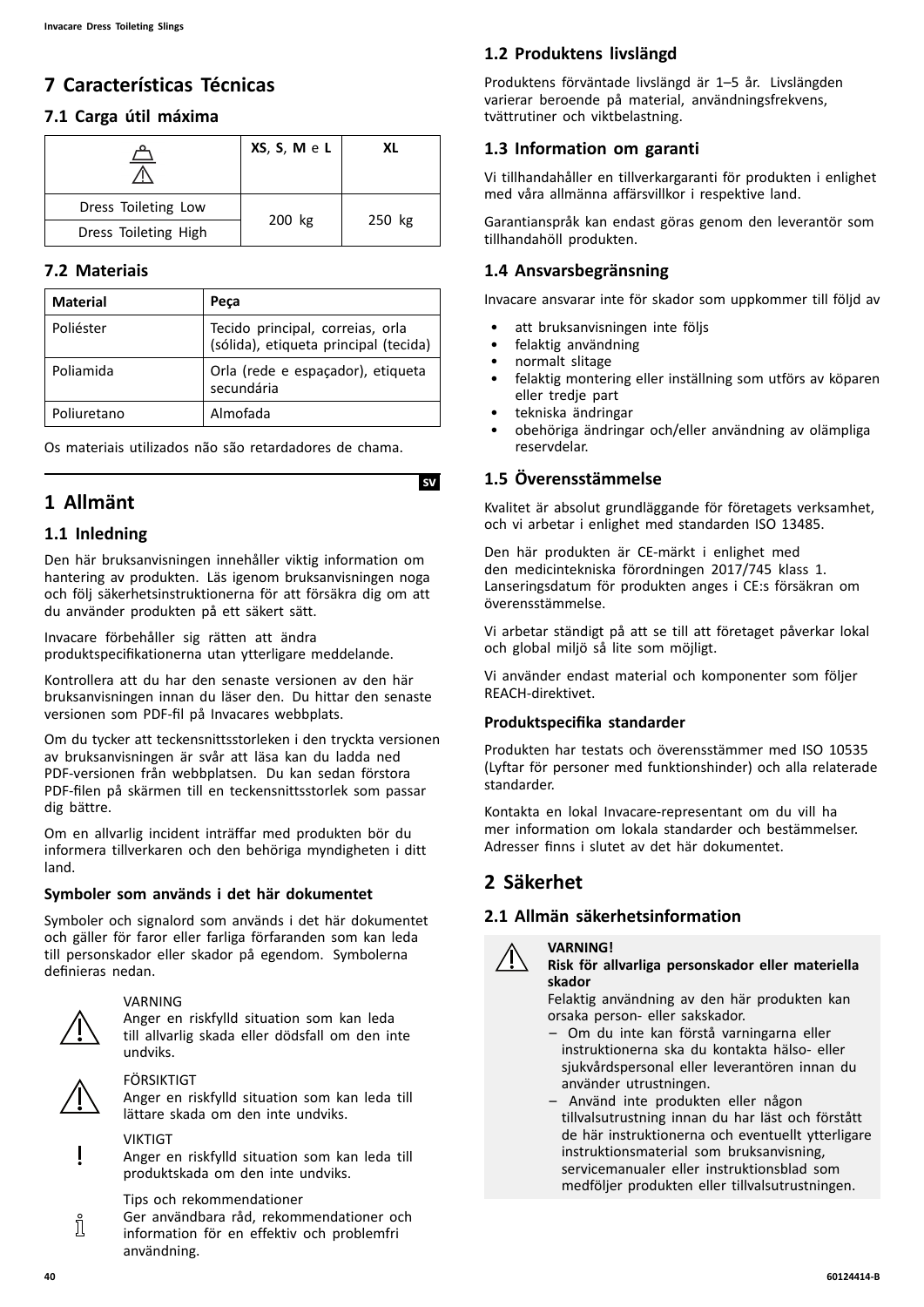# 7 Características Técnicas

## 7.1 Carga útil máxima

| | XS, S, M e L | XL |
|---|---|---|
| Dress Toileting Low | 200 kg | 250 kg |
| Dress Toileting High | | |

## 7.2 Materiais

| Material | Peça |
|---|---|
| Poliéster | Tecido principal, correias, orla (sólida), etiqueta principal (tecida) |
| Poliamida | Orla (rede e espaçador), etiqueta secundária |
| Poliuretano | Almofada |

Os materiais utilizados não são retardadores de chama.

SV

# 1 Allmänt

## 1.1 Inledning

Den här bruksanvisningen innehåller viktig information om hantering av produkten. Läs igenom bruksanvisningen noga och följ säkerhetsinstruktionerna för att försäkra dig om att du använder produkten på ett säkert sätt.

Invacare förbehåller sig rätten att ändra produktspecifikationerna utan ytterligare meddelande.

Kontrollera att du har den senaste versionen av den här bruksanvisningen innan du läser den. Du hittar den senaste versionen som PDF-fil på Invacares webbplats.

Om du tycker att teckensnittsstorleken i den tryckta versionen av bruksanvisningen är svår att läsa kan du ladda ned PDF-versionen från webbplatsen. Du kan sedan förstora PDF-filen på skärmen till en teckensnittsstorlek som passar dig bättre.

Om en allvarlig incident inträffar med produkten bör du informera tillverkaren och den behöriga myndigheten i ditt land.

### Symboler som används i det här dokumentet

Symboler och signalord som används i det här dokumentet och gäller för faror eller farliga förfaranden som kan leda till personskador eller skador på egendom. Symbolerna definieras nedan.

VARNING
Anger en riskfylld situation som kan leda till allvarlig skada eller dödsfall om den inte undviks.

FÖRSIKTIGT
Anger en riskfylld situation som kan leda till lättare skada om den inte undviks.

VIKTIGT
Anger en riskfylld situation som kan leda till produktskada om den inte undviks.

Tips och rekommendationer
Ger användbara råd, rekommendationer och information för en effektiv och problemfri användning.

## 1.2 Produktens livslängd

Produktens förväntade livslängd är 1–5 år. Livslängden varierar beroende på material, användningsfrekvens, tvättrutiner och viktbelastning.

## 1.3 Information om garanti

Vi tillhandahåller en tillverkargaranti för produkten i enlighet med våra allmänna affärsvillkor i respektive land.

Garantianspråk kan endast göras genom den leverantör som tillhandahöll produkten.

## 1.4 Ansvarsbegränsning

Invacare ansvarar inte för skador som uppkommer till följd av

- att bruksanvisningen inte följs
- felaktig användning
- normalt slitage
- felaktig montering eller inställning som utförs av köparen eller tredje part
- tekniska ändringar
- obehöriga ändringar och/eller användning av olämpliga reservdelar.

## 1.5 Överensstämmelse

Kvalitet är absolut grundläggande för företagets verksamhet, och vi arbetar i enlighet med standarden ISO 13485.

Den här produkten är CE-märkt i enlighet med den medicintekniska förordningen 2017/745 klass 1. Lanseringsdatum för produkten anges i CE:s försäkran om överensstämmelse.

Vi arbetar ständigt på att se till att företaget påverkar lokal och global miljö så lite som möjligt.

Vi använder endast material och komponenter som följer REACH-direktivet.

### Produktspecifika standarder

Produkten har testats och överensstämmer med ISO 10535 (Lyftar för personer med funktionshinder) och alla relaterade standarder.

Kontakta en lokal Invacare-representant om du vill ha mer information om lokala standarder och bestämmelser. Adresser finns i slutet av det här dokumentet.

# 2 Säkerhet

## 2.1 Allmän säkerhetsinformation

**VARNING!**
**Risk för allvarliga personskador eller materiella skador**
Felaktig användning av den här produkten kan orsaka person- eller sakskador.
– Om du inte kan förstå varningarna eller instruktionerna ska du kontakta hälso- eller sjukvårdspersonal eller leverantören innan du använder utrustningen.
– Använd inte produkten eller någon tillvalsutrustning innan du har läst och förstått de här instruktionerna och eventuellt ytterligare instruktionsmaterial som bruksanvisning, servicemanualer eller instruktionsblad som medföljer produkten eller tillvalsutrustningen.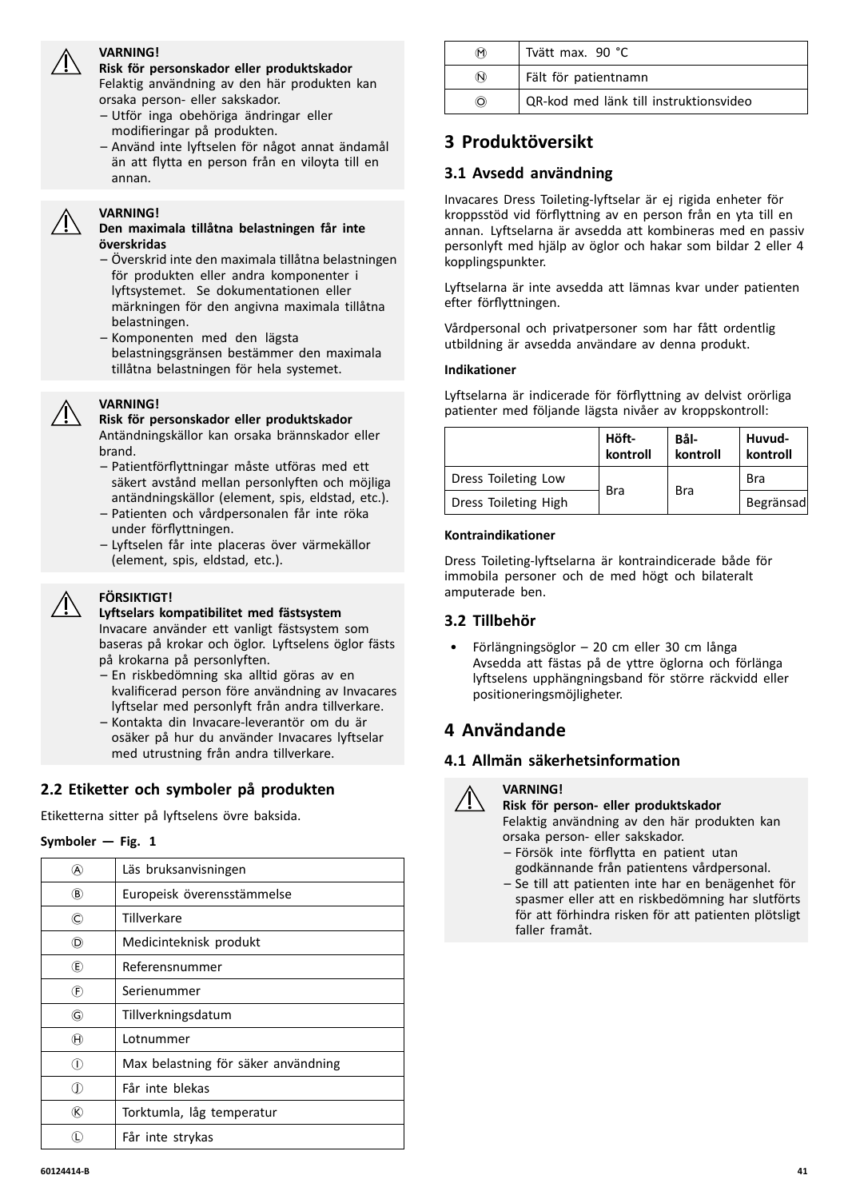> **VARNING!**
> **Risk för personskador eller produktskador**
> Felaktig användning av den här produkten kan orsaka person- eller sakskador.
> – Utför inga obehöriga ändringar eller modifieringar på produkten.
> – Använd inte lyftselen för något annat ändamål än att flytta en person från en viloyta till en annan.

> **VARNING!**
> **Den maximala tillåtna belastningen får inte överskridas**
> – Överskrid inte den maximala tillåtna belastningen för produkten eller andra komponenter i lyftsystemet. Se dokumentationen eller märkningen för den angivna maximala tillåtna belastningen.
> – Komponenten med den lägsta belastningsgränsen bestämmer den maximala tillåtna belastningen för hela systemet.

> **VARNING!**
> **Risk för personskador eller produktskador**
> Antändningskällor kan orsaka brännskador eller brand.
> – Patientförflyttningar måste utföras med ett säkert avstånd mellan personlyften och möjliga antändningskällor (element, spis, eldstad, etc.).
> – Patienten och vårdpersonalen får inte röka under förflyttningen.
> – Lyftselen får inte placeras över värmekällor (element, spis, eldstad, etc.).

> **FÖRSIKTIGT!**
> **Lyftselars kompatibilitet med fästsystem**
> Invacare använder ett vanligt fästsystem som baseras på krokar och öglor. Lyftselens öglor fästs på krokarna på personlyften.
> – En riskbedömning ska alltid göras av en kvalificerad person före användning av Invacares lyftselar med personlyft från andra tillverkare.
> – Kontakta din Invacare-leverantör om du är osäker på hur du använder Invacares lyftselar med utrustning från andra tillverkare.

## 2.2 Etiketter och symboler på produkten

Etiketterna sitter på lyftselens övre baksida.

**Symboler — Fig. 1**

| | |
|---|---|
| Ⓐ | Läs bruksanvisningen |
| Ⓑ | Europeisk överensstämmelse |
| Ⓒ | Tillverkare |
| Ⓓ | Medicinteknisk produkt |
| Ⓔ | Referensnummer |
| Ⓕ | Serienummer |
| Ⓖ | Tillverkningsdatum |
| Ⓗ | Lotnummer |
| Ⓘ | Max belastning för säker användning |
| Ⓙ | Får inte blekas |
| Ⓚ | Torktumla, låg temperatur |
| Ⓛ | Får inte strykas |
| Ⓜ | Tvätt max. 90 °C |
| Ⓝ | Fält för patientnamn |
| Ⓞ | QR-kod med länk till instruktionsvideo |

# 3 Produktöversikt

## 3.1 Avsedd användning

Invacares Dress Toileting-lyftselar är ej rigida enheter för kroppsstöd vid förflyttning av en person från en yta till en annan. Lyftselarna är avsedda att kombineras med en passiv personlyft med hjälp av öglor och hakar som bildar 2 eller 4 kopplingspunkter.

Lyftselarna är inte avsedda att lämnas kvar under patienten efter förflyttningen.

Vårdpersonal och privatpersoner som har fått ordentlig utbildning är avsedda användare av denna produkt.

**Indikationer**

Lyftselarna är indicerade för förflyttning av delvist orörliga patienter med följande lägsta nivåer av kroppskontroll:

| | Höft-kontroll | Bål-kontroll | Huvud-kontroll |
|---|---|---|---|
| Dress Toileting Low | Bra | Bra | Bra |
| Dress Toileting High | | | Begränsad |

**Kontraindikationer**

Dress Toileting-lyftselarna är kontraindicerade både för immobila personer och de med högt och bilateralt amputerade ben.

## 3.2 Tillbehör

- Förlängningsöglor – 20 cm eller 30 cm långa
  Avsedda att fästas på de yttre öglorna och förlänga lyftselens upphängningsband för större räckvidd eller positioneringsmöjligheter.

# 4 Användande

## 4.1 Allmän säkerhetsinformation

> **VARNING!**
> **Risk för person- eller produktskador**
> Felaktig användning av den här produkten kan orsaka person- eller sakskador.
> – Försök inte förflytta en patient utan godkännande från patientens vårdpersonal.
> – Se till att patienten inte har en benägenhet för spasmer eller att en riskbedömning har slutförts för att förhindra risken för att patienten plötsligt faller framåt.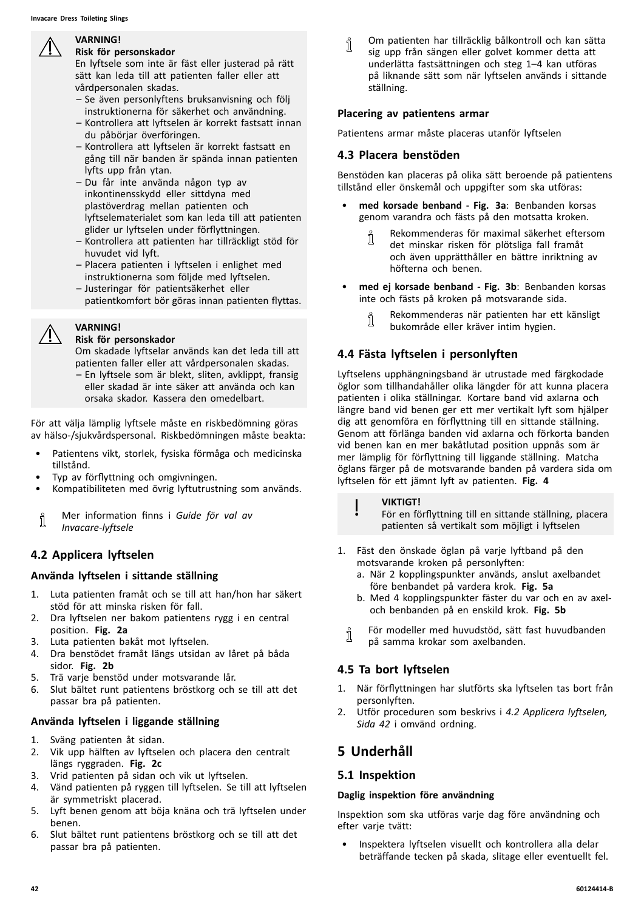**VARNING!**
**Risk för personskador**
En lyftsele som inte är fäst eller justerad på rätt sätt kan leda till att patienten faller eller att vårdpersonalen skadas.
– Se även personlyftens bruksanvisning och följ instruktionerna för säkerhet och användning.
– Kontrollera att lyftselen är korrekt fastsatt innan du påbörjar överföringen.
– Kontrollera att lyftselen är korrekt fastsatt en gång till när banden är spända innan patienten lyfts upp från ytan.
– Du får inte använda någon typ av inkontinensskydd eller sittdyna med plastöverdrag mellan patienten och lyftselematerialet som kan leda till att patienten glider ur lyftselen under förflyttningen.
– Kontrollera att patienten har tillräckligt stöd för huvudet vid lyft.
– Placera patienten i lyftselen i enlighet med instruktionerna som följde med lyftselen.
– Justeringar för patientsäkerhet eller patientkomfort bör göras innan patienten flyttas.

**VARNING!**
**Risk för personskador**
Om skadade lyftselar används kan det leda till att patienten faller eller att vårdpersonalen skadas.
– En lyftsele som är blekt, sliten, avklippt, fransig eller skadad är inte säker att använda och kan orsaka skador. Kassera den omedelbart.

För att välja lämplig lyftsele måste en riskbedömning göras av hälso-/sjukvårdspersonal. Riskbedömningen måste beakta:

- Patientens vikt, storlek, fysiska förmåga och medicinska tillstånd.
- Typ av förflyttning och omgivningen.
- Kompatibiliteten med övrig lyftutrustning som används.

Mer information finns i *Guide för val av Invacare-lyftsele*

## 4.2 Applicera lyftselen

### Använda lyftselen i sittande ställning

1. Luta patienten framåt och se till att han/hon har säkert stöd för att minska risken för fall.
2. Dra lyftselen ner bakom patientens rygg i en central position. **Fig. 2a**
3. Luta patienten bakåt mot lyftselen.
4. Dra benstödet framåt längs utsidan av låret på båda sidor. **Fig. 2b**
5. Trä varje benstöd under motsvarande lår.
6. Slut bältet runt patientens bröstkorg och se till att det passar bra på patienten.

### Använda lyftselen i liggande ställning

1. Sväng patienten åt sidan.
2. Vik upp hälften av lyftselen och placera den centralt längs ryggraden. **Fig. 2c**
3. Vrid patienten på sidan och vik ut lyftselen.
4. Vänd patienten på ryggen till lyftselen. Se till att lyftselen är symmetriskt placerad.
5. Lyft benen genom att böja knäna och trä lyftselen under benen.
6. Slut bältet runt patientens bröstkorg och se till att det passar bra på patienten.

Om patienten har tillräcklig bålkontroll och kan sätta sig upp från sängen eller golvet kommer detta att underlätta fastsättningen och steg 1–4 kan utföras på liknande sätt som när lyftselen används i sittande ställning.

### Placering av patientens armar

Patientens armar måste placeras utanför lyftselen

## 4.3 Placera benstöden

Benstöden kan placeras på olika sätt beroende på patientens tillstånd eller önskemål och uppgifter som ska utföras:

- **med korsade benband - Fig. 3a**: Benbanden korsas genom varandra och fästs på den motsatta kroken.

  Rekommenderas för maximal säkerhet eftersom det minskar risken för plötsliga fall framåt och även upprätthåller en bättre inriktning av höfterna och benen.

- **med ej korsade benband - Fig. 3b**: Benbanden korsas inte och fästs på kroken på motsvarande sida.

  Rekommenderas när patienten har ett känsligt bukområde eller kräver intim hygien.

## 4.4 Fästa lyftselen i personlyften

Lyftselens upphängningsband är utrustade med färgkodade öglor som tillhandahåller olika längder för att kunna placera patienten i olika ställningar. Kortare band vid axlarna och längre band vid benen ger ett mer vertikalt lyft som hjälper dig att genomföra en förflyttning till en sittande ställning. Genom att förlänga banden vid axlarna och förkorta banden vid benen kan en mer bakåtlutad position uppnås som är mer lämplig för förflyttning till liggande ställning. Matcha öglans färger på de motsvarande banden på vardera sida om lyftselen för ett jämnt lyft av patienten. **Fig. 4**

**VIKTIGT!**
För en förflyttning till en sittande ställning, placera patienten så vertikalt som möjligt i lyftselen

1. Fäst den önskade öglan på varje lyftband på den motsvarande kroken på personlyften:
   a. När 2 kopplingspunkter används, anslut axelbandet före benbandet på vardera krok. **Fig. 5a**
   b. Med 4 kopplingspunkter fäster du var och en av axel- och benbanden på en enskild krok. **Fig. 5b**

För modeller med huvudstöd, sätt fast huvudbanden på samma krokar som axelbanden.

## 4.5 Ta bort lyftselen

1. När förflyttningen har slutförts ska lyftselen tas bort från personlyften.
2. Utför proceduren som beskrivs i *4.2 Applicera lyftselen, Sida 42* i omvänd ordning.

# 5 Underhåll

## 5.1 Inspektion

### Daglig inspektion före användning

Inspektion som ska utföras varje dag före användning och efter varje tvätt:

- Inspektera lyftselen visuellt och kontrollera alla delar beträffande tecken på skada, slitage eller eventuellt fel.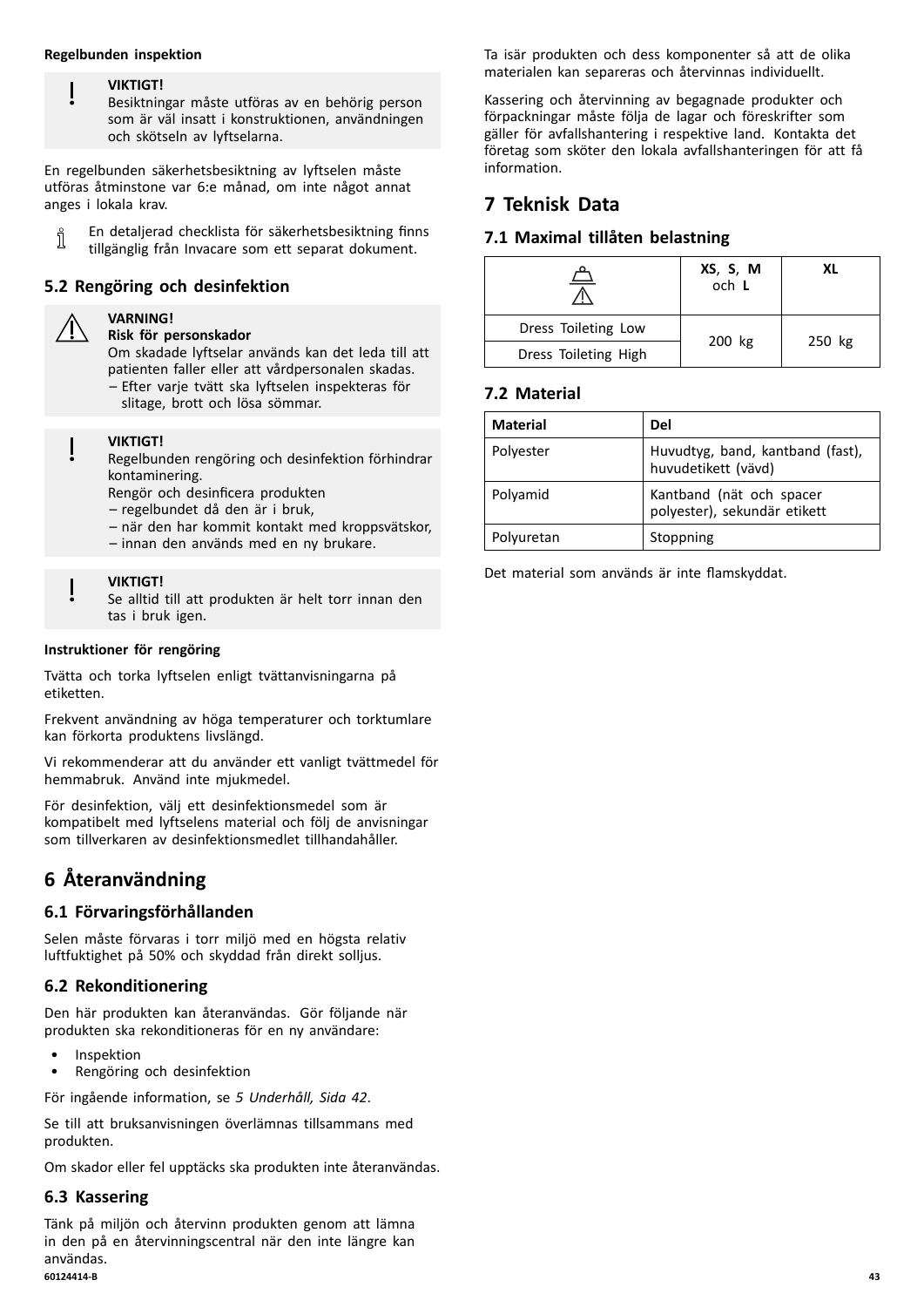**Regelbunden inspektion**

> **VIKTIGT!**
> Besiktningar måste utföras av en behörig person som är väl insatt i konstruktionen, användningen och skötseln av lyftselarna.

En regelbunden säkerhetsbesiktning av lyftselen måste utföras åtminstone var 6:e månad, om inte något annat anges i lokala krav.

En detaljerad checklista för säkerhetsbesiktning finns tillgänglig från Invacare som ett separat dokument.

## 5.2 Rengöring och desinfektion

> **VARNING!**
> **Risk för personskador**
> Om skadade lyftselar används kan det leda till att patienten faller eller att vårdpersonalen skadas.
> – Efter varje tvätt ska lyftselen inspekteras för slitage, brott och lösa sömmar.

> **VIKTIGT!**
> Regelbunden rengöring och desinfektion förhindrar kontaminering.
> Rengör och desinficera produkten
> – regelbundet då den är i bruk,
> – när den har kommit kontakt med kroppsvätskor,
> – innan den används med en ny brukare.

> **VIKTIGT!**
> Se alltid till att produkten är helt torr innan den tas i bruk igen.

**Instruktioner för rengöring**

Tvätta och torka lyftselen enligt tvättanvisningarna på etiketten.

Frekvent användning av höga temperaturer och torktumlare kan förkorta produktens livslängd.

Vi rekommenderar att du använder ett vanligt tvättmedel för hemmabruk. Använd inte mjukmedel.

För desinfektion, välj ett desinfektionsmedel som är kompatibelt med lyftselens material och följ de anvisningar som tillverkaren av desinfektionsmedlet tillhandahåller.

# 6 Återanvändning

## 6.1 Förvaringsförhållanden

Selen måste förvaras i torr miljö med en högsta relativ luftfuktighet på 50% och skyddad från direkt solljus.

## 6.2 Rekonditionering

Den här produkten kan återanvändas. Gör följande när produkten ska rekonditioneras för en ny användare:

- Inspektion
- Rengöring och desinfektion

För ingående information, se *5 Underhåll, Sida 42*.

Se till att bruksanvisningen överlämnas tillsammans med produkten.

Om skador eller fel upptäcks ska produkten inte återanvändas.

## 6.3 Kassering

Tänk på miljön och återvinn produkten genom att lämna in den på en återvinningscentral när den inte längre kan användas.

Ta isär produkten och dess komponenter så att de olika materialen kan separeras och återvinnas individuellt.

Kassering och återvinning av begagnade produkter och förpackningar måste följa de lagar och föreskrifter som gäller för avfallshantering i respektive land. Kontakta det företag som sköter den lokala avfallshanteringen för att få information.

# 7 Teknisk Data

## 7.1 Maximal tillåten belastning

| | **XS**, **S**, **M** och **L** | **XL** |
|---|---|---|
| Dress Toileting Low | 200 kg | 250 kg |
| Dress Toileting High | | |

## 7.2 Material

| **Material** | **Del** |
|---|---|
| Polyester | Huvudtyg, band, kantband (fast), huvudetikett (vävd) |
| Polyamid | Kantband (nät och spacer polyester), sekundär etikett |
| Polyuretan | Stoppning |

Det material som används är inte flamskyddat.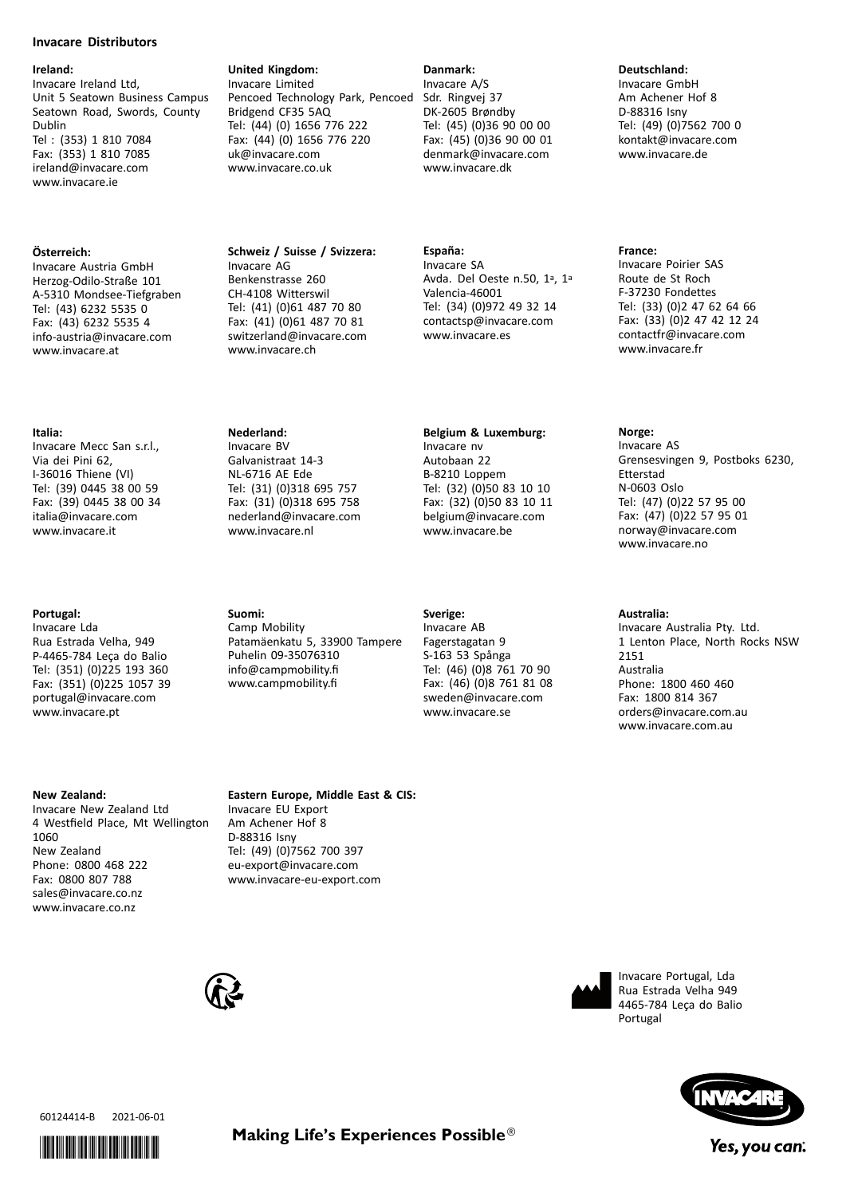**Invacare Distributors**

**Ireland:**
Invacare Ireland Ltd,
Unit 5 Seatown Business Campus
Seatown Road, Swords, County Dublin
Tel : (353) 1 810 7084
Fax: (353) 1 810 7085
ireland@invacare.com
www.invacare.ie

**United Kingdom:**
Invacare Limited
Pencoed Technology Park, Pencoed
Bridgend CF35 5AQ
Tel: (44) (0) 1656 776 222
Fax: (44) (0) 1656 776 220
uk@invacare.com
www.invacare.co.uk

**Danmark:**
Invacare A/S
Sdr. Ringvej 37
DK-2605 Brøndby
Tel: (45) (0)36 90 00 00
Fax: (45) (0)36 90 00 01
denmark@invacare.com
www.invacare.dk

**Deutschland:**
Invacare GmbH
Am Achener Hof 8
D-88316 Isny
Tel: (49) (0)7562 700 0
kontakt@invacare.com
www.invacare.de

**Österreich:**
Invacare Austria GmbH
Herzog-Odilo-Straße 101
A-5310 Mondsee-Tiefgraben
Tel: (43) 6232 5535 0
Fax: (43) 6232 5535 4
info-austria@invacare.com
www.invacare.at

**Schweiz / Suisse / Svizzera:**
Invacare AG
Benkenstrasse 260
CH-4108 Witterswil
Tel: (41) (0)61 487 70 80
Fax: (41) (0)61 487 70 81
switzerland@invacare.com
www.invacare.ch

**España:**
Invacare SA
Avda. Del Oeste n.50, 1a, 1a
Valencia-46001
Tel: (34) (0)972 49 32 14
contactsp@invacare.com
www.invacare.es

**France:**
Invacare Poirier SAS
Route de St Roch
F-37230 Fondettes
Tel: (33) (0)2 47 62 64 66
Fax: (33) (0)2 47 42 12 24
contactfr@invacare.com
www.invacare.fr

**Italia:**
Invacare Mecc San s.r.l.,
Via dei Pini 62,
I-36016 Thiene (VI)
Tel: (39) 0445 38 00 59
Fax: (39) 0445 38 00 34
italia@invacare.com
www.invacare.it

**Nederland:**
Invacare BV
Galvanistraat 14-3
NL-6716 AE Ede
Tel: (31) (0)318 695 757
Fax: (31) (0)318 695 758
nederland@invacare.com
www.invacare.nl

**Belgium & Luxemburg:**
Invacare nv
Autobaan 22
B-8210 Loppem
Tel: (32) (0)50 83 10 10
Fax: (32) (0)50 83 10 11
belgium@invacare.com
www.invacare.be

**Norge:**
Invacare AS
Grensesvingen 9, Postboks 6230, Etterstad
N-0603 Oslo
Tel: (47) (0)22 57 95 00
Fax: (47) (0)22 57 95 01
norway@invacare.com
www.invacare.no

**Portugal:**
Invacare Lda
Rua Estrada Velha, 949
P-4465-784 Leça do Balio
Tel: (351) (0)225 193 360
Fax: (351) (0)225 1057 39
portugal@invacare.com
www.invacare.pt

**Suomi:**
Camp Mobility
Patamäenkatu 5, 33900 Tampere
Puhelin 09-35076310
info@campmobility.fi
www.campmobility.fi

**Sverige:**
Invacare AB
Fagerstagatan 9
S-163 53 Spånga
Tel: (46) (0)8 761 70 90
Fax: (46) (0)8 761 81 08
sweden@invacare.com
www.invacare.se

**Australia:**
Invacare Australia Pty. Ltd.
1 Lenton Place, North Rocks NSW 2151
Australia
Phone: 1800 460 460
Fax: 1800 814 367
orders@invacare.com.au
www.invacare.com.au

**New Zealand:**
Invacare New Zealand Ltd
4 Westfield Place, Mt Wellington 1060
New Zealand
Phone: 0800 468 222
Fax: 0800 807 788
sales@invacare.co.nz
www.invacare.co.nz

**Eastern Europe, Middle East & CIS:**
Invacare EU Export
Am Achener Hof 8
D-88316 Isny
Tel: (49) (0)7562 700 397
eu-export@invacare.com
www.invacare-eu-export.com

Invacare Portugal, Lda
Rua Estrada Velha 949
4465-784 Leça do Balio
Portugal

60124414-B 2021-06-01

**Making Life's Experiences Possible**®

Yes, you can.